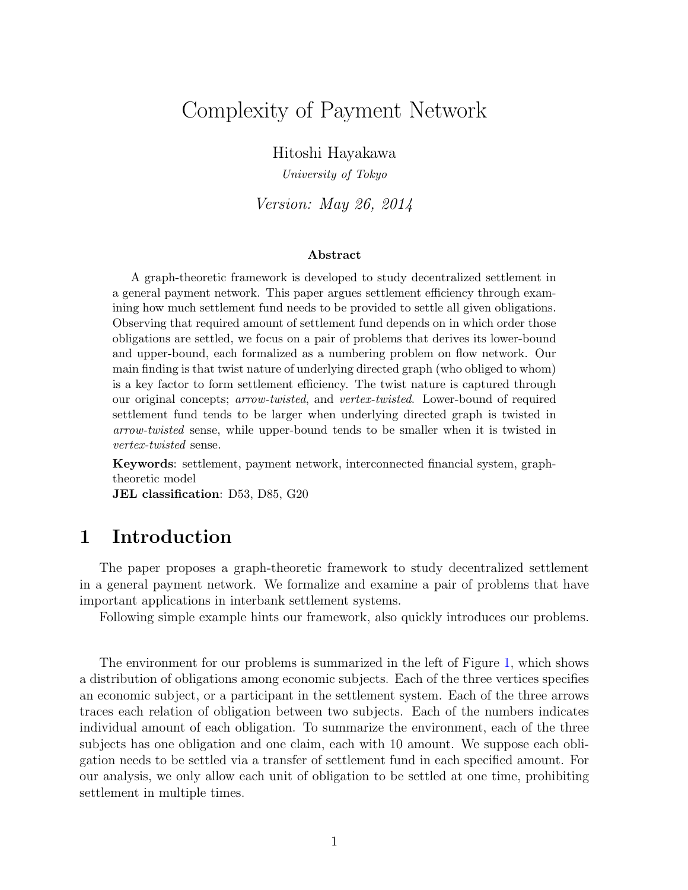# Complexity of Payment Network

Hitoshi Hayakawa

*University of Tokyo*

*Version: May 26, 2014*

### Abstract

A graph-theoretic framework is developed to study decentralized settlement in a general payment network. This paper argues settlement efficiency through examining how much settlement fund needs to be provided to settle all given obligations. Observing that required amount of settlement fund depends on in which order those obligations are settled, we focus on a pair of problems that derives its lower-bound and upper-bound, each formalized as a numbering problem on flow network. Our main finding is that twist nature of underlying directed graph (who obliged to whom) is a key factor to form settlement efficiency. The twist nature is captured through our original concepts; *arrow-twisted*, and *vertex-twisted*. Lower-bound of required settlement fund tends to be larger when underlying directed graph is twisted in *arrow-twisted* sense, while upper-bound tends to be smaller when it is twisted in *vertex-twisted* sense.

**Keywords**: settlement, payment network, interconnected financial system, graph-theoretic model

**JEL classification**: D53, D85, G20

## 1 Introduction

The paper proposes a graph-theoretic framework to study decentralized settlement in a general payment network. We formalize and examine a pair of problems that have important applications in interbank settlement systems.

Following simple example hints our framework, also quickly introduces our problems.

The environment for our problems is summarized in the left of Figure 1, which shows a distribution of obligations among economic subjects. Each of the three vertices specifies an economic subject, or a participant in the settlement system. Each of the three arrows traces each relation of obligation between two subjects. Each of the numbers indicates individual amount of each obligation. To summarize the environment, each of the three subjects has one obligation and one claim, each with 10 amount. We suppose each obligation needs to be settled via a transfer of settlement fund in each specified amount. For our analysis, we only allow each unit of obligation to be settled at one time, prohibiting settlement in multiple times.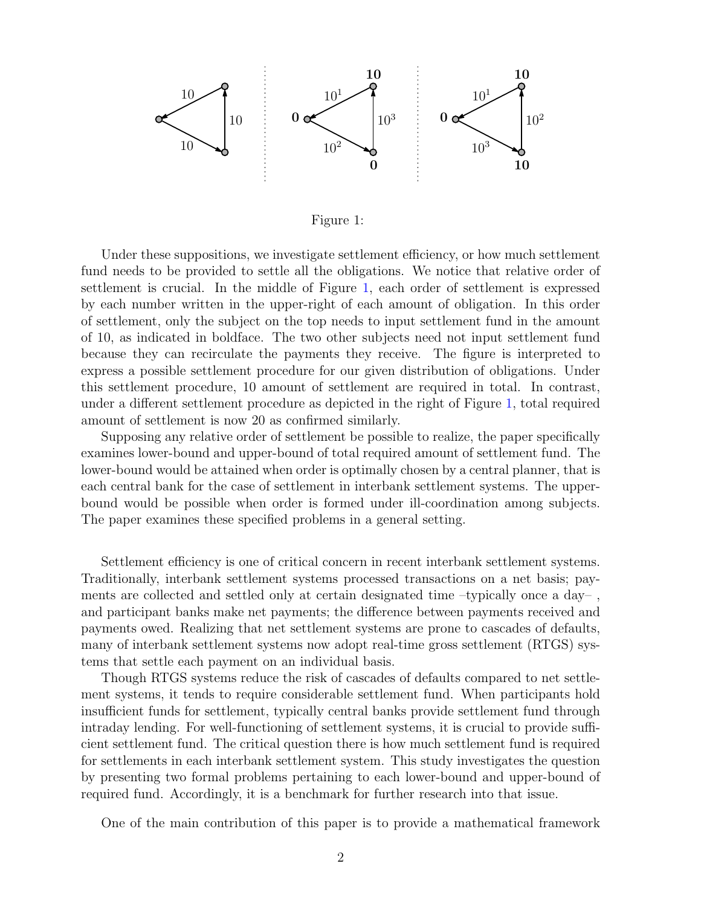Figure 1:

Under these suppositions, we investigate settlement efficiency, or how much settlement fund needs to be provided to settle all the obligations. We notice that relative order of settlement is crucial. In the middle of Figure 1, each order of settlement is expressed by each number written in the upper-right of each amount of obligation. In this order of settlement, only the subject on the top needs to input settlement fund in the amount of 10, as indicated in boldface. The two other subjects need not input settlement fund because they can recirculate the payments they receive. The figure is interpreted to express a possible settlement procedure for our given distribution of obligations. Under this settlement procedure, 10 amount of settlement are required in total. In contrast, under a different settlement procedure as depicted in the right of Figure 1, total required amount of settlement is now 20 as confirmed similarly.

Supposing any relative order of settlement be possible to realize, the paper specifically examines lower-bound and upper-bound of total required amount of settlement fund. The lower-bound would be attained when order is optimally chosen by a central planner, that is each central bank for the case of settlement in interbank settlement systems. The upper-bound would be possible when order is formed under ill-coordination among subjects. The paper examines these specified problems in a general setting.

Settlement efficiency is one of critical concern in recent interbank settlement systems. Traditionally, interbank settlement systems processed transactions on a net basis; payments are collected and settled only at certain designated time –typically once a day– , and participant banks make net payments; the difference between payments received and payments owed. Realizing that net settlement systems are prone to cascades of defaults, many of interbank settlement systems now adopt real-time gross settlement (RTGS) systems that settle each payment on an individual basis.

Though RTGS systems reduce the risk of cascades of defaults compared to net settlement systems, it tends to require considerable settlement fund. When participants hold insufficient funds for settlement, typically central banks provide settlement fund through intraday lending. For well-functioning of settlement systems, it is crucial to provide sufficient settlement fund. The critical question there is how much settlement fund is required for settlements in each interbank settlement system. This study investigates the question by presenting two formal problems pertaining to each lower-bound and upper-bound of required fund. Accordingly, it is a benchmark for further research into that issue.

One of the main contribution of this paper is to provide a mathematical framework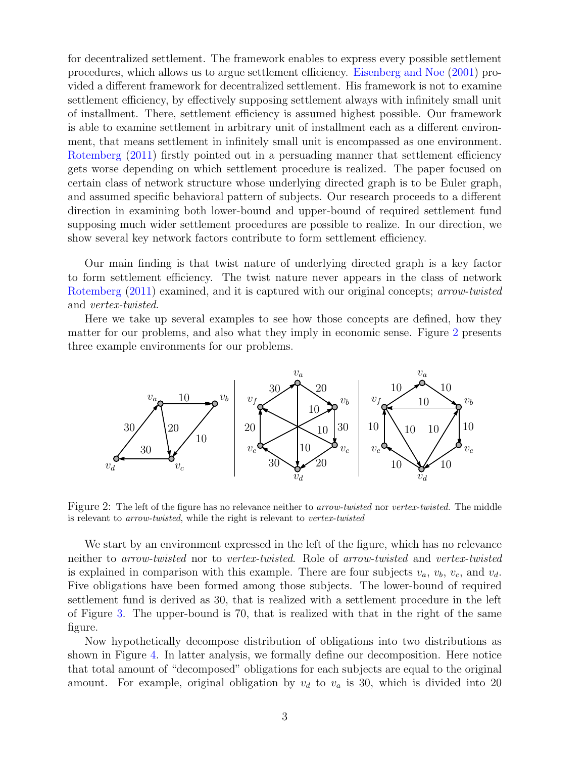for decentralized settlement. The framework enables to express every possible settlement procedures, which allows us to argue settlement efficiency. Eisenberg and Noe (2001) provided a different framework for decentralized settlement. His framework is not to examine settlement efficiency, by effectively supposing settlement always with infinitely small unit of installment. There, settlement efficiency is assumed highest possible. Our framework is able to examine settlement in arbitrary unit of installment each as a different environment, that means settlement in infinitely small unit is encompassed as one environment. Rotemberg (2011) firstly pointed out in a persuading manner that settlement efficiency gets worse depending on which settlement procedure is realized. The paper focused on certain class of network structure whose underlying directed graph is to be Euler graph, and assumed specific behavioral pattern of subjects. Our research proceeds to a different direction in examining both lower-bound and upper-bound of required settlement fund supposing much wider settlement procedures are possible to realize. In our direction, we show several key network factors contribute to form settlement efficiency.

Our main finding is that twist nature of underlying directed graph is a key factor to form settlement efficiency. The twist nature never appears in the class of network Rotemberg (2011) examined, and it is captured with our original concepts; *arrow-twisted* and *vertex-twisted*.

Here we take up several examples to see how those concepts are defined, how they matter for our problems, and also what they imply in economic sense. Figure 2 presents three example environments for our problems.

Figure 2: The left of the figure has no relevance neither to *arrow-twisted* nor *vertex-twisted*. The middle is relevant to *arrow-twisted*, while the right is relevant to *vertex-twisted*

We start by an environment expressed in the left of the figure, which has no relevance neither to *arrow-twisted* nor to *vertex-twisted*. Role of *arrow-twisted* and *vertex-twisted* is explained in comparison with this example. There are four subjects $v_a$, $v_b$, $v_c$, and $v_d$. Five obligations have been formed among those subjects. The lower-bound of required settlement fund is derived as 30, that is realized with a settlement procedure in the left of Figure 3. The upper-bound is 70, that is realized with that in the right of the same figure.

Now hypothetically decompose distribution of obligations into two distributions as shown in Figure 4. In latter analysis, we formally define our decomposition. Here notice that total amount of "decomposed" obligations for each subjects are equal to the original amount. For example, original obligation by $v_d$ to $v_a$ is 30, which is divided into 20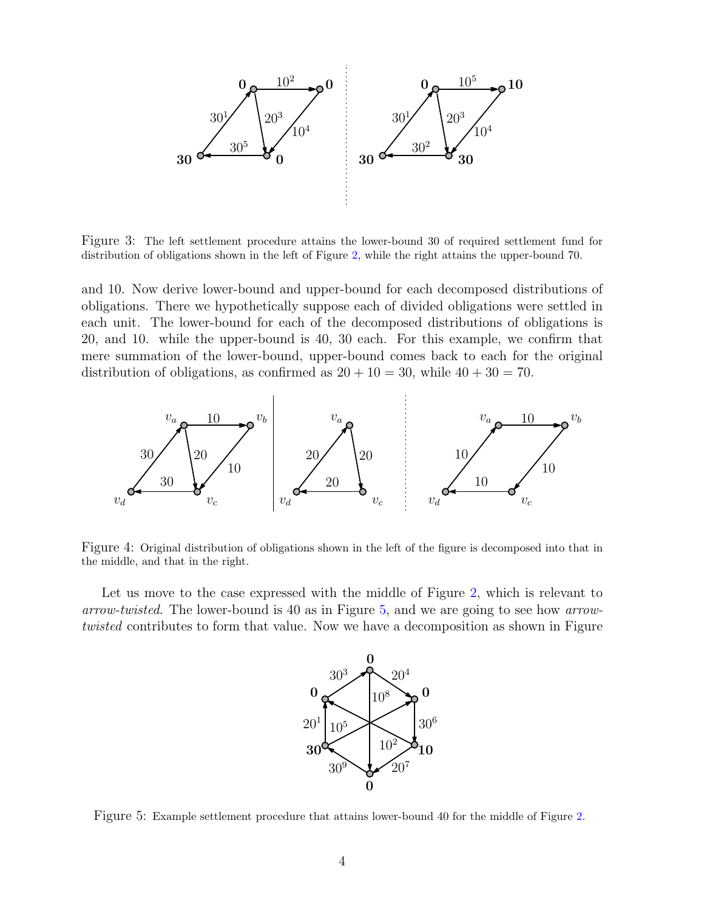Figure 3: The left settlement procedure attains the lower-bound 30 of required settlement fund for distribution of obligations shown in the left of Figure 2, while the right attains the upper-bound 70.

and 10. Now derive lower-bound and upper-bound for each decomposed distributions of obligations. There we hypothetically suppose each of divided obligations were settled in each unit. The lower-bound for each of the decomposed distributions of obligations is 20, and 10. while the upper-bound is 40, 30 each. For this example, we confirm that mere summation of the lower-bound, upper-bound comes back to each for the original distribution of obligations, as confirmed as $20 + 10 = 30$, while $40 + 30 = 70$.

Figure 4: Original distribution of obligations shown in the left of the figure is decomposed into that in the middle, and that in the right.

Let us move to the case expressed with the middle of Figure 2, which is relevant to *arrow-twisted*. The lower-bound is 40 as in Figure 5, and we are going to see how *arrow-twisted* contributes to form that value. Now we have a decomposition as shown in Figure

Figure 5: Example settlement procedure that attains lower-bound 40 for the middle of Figure 2.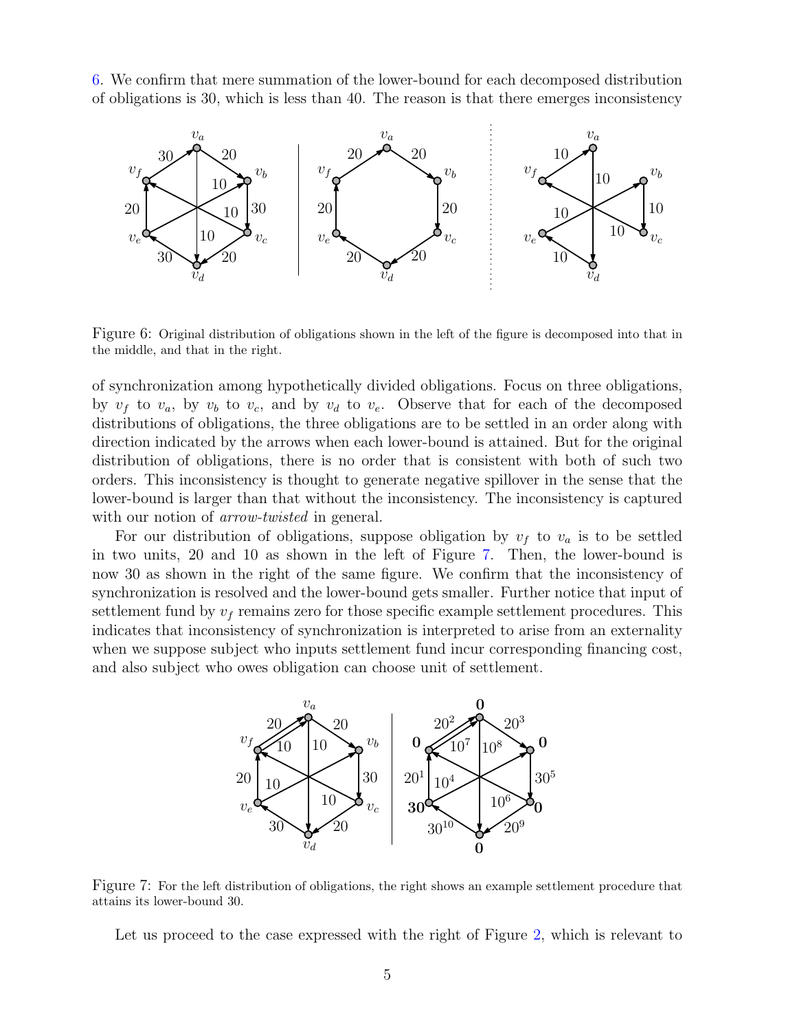6. We confirm that mere summation of the lower-bound for each decomposed distribution of obligations is 30, which is less than 40. The reason is that there emerges inconsistency

Figure 6: Original distribution of obligations shown in the left of the figure is decomposed into that in the middle, and that in the right.

of synchronization among hypothetically divided obligations. Focus on three obligations, by $v_f$ to $v_a$, by $v_b$ to $v_c$, and by $v_d$ to $v_e$. Observe that for each of the decomposed distributions of obligations, the three obligations are to be settled in an order along with direction indicated by the arrows when each lower-bound is attained. But for the original distribution of obligations, there is no order that is consistent with both of such two orders. This inconsistency is thought to generate negative spillover in the sense that the lower-bound is larger than that without the inconsistency. The inconsistency is captured with our notion of *arrow-twisted* in general.

For our distribution of obligations, suppose obligation by $v_f$ to $v_a$ is to be settled in two units, 20 and 10 as shown in the left of Figure 7. Then, the lower-bound is now 30 as shown in the right of the same figure. We confirm that the inconsistency of synchronization is resolved and the lower-bound gets smaller. Further notice that input of settlement fund by $v_f$ remains zero for those specific example settlement procedures. This indicates that inconsistency of synchronization is interpreted to arise from an externality when we suppose subject who inputs settlement fund incur corresponding financing cost, and also subject who owes obligation can choose unit of settlement.

Figure 7: For the left distribution of obligations, the right shows an example settlement procedure that attains its lower-bound 30.

Let us proceed to the case expressed with the right of Figure 2, which is relevant to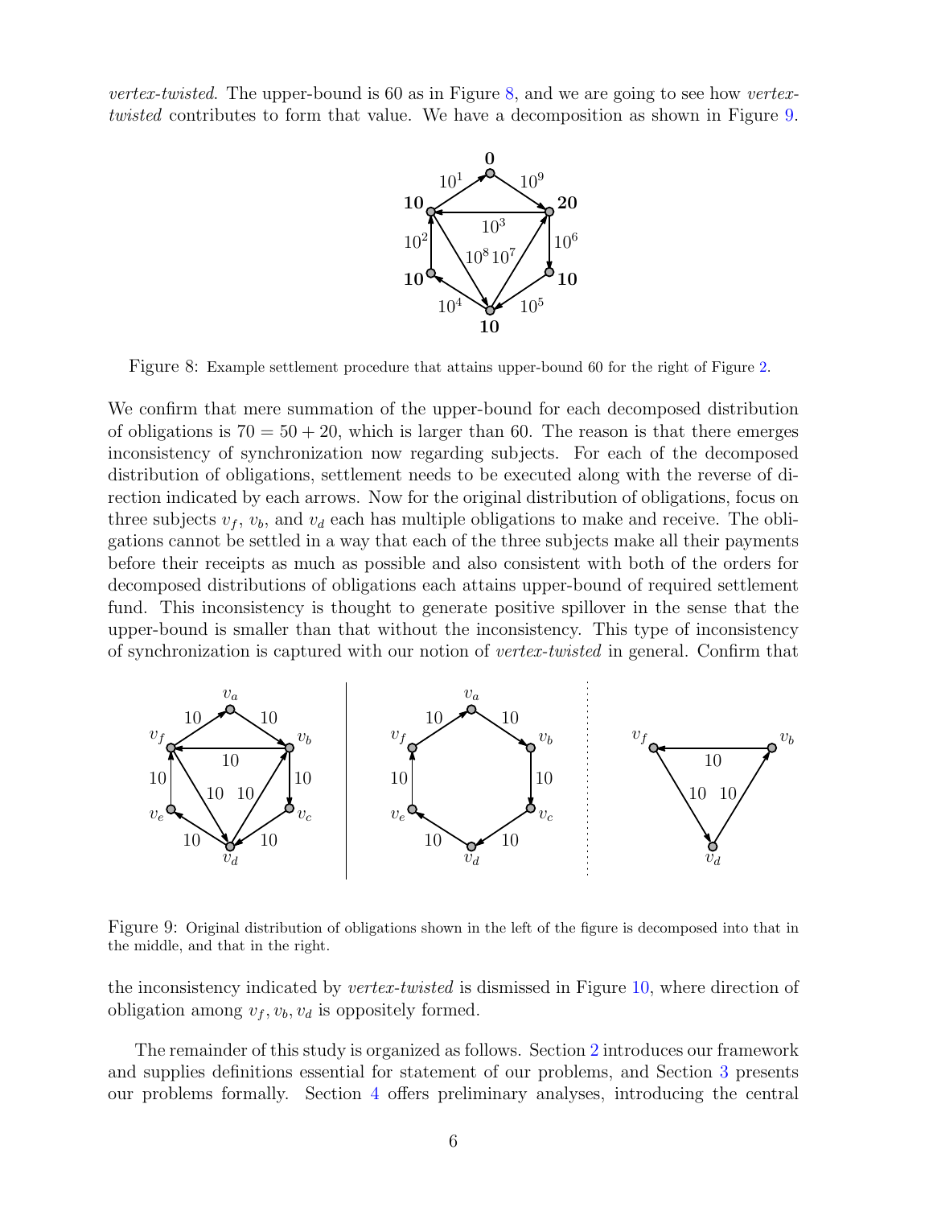*vertex-twisted*. The upper-bound is 60 as in Figure 8, and we are going to see how *vertex-twisted* contributes to form that value. We have a decomposition as shown in Figure 9.

Figure 8: Example settlement procedure that attains upper-bound 60 for the right of Figure 2.

We confirm that mere summation of the upper-bound for each decomposed distribution of obligations is $70 = 50 + 20$, which is larger than 60. The reason is that there emerges inconsistency of synchronization now regarding subjects. For each of the decomposed distribution of obligations, settlement needs to be executed along with the reverse of direction indicated by each arrows. Now for the original distribution of obligations, focus on three subjects $v_f$, $v_b$, and $v_d$ each has multiple obligations to make and receive. The obligations cannot be settled in a way that each of the three subjects make all their payments before their receipts as much as possible and also consistent with both of the orders for decomposed distributions of obligations each attains upper-bound of required settlement fund. This inconsistency is thought to generate positive spillover in the sense that the upper-bound is smaller than that without the inconsistency. This type of inconsistency of synchronization is captured with our notion of *vertex-twisted* in general. Confirm that

Figure 9: Original distribution of obligations shown in the left of the figure is decomposed into that in the middle, and that in the right.

the inconsistency indicated by *vertex-twisted* is dismissed in Figure 10, where direction of obligation among $v_f, v_b, v_d$ is oppositely formed.

The remainder of this study is organized as follows. Section 2 introduces our framework and supplies definitions essential for statement of our problems, and Section 3 presents our problems formally. Section 4 offers preliminary analyses, introducing the central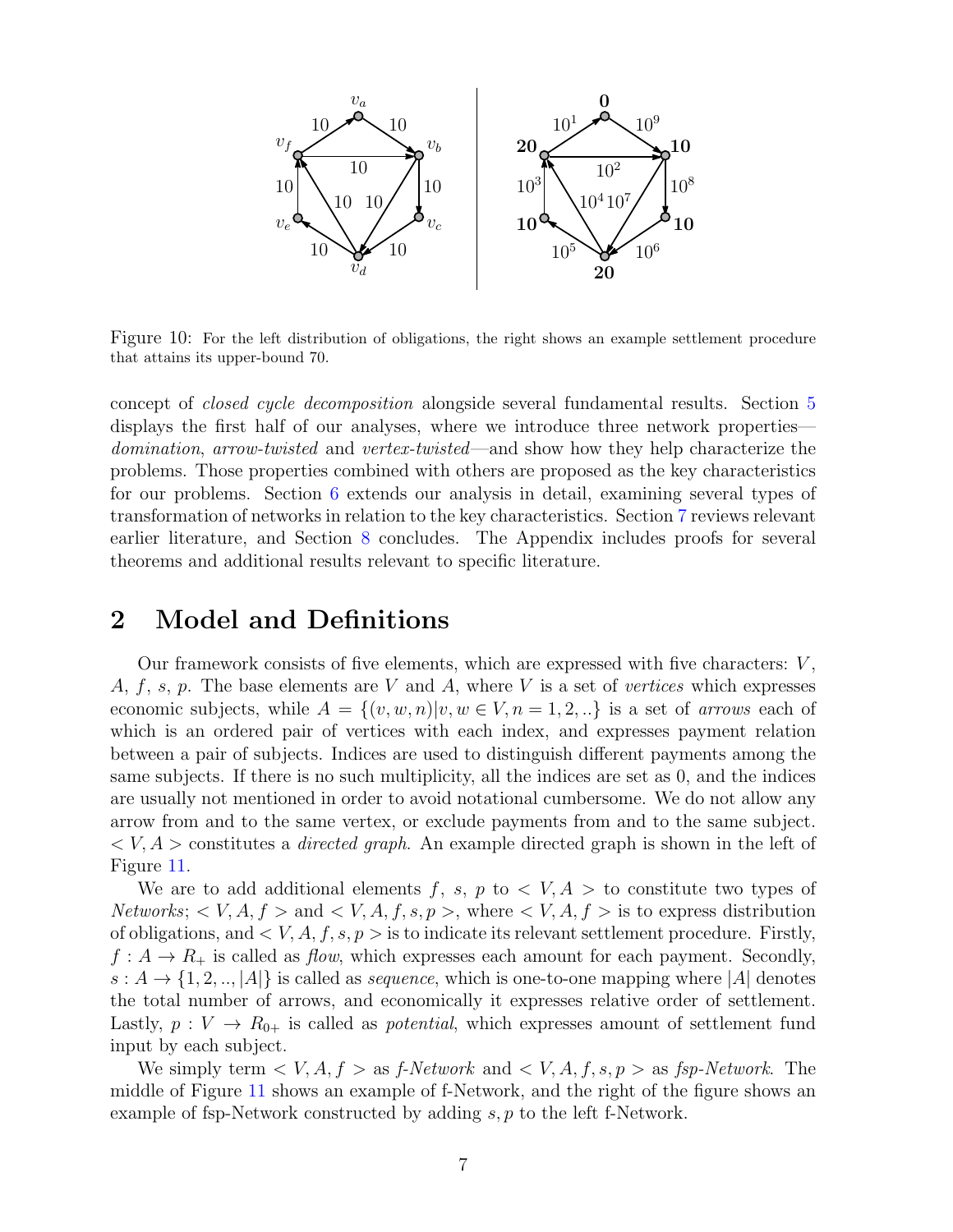Figure 10: For the left distribution of obligations, the right shows an example settlement procedure that attains its upper-bound 70.

concept of *closed cycle decomposition* alongside several fundamental results. Section 5 displays the first half of our analyses, where we introduce three network properties—*domination*, *arrow-twisted* and *vertex-twisted*—and show how they help characterize the problems. Those properties combined with others are proposed as the key characteristics for our problems. Section 6 extends our analysis in detail, examining several types of transformation of networks in relation to the key characteristics. Section 7 reviews relevant earlier literature, and Section 8 concludes. The Appendix includes proofs for several theorems and additional results relevant to specific literature.

## 2 Model and Definitions

Our framework consists of five elements, which are expressed with five characters: $V$, $A$, $f$, $s$, $p$. The base elements are $V$ and $A$, where $V$ is a set of *vertices* which expresses economic subjects, while $A = \{(v, w, n) | v, w \in V, n = 1, 2, ..\}$ is a set of *arrows* each of which is an ordered pair of vertices with each index, and expresses payment relation between a pair of subjects. Indices are used to distinguish different payments among the same subjects. If there is no such multiplicity, all the indices are set as 0, and the indices are usually not mentioned in order to avoid notational cumbersome. We do not allow any arrow from and to the same vertex, or exclude payments from and to the same subject. $< V, A >$ constitutes a *directed graph*. An example directed graph is shown in the left of Figure 11.

We are to add additional elements $f$, $s$, $p$ to $< V, A >$ to constitute two types of *Networks*; $< V, A, f >$ and $< V, A, f, s, p >$, where $< V, A, f >$ is to express distribution of obligations, and $< V, A, f, s, p >$ is to indicate its relevant settlement procedure. Firstly, $f : A \to R_+$ is called as *flow*, which expresses each amount for each payment. Secondly, $s : A \to \{1, 2, .., |A|\}$ is called as *sequence*, which is one-to-one mapping where $|A|$ denotes the total number of arrows, and economically it expresses relative order of settlement. Lastly, $p : V \to R_{0+}$ is called as *potential*, which expresses amount of settlement fund input by each subject.

We simply term $< V, A, f >$ as *f-Network* and $< V, A, f, s, p >$ as *fsp-Network*. The middle of Figure 11 shows an example of f-Network, and the right of the figure shows an example of fsp-Network constructed by adding $s, p$ to the left f-Network.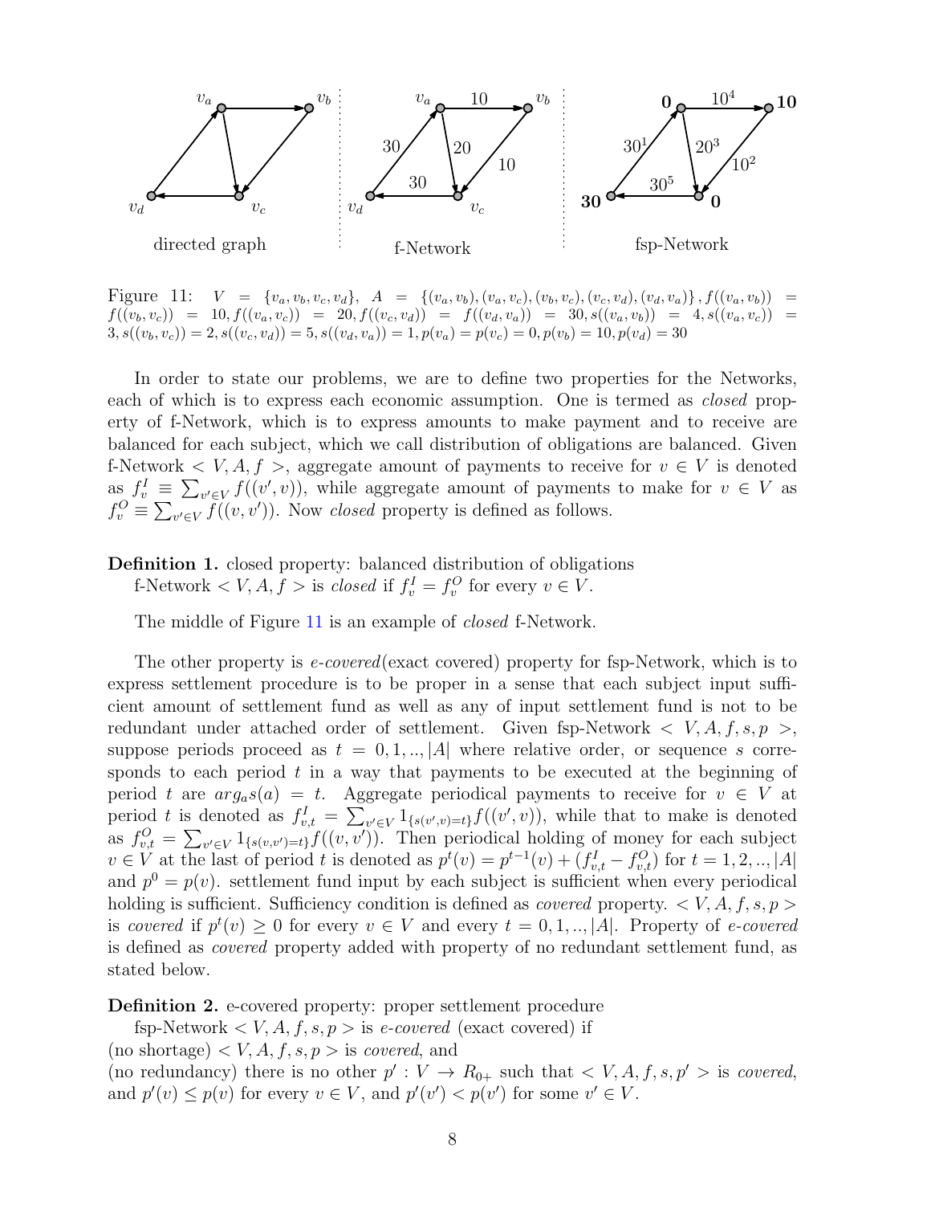Figure 11: $V = \{v_a, v_b, v_c, v_d\}$, $A = \{(v_a, v_b), (v_a, v_c), (v_b, v_c), (v_c, v_d), (v_d, v_a)\}$, $f((v_a, v_b)) = f((v_b, v_c)) = 10, f((v_a, v_c)) = 20, f((v_c, v_d)) = f((v_d, v_a)) = 30, s((v_a, v_b)) = 4, s((v_a, v_c)) = 3, s((v_b, v_c)) = 2, s((v_c, v_d)) = 5, s((v_d, v_a)) = 1, p(v_a) = p(v_c) = 0, p(v_b) = 10, p(v_d) = 30$

In order to state our problems, we are to define two properties for the Networks, each of which is to express each economic assumption. One is termed as *closed* property of f-Network, which is to express amounts to make payment and to receive are balanced for each subject, which we call distribution of obligations are balanced. Given f-Network $< V, A, f >$, aggregate amount of payments to receive for $v \in V$ is denoted as $f_v^I \equiv \sum_{v' \in V} f((v', v))$, while aggregate amount of payments to make for $v \in V$ as $f_v^O \equiv \sum_{v' \in V} f((v, v'))$. Now *closed* property is defined as follows.

**Definition 1.** closed property: balanced distribution of obligations
f-Network $< V, A, f >$ is *closed* if $f_v^I = f_v^O$ for every $v \in V$.

The middle of Figure 11 is an example of *closed* f-Network.

The other property is *e-covered*(exact covered) property for fsp-Network, which is to express settlement procedure is to be proper in a sense that each subject input sufficient amount of settlement fund as well as any of input settlement fund is not to be redundant under attached order of settlement. Given fsp-Network $< V, A, f, s, p >$, suppose periods proceed as $t = 0, 1, .., |A|$ where relative order, or sequence $s$ corresponds to each period $t$ in a way that payments to be executed at the beginning of period $t$ are $arg_a s(a) = t$. Aggregate periodical payments to receive for $v \in V$ at period $t$ is denoted as $f_{v,t}^I = \sum_{v' \in V} 1_{\{s(v',v)=t\}} f((v', v))$, while that to make is denoted as $f_{v,t}^O = \sum_{v' \in V} 1_{\{s(v,v')=t\}} f((v, v'))$. Then periodical holding of money for each subject $v \in V$ at the last of period $t$ is denoted as $p^t(v) = p^{t-1}(v) + (f_{v,t}^I - f_{v,t}^O)$ for $t = 1, 2, .., |A|$ and $p^0 = p(v)$. settlement fund input by each subject is sufficient when every periodical holding is sufficient. Sufficiency condition is defined as *covered* property. $< V, A, f, s, p >$ is *covered* if $p^t(v) \geq 0$ for every $v \in V$ and every $t = 0, 1, .., |A|$. Property of *e-covered* is defined as *covered* property added with property of no redundant settlement fund, as stated below.

**Definition 2.** e-covered property: proper settlement procedure
fsp-Network $< V, A, f, s, p >$ is *e-covered* (exact covered) if
(no shortage) $< V, A, f, s, p >$ is *covered*, and
(no redundancy) there is no other $p' : V \to R_{0+}$ such that $< V, A, f, s, p' >$ is *covered*, and $p'(v) \leq p(v)$ for every $v \in V$, and $p'(v') < p(v')$ for some $v' \in V$.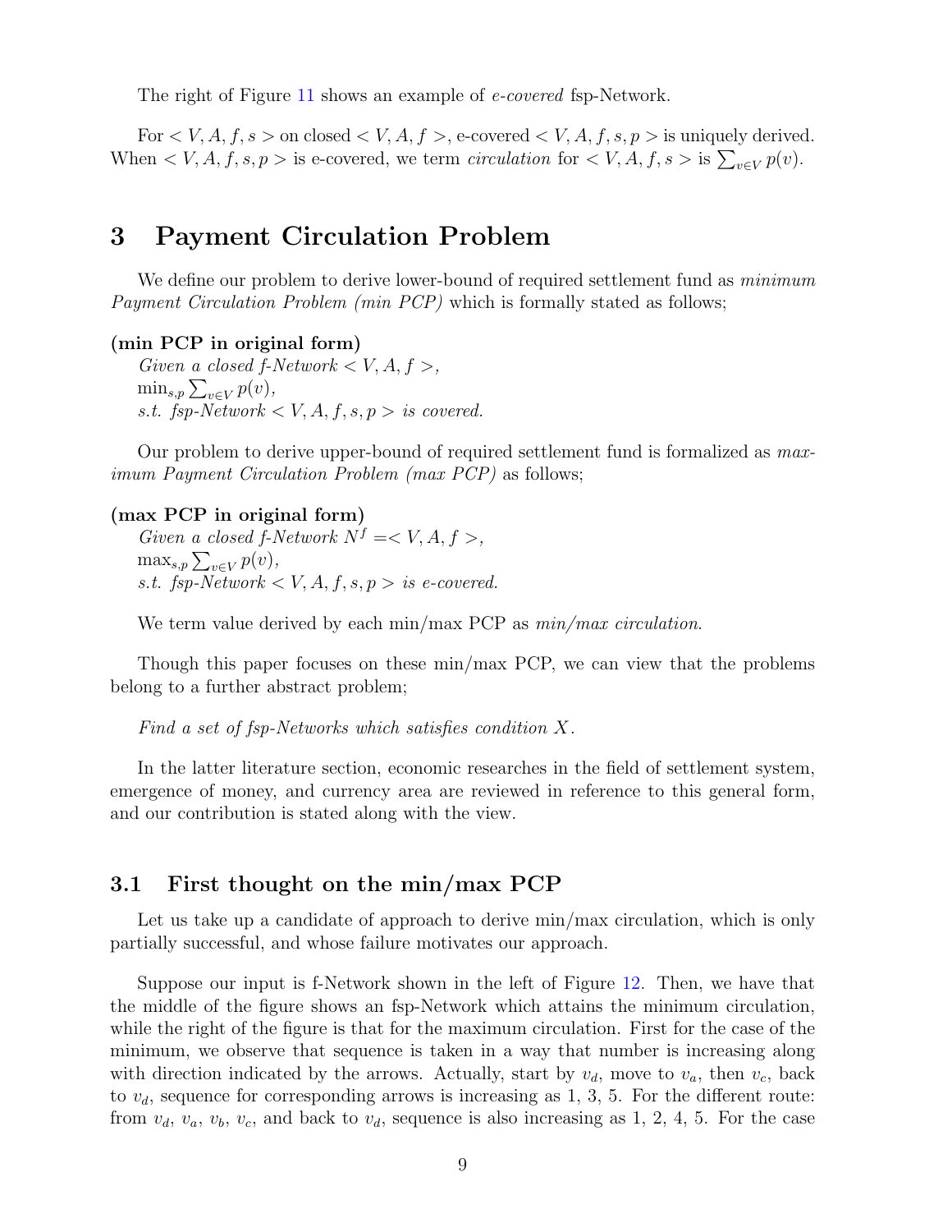The right of Figure 11 shows an example of *e-covered* fsp-Network.

For $< V, A, f, s >$ on closed $< V, A, f >$, e-covered $< V, A, f, s, p >$ is uniquely derived. When $< V, A, f, s, p >$ is e-covered, we term *circulation* for $< V, A, f, s >$ is $\sum_{v \in V} p(v)$.

# 3 Payment Circulation Problem

We define our problem to derive lower-bound of required settlement fund as *minimum Payment Circulation Problem (min PCP)* which is formally stated as follows;

**(min PCP in original form)**
*Given a closed f-Network* $< V, A, f >$,
$\min_{s,p} \sum_{v \in V} p(v)$,
*s.t. fsp-Network* $< V, A, f, s, p >$ *is covered.*

Our problem to derive upper-bound of required settlement fund is formalized as *maximum Payment Circulation Problem (max PCP)* as follows;

**(max PCP in original form)**
*Given a closed f-Network* $N^f =< V, A, f >$,
$\max_{s,p} \sum_{v \in V} p(v)$,
*s.t. fsp-Network* $< V, A, f, s, p >$ *is e-covered.*

We term value derived by each min/max PCP as *min/max circulation*.

Though this paper focuses on these min/max PCP, we can view that the problems belong to a further abstract problem;

*Find a set of fsp-Networks which satisfies condition X.*

In the latter literature section, economic researches in the field of settlement system, emergence of money, and currency area are reviewed in reference to this general form, and our contribution is stated along with the view.

## 3.1 First thought on the min/max PCP

Let us take up a candidate of approach to derive min/max circulation, which is only partially successful, and whose failure motivates our approach.

Suppose our input is f-Network shown in the left of Figure 12. Then, we have that the middle of the figure shows an fsp-Network which attains the minimum circulation, while the right of the figure is that for the maximum circulation. First for the case of the minimum, we observe that sequence is taken in a way that number is increasing along with direction indicated by the arrows. Actually, start by $v_d$, move to $v_a$, then $v_c$, back to $v_d$, sequence for corresponding arrows is increasing as 1, 3, 5. For the different route: from $v_d$, $v_a$, $v_b$, $v_c$, and back to $v_d$, sequence is also increasing as 1, 2, 4, 5. For the case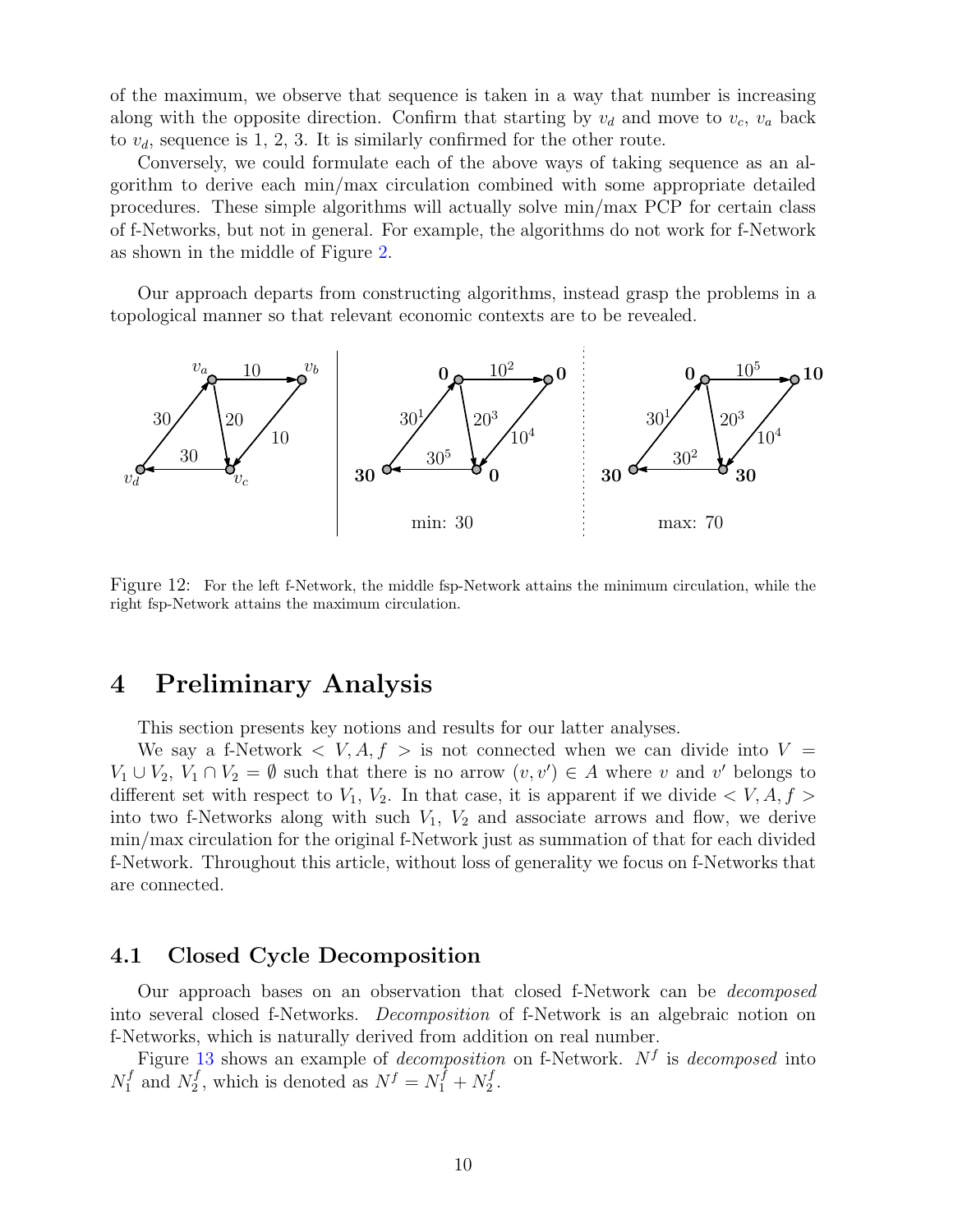of the maximum, we observe that sequence is taken in a way that number is increasing along with the opposite direction. Confirm that starting by $v_d$ and move to $v_c$, $v_a$ back to $v_d$, sequence is 1, 2, 3. It is similarly confirmed for the other route.

Conversely, we could formulate each of the above ways of taking sequence as an algorithm to derive each min/max circulation combined with some appropriate detailed procedures. These simple algorithms will actually solve min/max PCP for certain class of f-Networks, but not in general. For example, the algorithms do not work for f-Network as shown in the middle of Figure 2.

Our approach departs from constructing algorithms, instead grasp the problems in a topological manner so that relevant economic contexts are to be revealed.

Figure 12: For the left f-Network, the middle fsp-Network attains the minimum circulation, while the right fsp-Network attains the maximum circulation.

# 4 Preliminary Analysis

This section presents key notions and results for our latter analyses.

We say a f-Network $< V, A, f >$ is not connected when we can divide into $V = V_1 \cup V_2$, $V_1 \cap V_2 = \emptyset$ such that there is no arrow $(v, v') \in A$ where $v$ and $v'$ belongs to different set with respect to $V_1$, $V_2$. In that case, it is apparent if we divide $< V, A, f >$ into two f-Networks along with such $V_1$, $V_2$ and associate arrows and flow, we derive min/max circulation for the original f-Network just as summation of that for each divided f-Network. Throughout this article, without loss of generality we focus on f-Networks that are connected.

## 4.1 Closed Cycle Decomposition

Our approach bases on an observation that closed f-Network can be *decomposed* into several closed f-Networks. *Decomposition* of f-Network is an algebraic notion on f-Networks, which is naturally derived from addition on real number.

Figure 13 shows an example of *decomposition* on f-Network. $N^f$ is *decomposed* into $N_1^f$ and $N_2^f$, which is denoted as $N^f = N_1^f + N_2^f$.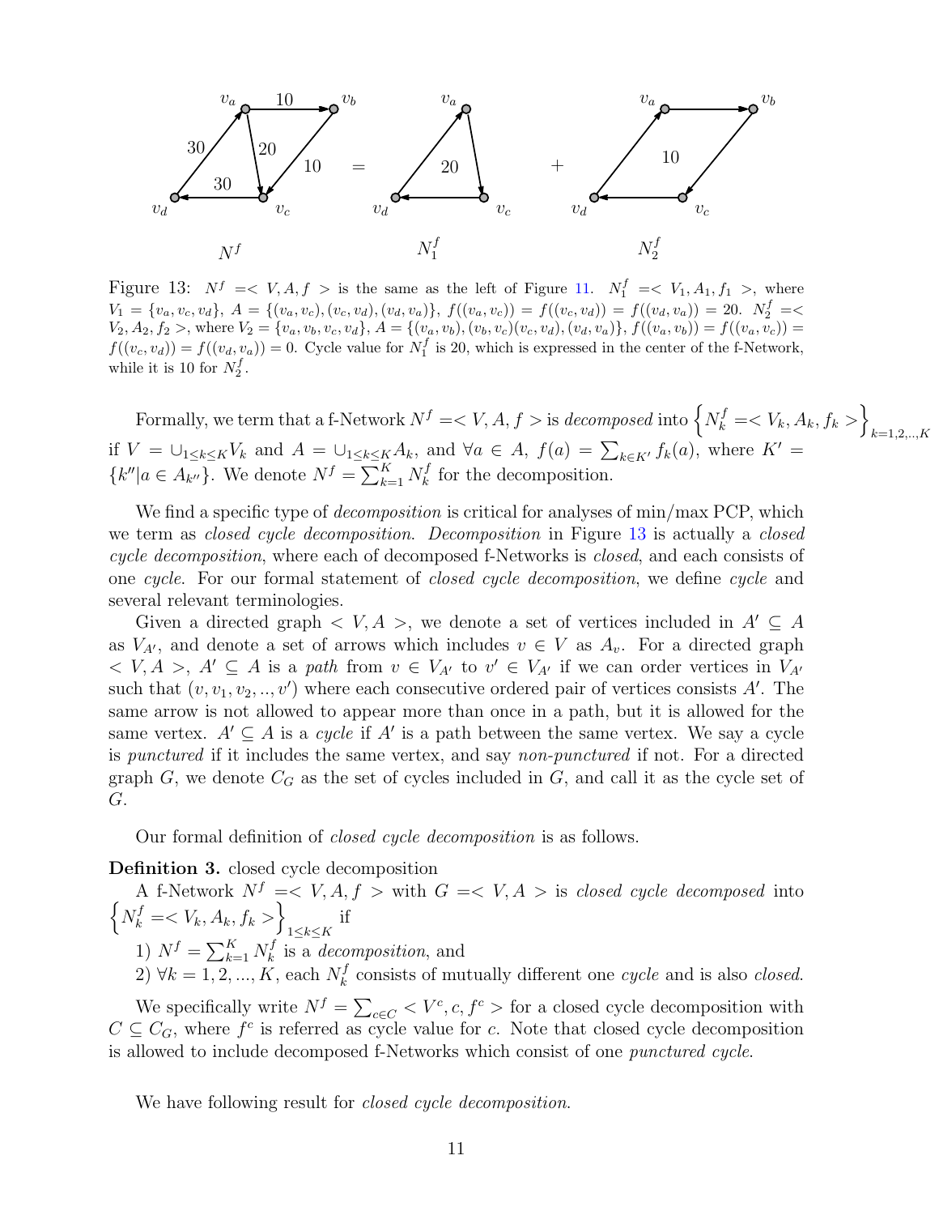Figure 13: $N^f =< V, A, f >$ is the same as the left of Figure 11. $N_1^f =< V_1, A_1, f_1 >$, where $V_1 = \{v_a, v_c, v_d\}$, $A = \{(v_a, v_c), (v_c, v_d), (v_d, v_a)\}$, $f((v_a, v_c)) = f((v_c, v_d)) = f((v_d, v_a)) = 20$. $N_2^f =< V_2, A_2, f_2 >$, where $V_2 = \{v_a, v_b, v_c, v_d\}$, $A = \{(v_a, v_b), (v_b, v_c)(v_c, v_d), (v_d, v_a)\}$, $f((v_a, v_b)) = f((v_a, v_c)) = f((v_c, v_d)) = f((v_d, v_a)) = 0$. Cycle value for $N_1^f$ is 20, which is expressed in the center of the f-Network, while it is 10 for $N_2^f$.

Formally, we term that a f-Network $N^f =< V, A, f >$ is *decomposed* into $\left\{N_k^f =< V_k, A_k, f_k >\right\}_{k=1,2,..,K}$ if $V = \cup_{1\le k\le K} V_k$ and $A = \cup_{1\le k\le K} A_k$, and $\forall a \in A$, $f(a) = \sum_{k\in K'} f_k(a)$, where $K' = \{k''|a \in A_{k''}\}$. We denote $N^f = \sum_{k=1}^{K} N_k^f$ for the decomposition.

We find a specific type of *decomposition* is critical for analyses of min/max PCP, which we term as *closed cycle decomposition*. *Decomposition* in Figure 13 is actually a *closed cycle decomposition*, where each of decomposed f-Networks is *closed*, and each consists of one *cycle*. For our formal statement of *closed cycle decomposition*, we define *cycle* and several relevant terminologies.

Given a directed graph $< V, A >$, we denote a set of vertices included in $A' \subseteq A$ as $V_{A'}$, and denote a set of arrows which includes $v \in V$ as $A_v$. For a directed graph $< V, A >$, $A' \subseteq A$ is a *path* from $v \in V_{A'}$ to $v' \in V_{A'}$ if we can order vertices in $V_{A'}$ such that $(v, v_1, v_2, .., v')$ where each consecutive ordered pair of vertices consists $A'$. The same arrow is not allowed to appear more than once in a path, but it is allowed for the same vertex. $A' \subseteq A$ is a *cycle* if $A'$ is a path between the same vertex. We say a cycle is *punctured* if it includes the same vertex, and say *non-punctured* if not. For a directed graph $G$, we denote $C_G$ as the set of cycles included in $G$, and call it as the cycle set of $G$.

Our formal definition of *closed cycle decomposition* is as follows.

**Definition 3.** closed cycle decomposition

A f-Network $N^f =< V, A, f >$ with $G =< V, A >$ is *closed cycle decomposed* into $\left\{N_k^f =< V_k, A_k, f_k >\right\}_{1\le k\le K}$ if

1) $N^f = \sum_{k=1}^{K} N_k^f$ is a *decomposition*, and

2) $\forall k = 1, 2, ..., K$, each $N_k^f$ consists of mutually different one *cycle* and is also *closed*.

We specifically write $N^f = \sum_{c\in C} < V^c, c, f^c >$ for a closed cycle decomposition with $C \subseteq C_G$, where $f^c$ is referred as cycle value for $c$. Note that closed cycle decomposition is allowed to include decomposed f-Networks which consist of one *punctured cycle*.

We have following result for *closed cycle decomposition*.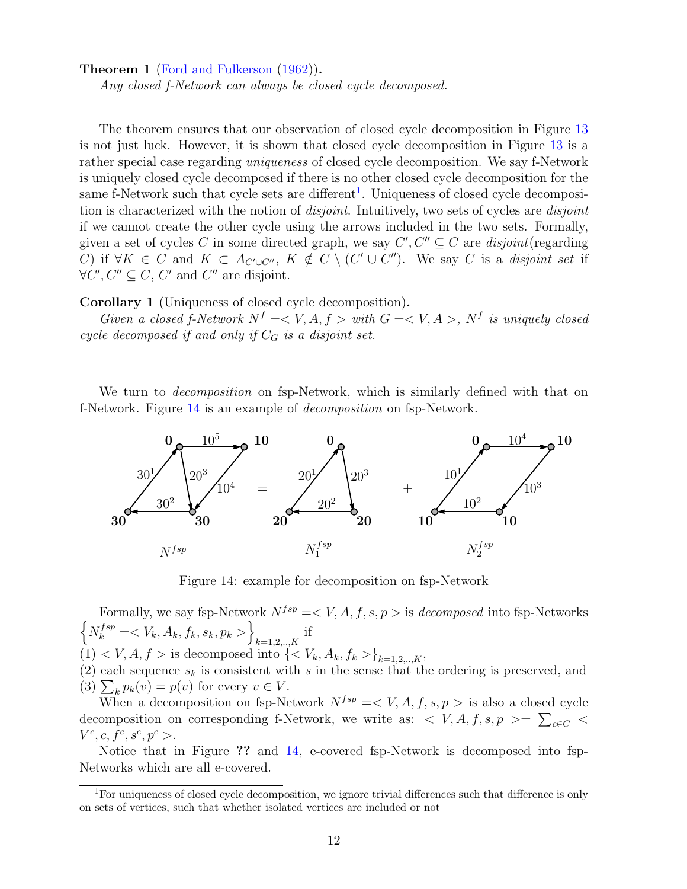**Theorem 1** (Ford and Fulkerson (1962))**.**
*Any closed f-Network can always be closed cycle decomposed.*

The theorem ensures that our observation of closed cycle decomposition in Figure 13 is not just luck. However, it is shown that closed cycle decomposition in Figure 13 is a rather special case regarding *uniqueness* of closed cycle decomposition. We say f-Network is uniquely closed cycle decomposed if there is no other closed cycle decomposition for the same f-Network such that cycle sets are different[1]. Uniqueness of closed cycle decomposition is characterized with the notion of *disjoint*. Intuitively, two sets of cycles are *disjoint* if we cannot create the other cycle using the arrows included in the two sets. Formally, given a set of cycles $C$ in some directed graph, we say $C', C'' \subseteq C$ are *disjoint*(regarding $C$) if $\forall K \in C$ and $K \subset A_{C' \cup C''}$, $K \notin C \setminus (C' \cup C'')$. We say $C$ is a *disjoint set* if $\forall C', C'' \subseteq C$, $C'$ and $C''$ are disjoint.

**Corollary 1** (Uniqueness of closed cycle decomposition)**.**
*Given a closed f-Network $N^f = < V, A, f >$ with $G = < V, A >$, $N^f$ is uniquely closed cycle decomposed if and only if $C_G$ is a disjoint set.*

We turn to *decomposition* on fsp-Network, which is similarly defined with that on f-Network. Figure 14 is an example of *decomposition* on fsp-Network.

Figure 14: example for decomposition on fsp-Network

Formally, we say fsp-Network $N^{fsp} = < V, A, f, s, p >$ is *decomposed* into fsp-Networks $\left\{N_k^{fsp} = < V_k, A_k, f_k, s_k, p_k >\right\}_{k=1,2,..,K}$ if
(1) $< V, A, f >$ is decomposed into $\{< V_k, A_k, f_k >\}_{k=1,2,..,K}$,
(2) each sequence $s_k$ is consistent with $s$ in the sense that the ordering is preserved, and
(3) $\sum_k p_k(v) = p(v)$ for every $v \in V$.

When a decomposition on fsp-Network $N^{fsp} = < V, A, f, s, p >$ is also a closed cycle decomposition on corresponding f-Network, we write as: $< V, A, f, s, p > = \sum_{c \in C} < V^c, c, f^c, s^c, p^c >$.

Notice that in Figure **??** and 14, e-covered fsp-Network is decomposed into fsp-Networks which are all e-covered.

[1] For uniqueness of closed cycle decomposition, we ignore trivial differences such that difference is only on sets of vertices, such that whether isolated vertices are included or not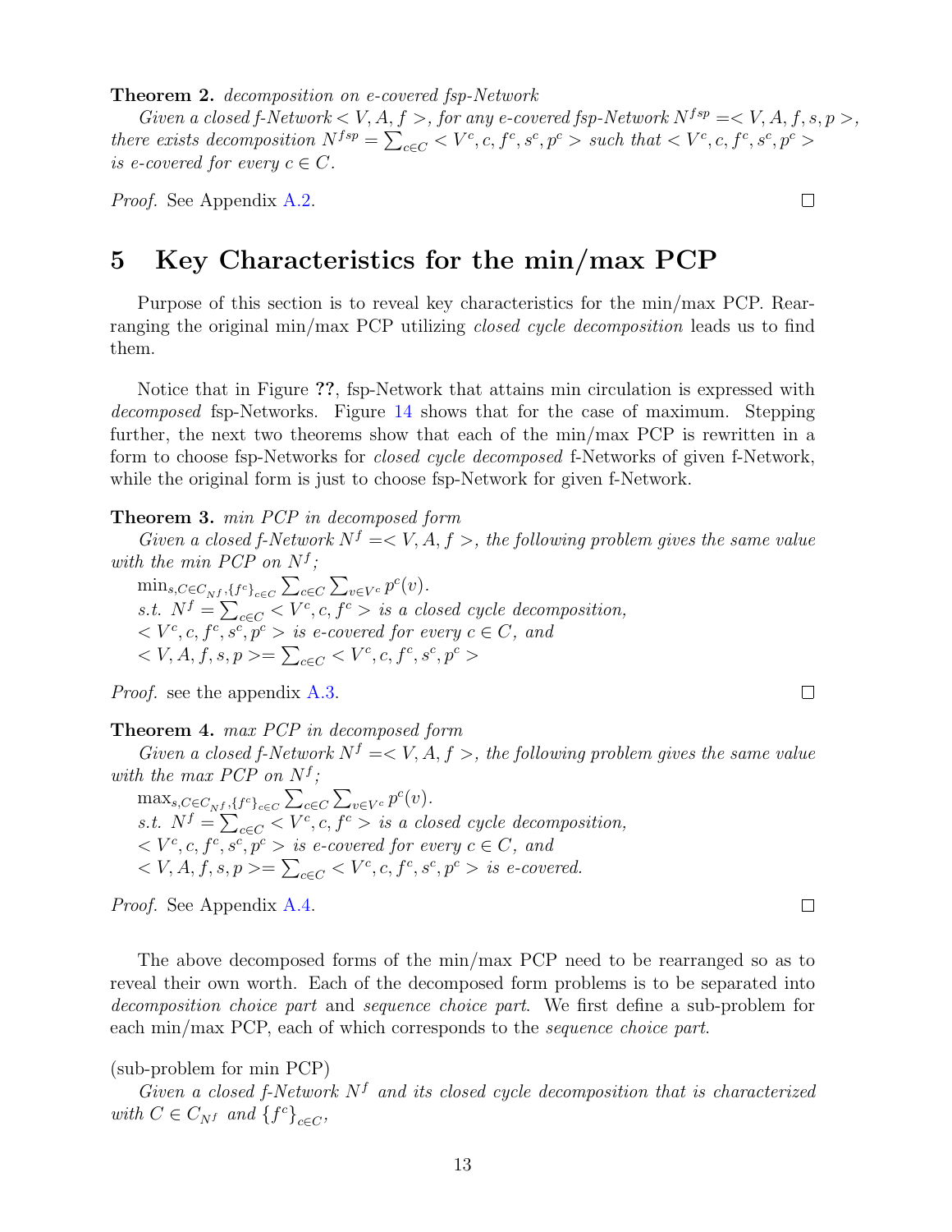**Theorem 2.** *decomposition on e-covered fsp-Network*

*Given a closed f-Network $< V, A, f >$, for any e-covered fsp-Network $N^{fsp} =< V, A, f, s, p >$, there exists decomposition $N^{fsp} = \sum_{c \in C} < V^c, c, f^c, s^c, p^c >$ such that $< V^c, c, f^c, s^c, p^c >$ is e-covered for every $c \in C$.*

*Proof.* See Appendix A.2. □

# 5 Key Characteristics for the min/max PCP

Purpose of this section is to reveal key characteristics for the min/max PCP. Rearranging the original min/max PCP utilizing *closed cycle decomposition* leads us to find them.

Notice that in Figure ??, fsp-Network that attains min circulation is expressed with *decomposed* fsp-Networks. Figure 14 shows that for the case of maximum. Stepping further, the next two theorems show that each of the min/max PCP is rewritten in a form to choose fsp-Networks for *closed cycle decomposed* f-Networks of given f-Network, while the original form is just to choose fsp-Network for given f-Network.

**Theorem 3.** *min PCP in decomposed form*

*Given a closed f-Network $N^f =< V, A, f >$, the following problem gives the same value with the min PCP on $N^f$;*

$\min_{s, C \in C_{N^f}, \{f^c\}_{c \in C}} \sum_{c \in C} \sum_{v \in V^c} p^c(v).$
*s.t.* $N^f = \sum_{c \in C} < V^c, c, f^c >$ *is a closed cycle decomposition,*
$< V^c, c, f^c, s^c, p^c >$ *is e-covered for every* $c \in C$*, and*
$< V, A, f, s, p >= \sum_{c \in C} < V^c, c, f^c, s^c, p^c >$

*Proof.* see the appendix A.3. □

**Theorem 4.** *max PCP in decomposed form*

*Given a closed f-Network $N^f =< V, A, f >$, the following problem gives the same value with the max PCP on $N^f$;*

$\max_{s, C \in C_{N^f}, \{f^c\}_{c \in C}} \sum_{c \in C} \sum_{v \in V^c} p^c(v).$
*s.t.* $N^f = \sum_{c \in C} < V^c, c, f^c >$ *is a closed cycle decomposition,*
$< V^c, c, f^c, s^c, p^c >$ *is e-covered for every* $c \in C$*, and*
$< V, A, f, s, p >= \sum_{c \in C} < V^c, c, f^c, s^c, p^c >$ *is e-covered.*

*Proof.* See Appendix A.4. □

The above decomposed forms of the min/max PCP need to be rearranged so as to reveal their own worth. Each of the decomposed form problems is to be separated into *decomposition choice part* and *sequence choice part*. We first define a sub-problem for each min/max PCP, each of which corresponds to the *sequence choice part*.

(sub-problem for min PCP)

*Given a closed f-Network $N^f$ and its closed cycle decomposition that is characterized with $C \in C_{N^f}$ and $\{f^c\}_{c \in C}$,*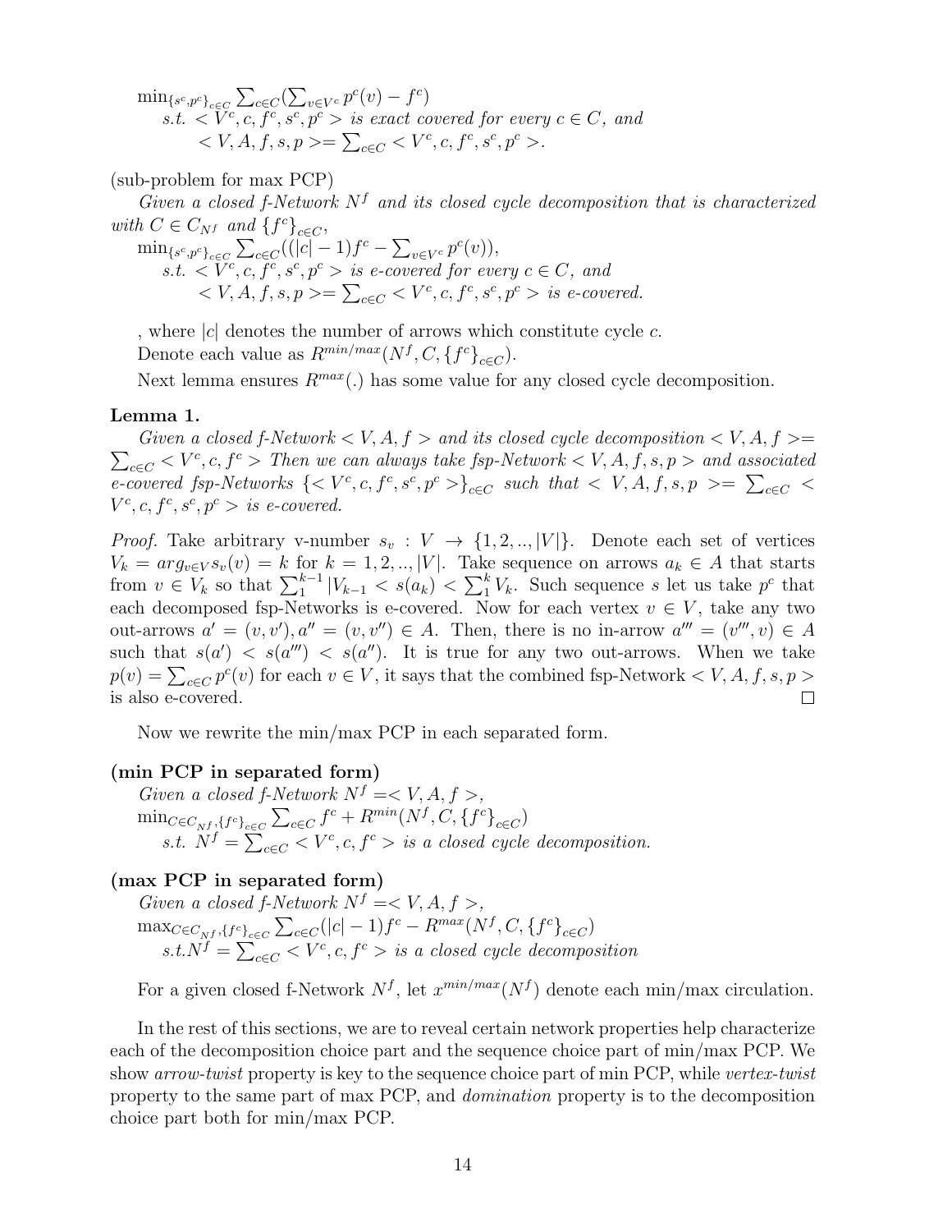$\min_{\{s^c,p^c\}_{c\in C}} \sum_{c\in C}(\sum_{v\in V^c} p^c(v) - f^c)$
*s.t.* $< V^c, c, f^c, s^c, p^c >$ *is exact covered for every* $c \in C$*, and*
$< V, A, f, s, p >= \sum_{c\in C} < V^c, c, f^c, s^c, p^c >$.

(sub-problem for max PCP)

*Given a closed f-Network* $N^f$ *and its closed cycle decomposition that is characterized with* $C \in C_{N^f}$ *and* $\{f^c\}_{c\in C}$,
$\min_{\{s^c,p^c\}_{c\in C}} \sum_{c\in C}((|c|-1)f^c - \sum_{v\in V^c} p^c(v))$,
*s.t.* $< V^c, c, f^c, s^c, p^c >$ *is e-covered for every* $c \in C$*, and*
$< V, A, f, s, p >= \sum_{c\in C} < V^c, c, f^c, s^c, p^c >$ *is e-covered.*

, where $|c|$ denotes the number of arrows which constitute cycle $c$.

Denote each value as $R^{min/max}(N^f, C, \{f^c\}_{c\in C})$.

Next lemma ensures $R^{max}(.)$ has some value for any closed cycle decomposition.

**Lemma 1.**

*Given a closed f-Network* $< V, A, f >$ *and its closed cycle decomposition* $< V, A, f >= \sum_{c\in C} < V^c, c, f^c >$ *Then we can always take fsp-Network* $< V, A, f, s, p >$ *and associated e-covered fsp-Networks* $\{< V^c, c, f^c, s^c, p^c >\}_{c\in C}$ *such that* $< V, A, f, s, p >= \sum_{c\in C} < V^c, c, f^c, s^c, p^c >$ *is e-covered.*

*Proof.* Take arbitrary v-number $s_v : V \to \{1, 2, .., |V|\}$. Denote each set of vertices $V_k = arg_{v\in V} s_v(v) = k$ for $k = 1, 2, .., |V|$. Take sequence on arrows $a_k \in A$ that starts from $v \in V_k$ so that $\sum_1^{k-1} |V_{k-1} < s(a_k) < \sum_1^k V_k$. Such sequence $s$ let us take $p^c$ that each decomposed fsp-Networks is e-covered. Now for each vertex $v \in V$, take any two out-arrows $a' = (v, v'), a'' = (v, v'') \in A$. Then, there is no in-arrow $a''' = (v''', v) \in A$ such that $s(a') < s(a''') < s(a'')$. It is true for any two out-arrows. When we take $p(v) = \sum_{c\in C} p^c(v)$ for each $v \in V$, it says that the combined fsp-Network $< V, A, f, s, p >$ is also e-covered. □

Now we rewrite the min/max PCP in each separated form.

**(min PCP in separated form)**

*Given a closed f-Network* $N^f =< V, A, f >$,
$\min_{C\in C_{N^f}, \{f^c\}_{c\in C}} \sum_{c\in C} f^c + R^{min}(N^f, C, \{f^c\}_{c\in C})$
*s.t.* $N^f = \sum_{c\in C} < V^c, c, f^c >$ *is a closed cycle decomposition.*

**(max PCP in separated form)**

*Given a closed f-Network* $N^f =< V, A, f >$,
$\max_{C\in C_{N^f}, \{f^c\}_{c\in C}} \sum_{c\in C}(|c|-1)f^c - R^{max}(N^f, C, \{f^c\}_{c\in C})$
*s.t.* $N^f = \sum_{c\in C} < V^c, c, f^c >$ *is a closed cycle decomposition*

For a given closed f-Network $N^f$, let $x^{min/max}(N^f)$ denote each min/max circulation.

In the rest of this sections, we are to reveal certain network properties help characterize each of the decomposition choice part and the sequence choice part of min/max PCP. We show *arrow-twist* property is key to the sequence choice part of min PCP, while *vertex-twist* property to the same part of max PCP, and *domination* property is to the decomposition choice part both for min/max PCP.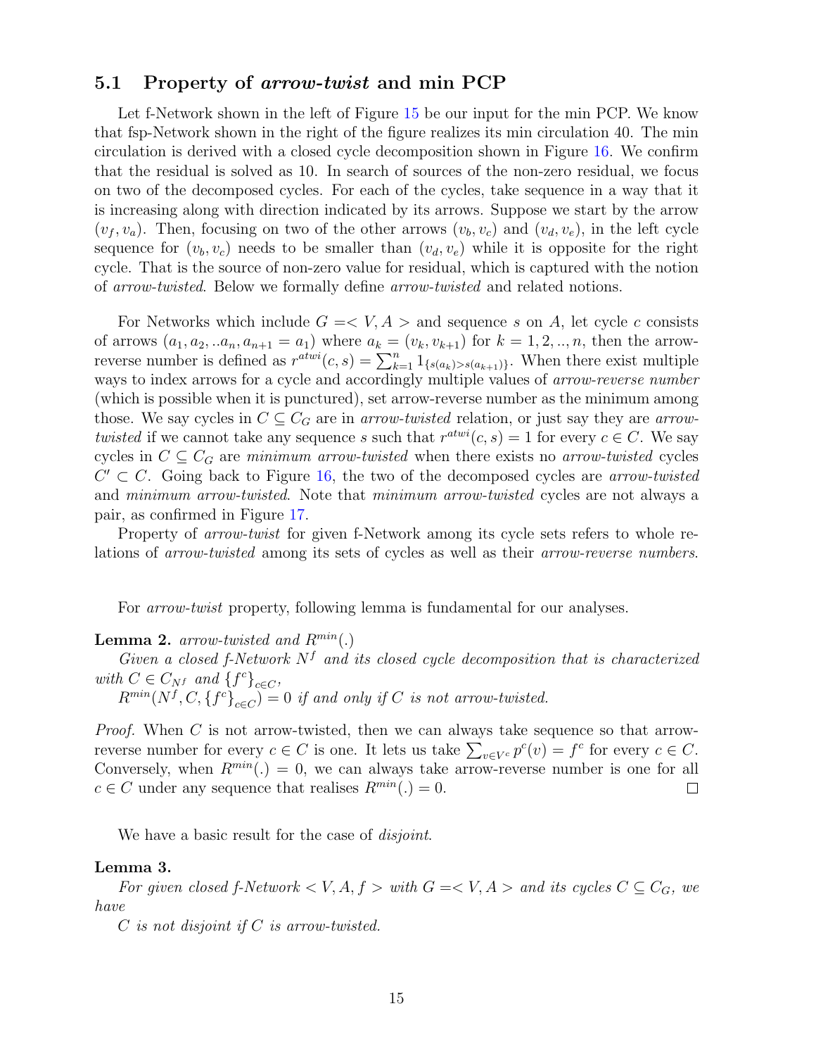### 5.1 Property of *arrow-twist* and min PCP

Let f-Network shown in the left of Figure 15 be our input for the min PCP. We know that fsp-Network shown in the right of the figure realizes its min circulation 40. The min circulation is derived with a closed cycle decomposition shown in Figure 16. We confirm that the residual is solved as 10. In search of sources of the non-zero residual, we focus on two of the decomposed cycles. For each of the cycles, take sequence in a way that it is increasing along with direction indicated by its arrows. Suppose we start by the arrow $(v_f, v_a)$. Then, focusing on two of the other arrows $(v_b, v_c)$ and $(v_d, v_e)$, in the left cycle sequence for $(v_b, v_c)$ needs to be smaller than $(v_d, v_e)$ while it is opposite for the right cycle. That is the source of non-zero value for residual, which is captured with the notion of *arrow-twisted*. Below we formally define *arrow-twisted* and related notions.

For Networks which include $G =< V, A >$ and sequence $s$ on $A$, let cycle $c$ consists of arrows $(a_1, a_2, ..a_n, a_{n+1} = a_1)$ where $a_k = (v_k, v_{k+1})$ for $k = 1, 2, .., n$, then the arrow-reverse number is defined as $r^{atwi}(c, s) = \sum_{k=1}^{n} 1_{\{s(a_k)>s(a_{k+1})\}}$. When there exist multiple ways to index arrows for a cycle and accordingly multiple values of *arrow-reverse number* (which is possible when it is punctured), set arrow-reverse number as the minimum among those. We say cycles in $C \subseteq C_G$ are in *arrow-twisted* relation, or just say they are *arrow-twisted* if we cannot take any sequence $s$ such that $r^{atwi}(c, s) = 1$ for every $c \in C$. We say cycles in $C \subseteq C_G$ are *minimum arrow-twisted* when there exists no *arrow-twisted* cycles $C' \subset C$. Going back to Figure 16, the two of the decomposed cycles are *arrow-twisted* and *minimum arrow-twisted*. Note that *minimum arrow-twisted* cycles are not always a pair, as confirmed in Figure 17.

Property of *arrow-twist* for given f-Network among its cycle sets refers to whole relations of *arrow-twisted* among its sets of cycles as well as their *arrow-reverse numbers*.

For *arrow-twist* property, following lemma is fundamental for our analyses.

**Lemma 2.** *arrow-twisted and $R^{min}(.)$*

*Given a closed f-Network $N^f$ and its closed cycle decomposition that is characterized with $C \in C_{N^f}$ and $\{f^c\}_{c \in C}$,*

$R^{min}(N^f, C, \{f^c\}_{c \in C}) = 0$ *if and only if $C$ is not arrow-twisted.*

*Proof.* When $C$ is not arrow-twisted, then we can always take sequence so that arrow-reverse number for every $c \in C$ is one. It lets us take $\sum_{v \in V^c} p^c(v) = f^c$ for every $c \in C$. Conversely, when $R^{min}(.) = 0$, we can always take arrow-reverse number is one for all $c \in C$ under any sequence that realises $R^{min}(.) = 0$. $\square$

We have a basic result for the case of *disjoint*.

**Lemma 3.**

*For given closed f-Network $< V, A, f >$ with $G =< V, A >$ and its cycles $C \subseteq C_G$, we have*

*$C$ is not disjoint if $C$ is arrow-twisted.*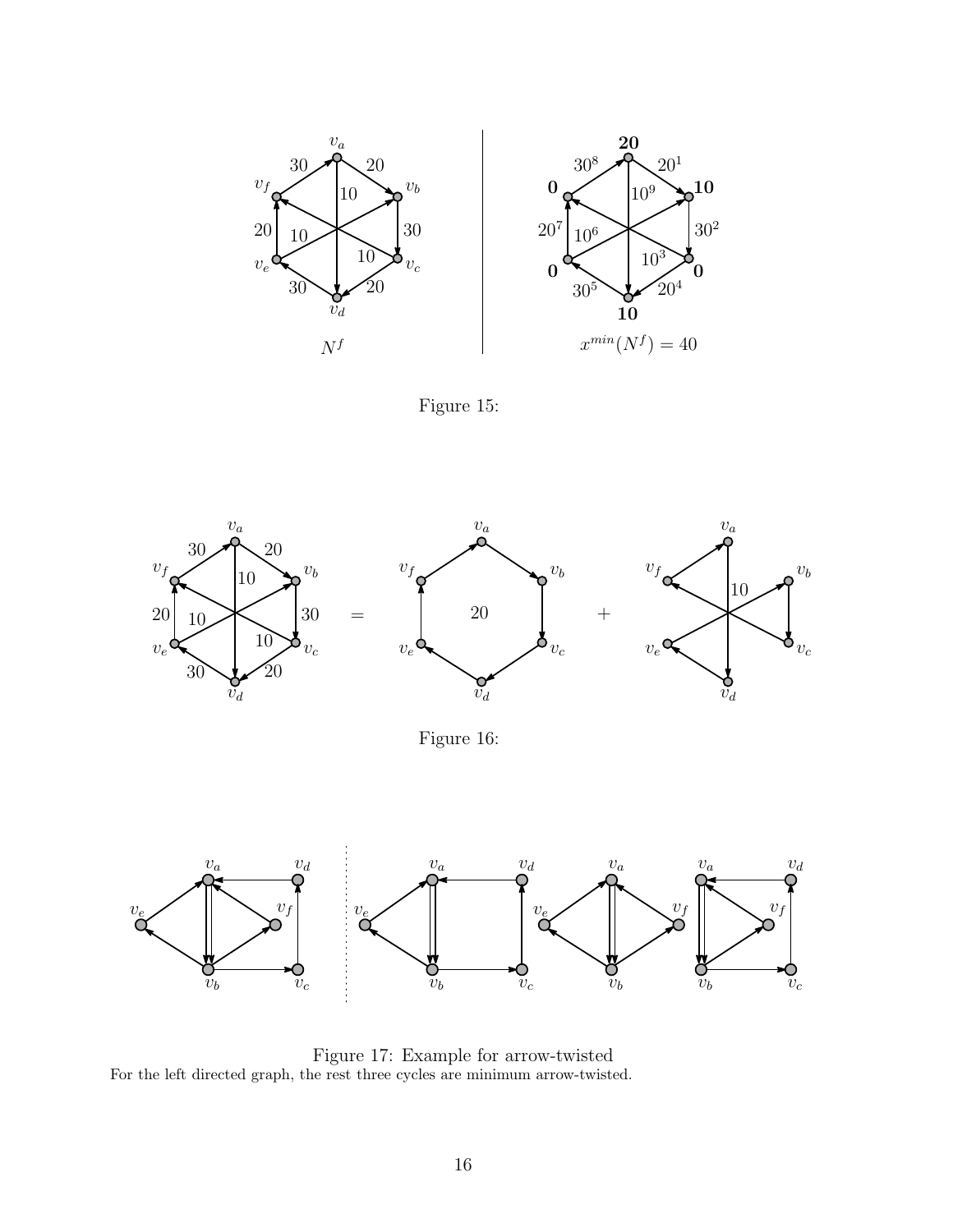Figure 15:

Figure 16:

Figure 17: Example for arrow-twisted
For the left directed graph, the rest three cycles are minimum arrow-twisted.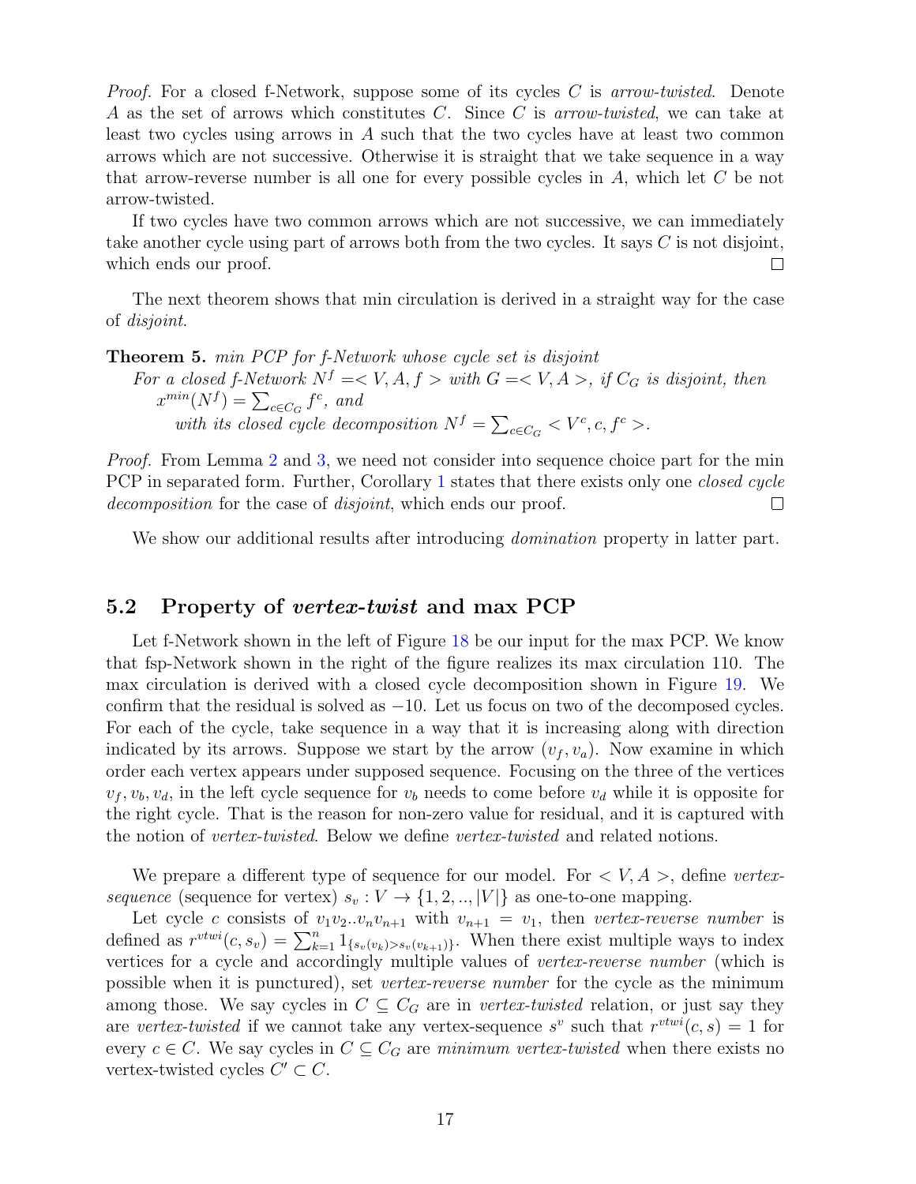*Proof.* For a closed f-Network, suppose some of its cycles $C$ is *arrow-twisted*. Denote $A$ as the set of arrows which constitutes $C$. Since $C$ is *arrow-twisted*, we can take at least two cycles using arrows in $A$ such that the two cycles have at least two common arrows which are not successive. Otherwise it is straight that we take sequence in a way that arrow-reverse number is all one for every possible cycles in $A$, which let $C$ be not arrow-twisted.

If two cycles have two common arrows which are not successive, we can immediately take another cycle using part of arrows both from the two cycles. It says $C$ is not disjoint, which ends our proof. □

The next theorem shows that min circulation is derived in a straight way for the case of *disjoint*.

**Theorem 5.** *min PCP for f-Network whose cycle set is disjoint*
*For a closed f-Network $N^f =< V, A, f >$ with $G =< V, A >$, if $C_G$ is disjoint, then*
$x^{min}(N^f) = \sum_{c \in C_G} f^c$*, and*
*with its closed cycle decomposition $N^f = \sum_{c \in C_G} < V^c, c, f^c >$.*

*Proof.* From Lemma 2 and 3, we need not consider into sequence choice part for the min PCP in separated form. Further, Corollary 1 states that there exists only one *closed cycle decomposition* for the case of *disjoint*, which ends our proof. □

We show our additional results after introducing *domination* property in latter part.

## 5.2 Property of *vertex-twist* and max PCP

Let f-Network shown in the left of Figure 18 be our input for the max PCP. We know that fsp-Network shown in the right of the figure realizes its max circulation 110. The max circulation is derived with a closed cycle decomposition shown in Figure 19. We confirm that the residual is solved as $-10$. Let us focus on two of the decomposed cycles. For each of the cycle, take sequence in a way that it is increasing along with direction indicated by its arrows. Suppose we start by the arrow $(v_f, v_a)$. Now examine in which order each vertex appears under supposed sequence. Focusing on the three of the vertices $v_f, v_b, v_d$, in the left cycle sequence for $v_b$ needs to come before $v_d$ while it is opposite for the right cycle. That is the reason for non-zero value for residual, and it is captured with the notion of *vertex-twisted*. Below we define *vertex-twisted* and related notions.

We prepare a different type of sequence for our model. For $< V, A >$, define *vertex-sequence* (sequence for vertex) $s_v : V \to \{1, 2, .., |V|\}$ as one-to-one mapping.

Let cycle $c$ consists of $v_1 v_2 .. v_n v_{n+1}$ with $v_{n+1} = v_1$, then *vertex-reverse number* is defined as $r^{vtwi}(c, s_v) = \sum_{k=1}^{n} 1_{\{s_v(v_k) > s_v(v_{k+1})\}}$. When there exist multiple ways to index vertices for a cycle and accordingly multiple values of *vertex-reverse number* (which is possible when it is punctured), set *vertex-reverse number* for the cycle as the minimum among those. We say cycles in $C \subseteq C_G$ are in *vertex-twisted* relation, or just say they are *vertex-twisted* if we cannot take any vertex-sequence $s^v$ such that $r^{vtwi}(c, s) = 1$ for every $c \in C$. We say cycles in $C \subseteq C_G$ are *minimum vertex-twisted* when there exists no vertex-twisted cycles $C' \subset C$.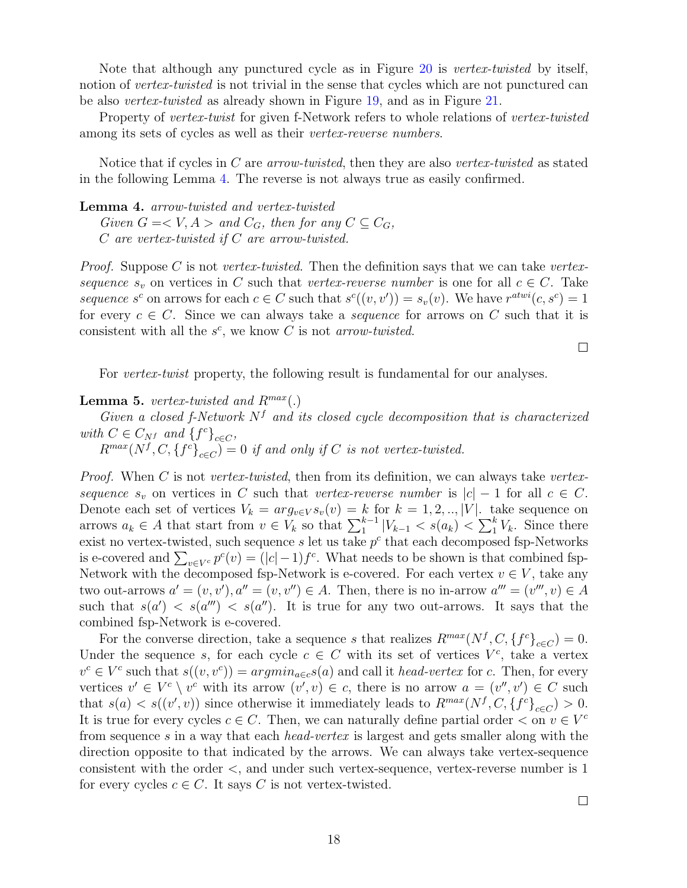Note that although any punctured cycle as in Figure 20 is *vertex-twisted* by itself, notion of *vertex-twisted* is not trivial in the sense that cycles which are not punctured can be also *vertex-twisted* as already shown in Figure 19, and as in Figure 21.

Property of *vertex-twist* for given f-Network refers to whole relations of *vertex-twisted* among its sets of cycles as well as their *vertex-reverse numbers*.

Notice that if cycles in $C$ are *arrow-twisted*, then they are also *vertex-twisted* as stated in the following Lemma 4. The reverse is not always true as easily confirmed.

**Lemma 4.** *arrow-twisted and vertex-twisted*
*Given $G =< V, A >$ and $C_G$, then for any $C \subseteq C_G$,*
*$C$ are vertex-twisted if $C$ are arrow-twisted.*

*Proof.* Suppose $C$ is not *vertex-twisted*. Then the definition says that we can take *vertex-sequence* $s_v$ on vertices in $C$ such that *vertex-reverse number* is one for all $c \in C$. Take *sequence* $s^c$ on arrows for each $c \in C$ such that $s^c((v, v')) = s_v(v)$. We have $r^{atwi}(c, s^c) = 1$ for every $c \in C$. Since we can always take a *sequence* for arrows on $C$ such that it is consistent with all the $s^c$, we know $C$ is not *arrow-twisted*.

□

For *vertex-twist* property, the following result is fundamental for our analyses.

**Lemma 5.** *vertex-twisted and $R^{max}(.)$*
*Given a closed f-Network $N^f$ and its closed cycle decomposition that is characterized with $C \in C_{N^f}$ and $\{f^c\}_{c \in C}$,*
*$R^{max}(N^f, C, \{f^c\}_{c \in C}) = 0$ if and only if $C$ is not vertex-twisted.*

*Proof.* When $C$ is not *vertex-twisted*, then from its definition, we can always take *vertex-sequence* $s_v$ on vertices in $C$ such that *vertex-reverse number* is $|c| - 1$ for all $c \in C$. Denote each set of vertices $V_k = arg_{v \in V} s_v(v) = k$ for $k = 1, 2, .., |V|$. take sequence on arrows $a_k \in A$ that start from $v \in V_k$ so that $\sum_1^{k-1} |V_{k-1} < s(a_k) < \sum_1^k V_k$. Since there exist no vertex-twisted, such sequence $s$ let us take $p^c$ that each decomposed fsp-Networks is e-covered and $\sum_{v \in V^c} p^c(v) = (|c| - 1) f^c$. What needs to be shown is that combined fsp-Network with the decomposed fsp-Network is e-covered. For each vertex $v \in V$, take any two out-arrows $a' = (v, v'), a'' = (v, v'') \in A$. Then, there is no in-arrow $a''' = (v''', v) \in A$ such that $s(a') < s(a''') < s(a'')$. It is true for any two out-arrows. It says that the combined fsp-Network is e-covered.

For the converse direction, take a sequence $s$ that realizes $R^{max}(N^f, C, \{f^c\}_{c \in C}) = 0$. Under the sequence $s$, for each cycle $c \in C$ with its set of vertices $V^c$, take a vertex $v^c \in V^c$ such that $s((v, v^c)) = argmin_{a \in c} s(a)$ and call it *head-vertex* for $c$. Then, for every vertices $v' \in V^c \setminus v^c$ with its arrow $(v', v) \in c$, there is no arrow $a = (v'', v') \in C$ such that $s(a) < s((v', v))$ since otherwise it immediately leads to $R^{max}(N^f, C, \{f^c\}_{c \in C}) > 0$. It is true for every cycles $c \in C$. Then, we can naturally define partial order $<$ on $v \in V^c$ from sequence $s$ in a way that each *head-vertex* is largest and gets smaller along with the direction opposite to that indicated by the arrows. We can always take vertex-sequence consistent with the order $<$, and under such vertex-sequence, vertex-reverse number is 1 for every cycles $c \in C$. It says $C$ is not vertex-twisted.

□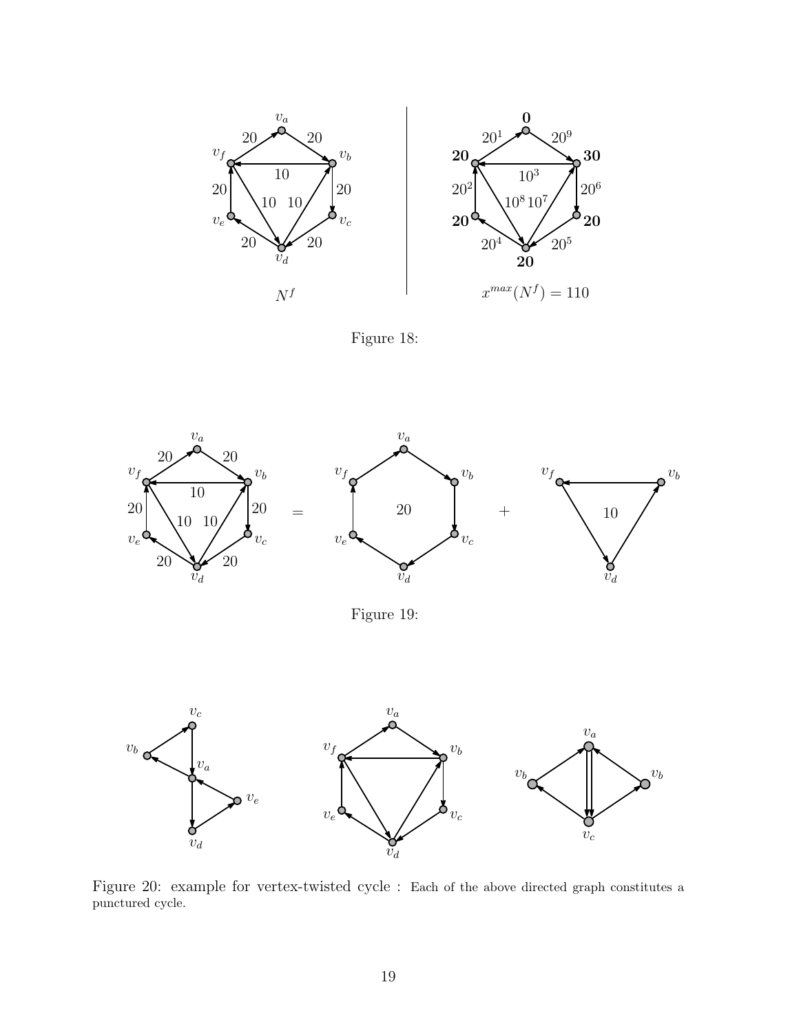Figure 18:

Figure 19:

Figure 20: example for vertex-twisted cycle : Each of the above directed graph constitutes a punctured cycle.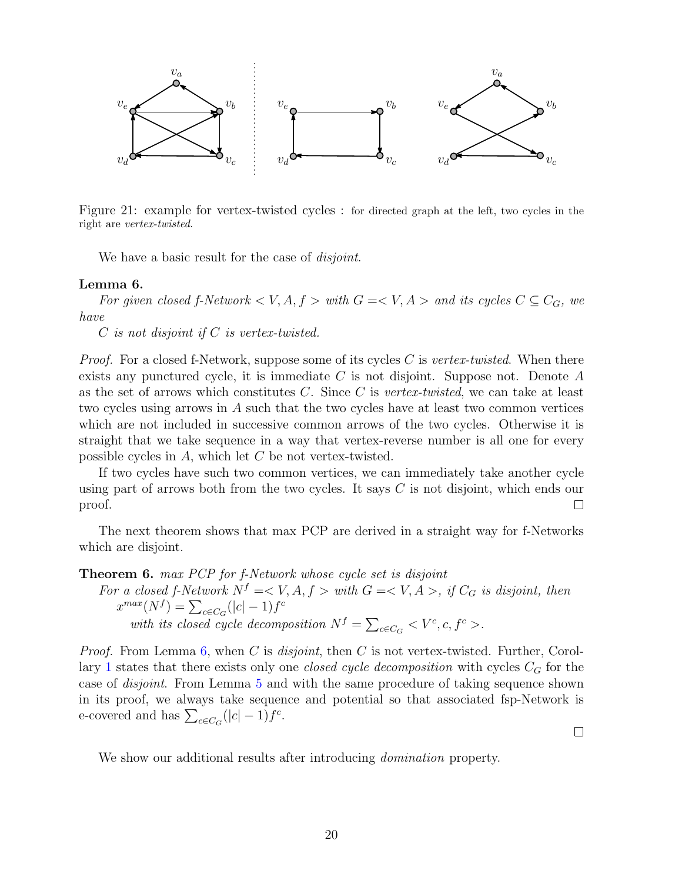Figure 21: example for vertex-twisted cycles : for directed graph at the left, two cycles in the right are *vertex-twisted*.

We have a basic result for the case of *disjoint*.

**Lemma 6.**

*For given closed f-Network $< V, A, f >$ with $G =< V, A >$ and its cycles $C \subseteq C_G$, we have*

*$C$ is not disjoint if $C$ is vertex-twisted.*

*Proof.* For a closed f-Network, suppose some of its cycles $C$ is *vertex-twisted*. When there exists any punctured cycle, it is immediate $C$ is not disjoint. Suppose not. Denote $A$ as the set of arrows which constitutes $C$. Since $C$ is *vertex-twisted*, we can take at least two cycles using arrows in $A$ such that the two cycles have at least two common vertices which are not included in successive common arrows of the two cycles. Otherwise it is straight that we take sequence in a way that vertex-reverse number is all one for every possible cycles in $A$, which let $C$ be not vertex-twisted.

If two cycles have such two common vertices, we can immediately take another cycle using part of arrows both from the two cycles. It says $C$ is not disjoint, which ends our proof. □

The next theorem shows that max PCP are derived in a straight way for f-Networks which are disjoint.

**Theorem 6.** *max PCP for f-Network whose cycle set is disjoint*

*For a closed f-Network $N^f =< V, A, f >$ with $G =< V, A >$, if $C_G$ is disjoint, then*

$x^{max}(N^f) = \sum_{c \in C_G}(|c| - 1)f^c$

*with its closed cycle decomposition $N^f = \sum_{c \in C_G} < V^c, c, f^c >$.*

*Proof.* From Lemma 6, when $C$ is *disjoint*, then $C$ is not vertex-twisted. Further, Corollary 1 states that there exists only one *closed cycle decomposition* with cycles $C_G$ for the case of *disjoint*. From Lemma 5 and with the same procedure of taking sequence shown in its proof, we always take sequence and potential so that associated fsp-Network is e-covered and has $\sum_{c \in C_G}(|c| - 1)f^c$. □

We show our additional results after introducing *domination* property.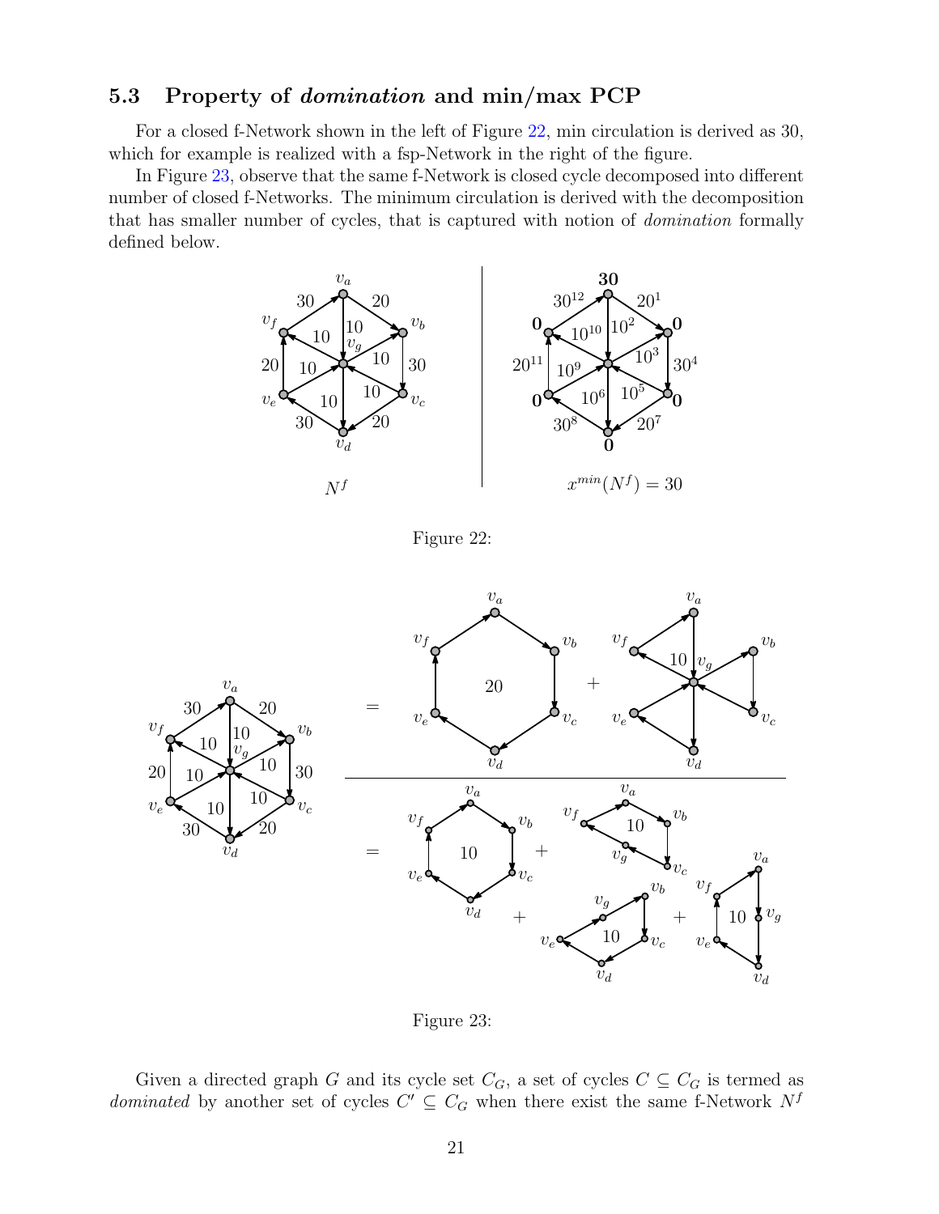### 5.3 Property of *domination* and min/max PCP

For a closed f-Network shown in the left of Figure 22, min circulation is derived as 30, which for example is realized with a fsp-Network in the right of the figure.

In Figure 23, observe that the same f-Network is closed cycle decomposed into different number of closed f-Networks. The minimum circulation is derived with the decomposition that has smaller number of cycles, that is captured with notion of *domination* formally defined below.

Figure 22:

Figure 23:

Given a directed graph $G$ and its cycle set $C_G$, a set of cycles $C \subseteq C_G$ is termed as *dominated* by another set of cycles $C' \subseteq C_G$ when there exist the same f-Network $N^f$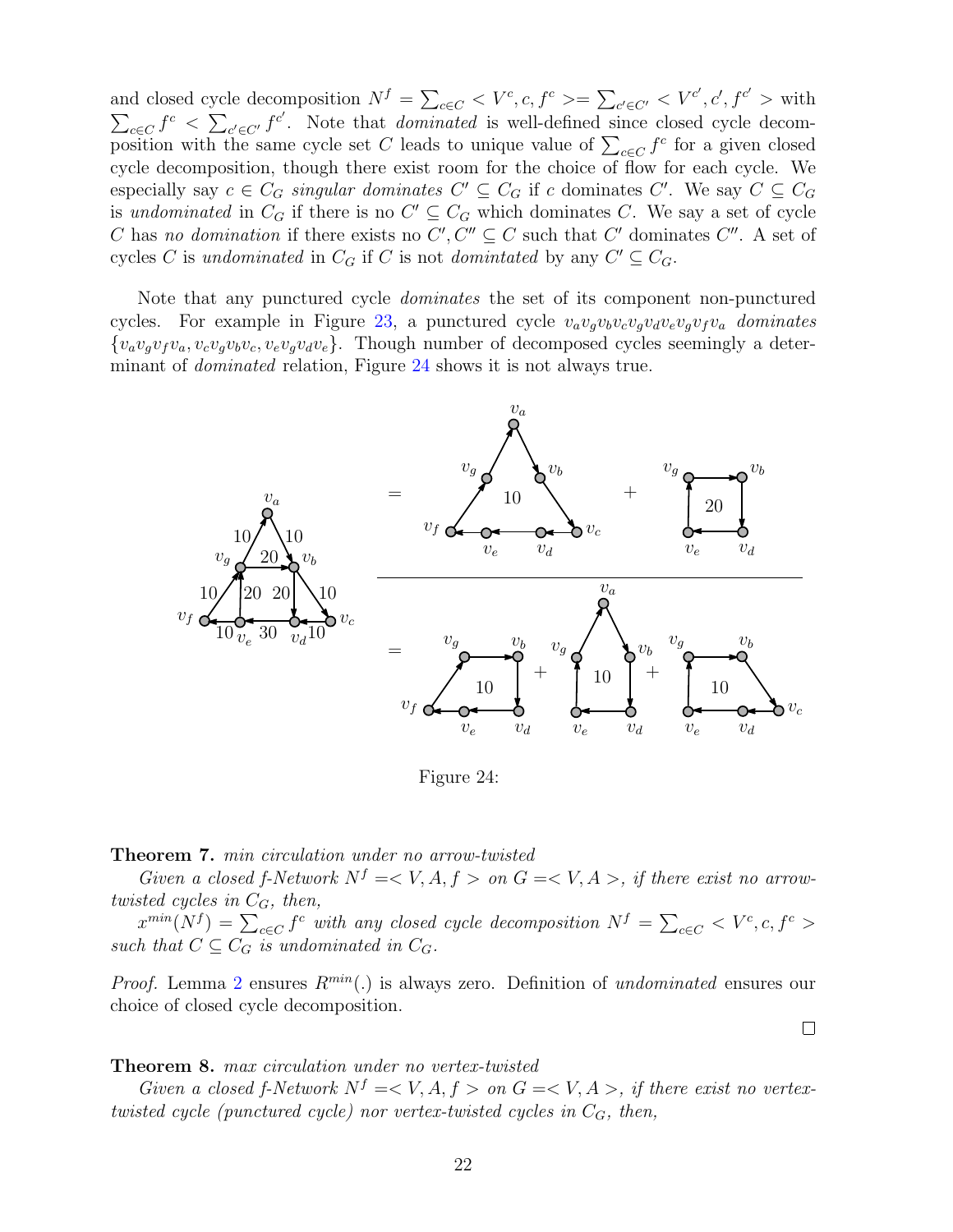and closed cycle decomposition $N^f = \sum_{c \in C} < V^c, c, f^c > = \sum_{c' \in C'} < V^{c'}, c', f^{c'} >$ with $\sum_{c \in C} f^c < \sum_{c' \in C'} f^{c'}$. Note that *dominated* is well-defined since closed cycle decomposition with the same cycle set $C$ leads to unique value of $\sum_{c \in C} f^c$ for a given closed cycle decomposition, though there exist room for the choice of flow for each cycle. We especially say $c \in C_G$ *singular dominates* $C' \subseteq C_G$ if $c$ dominates $C'$. We say $C \subseteq C_G$ is *undominated* in $C_G$ if there is no $C' \subseteq C_G$ which dominates $C$. We say a set of cycle $C$ has *no domination* if there exists no $C', C'' \subseteq C$ such that $C'$ dominates $C''$. A set of cycles $C$ is *undominated* in $C_G$ if $C$ is not *domintated* by any $C' \subseteq C_G$.

Note that any punctured cycle *dominates* the set of its component non-punctured cycles. For example in Figure 23, a punctured cycle $v_a v_g v_b v_c v_g v_d v_e v_g v_f v_a$ *dominates* $\{v_a v_g v_f v_a, v_c v_g v_b v_c, v_e v_g v_d v_e\}$. Though number of decomposed cycles seemingly a determinant of *dominated* relation, Figure 24 shows it is not always true.

Figure 24:

**Theorem 7.** *min circulation under no arrow-twisted*

*Given a closed f-Network $N^f = < V, A, f >$ on $G = < V, A >$, if there exist no arrow-twisted cycles in $C_G$, then,*

$x^{min}(N^f) = \sum_{c \in C} f^c$ *with any closed cycle decomposition* $N^f = \sum_{c \in C} < V^c, c, f^c >$ *such that $C \subseteq C_G$ is undominated in $C_G$.*

*Proof.* Lemma 2 ensures $R^{min}(.)$ is always zero. Definition of *undominated* ensures our choice of closed cycle decomposition. □

**Theorem 8.** *max circulation under no vertex-twisted*

*Given a closed f-Network $N^f = < V, A, f >$ on $G = < V, A >$, if there exist no vertex-twisted cycle (punctured cycle) nor vertex-twisted cycles in $C_G$, then,*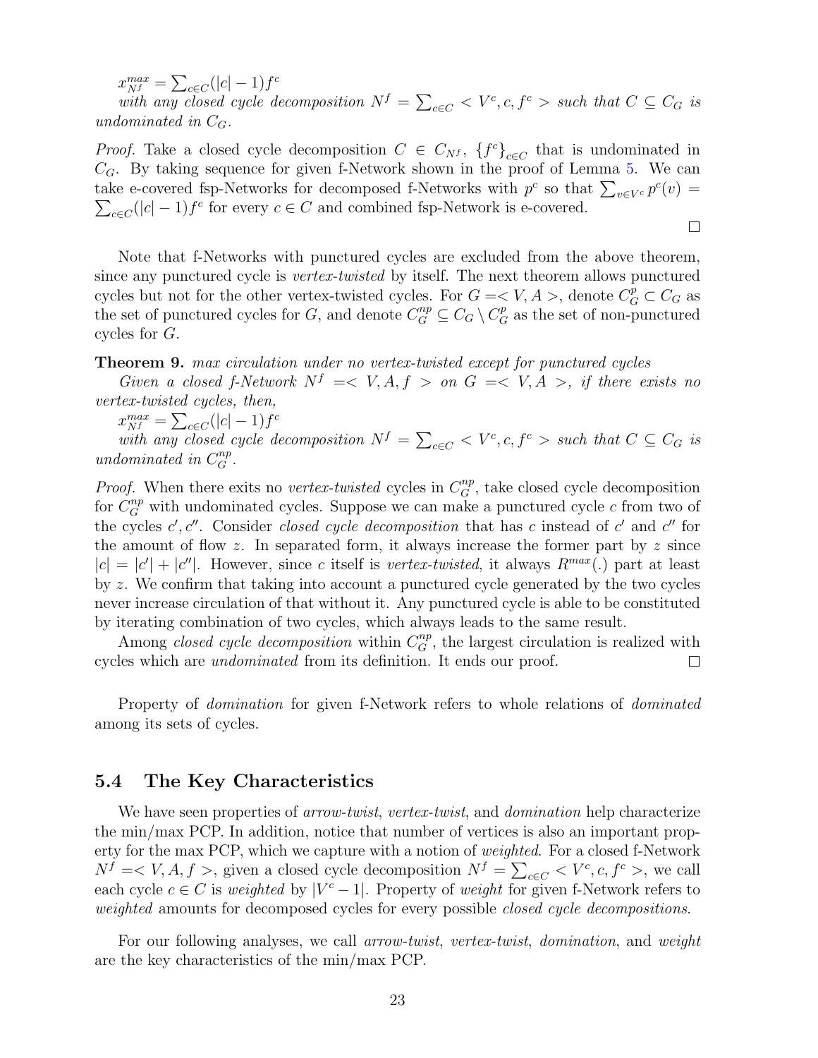$x^{max}_{N^f} = \sum_{c \in C}(|c|-1)f^c$

*with any closed cycle decomposition* $N^f = \sum_{c\in C} < V^c, c, f^c >$ *such that* $C \subseteq C_G$ *is undominated in* $C_G$.

*Proof.* Take a closed cycle decomposition $C \in C_{N^f}$, $\{f^c\}_{c\in C}$ that is undominated in $C_G$. By taking sequence for given f-Network shown in the proof of Lemma 5. We can take e-covered fsp-Networks for decomposed f-Networks with $p^c$ so that $\sum_{v\in V^c} p^c(v) = \sum_{c\in C}(|c|-1)f^c$ for every $c \in C$ and combined fsp-Network is e-covered. □

Note that f-Networks with punctured cycles are excluded from the above theorem, since any punctured cycle is *vertex-twisted* by itself. The next theorem allows punctured cycles but not for the other vertex-twisted cycles. For $G =< V, A >$, denote $C^p_G \subset C_G$ as the set of punctured cycles for $G$, and denote $C^{np}_G \subseteq C_G \setminus C^p_G$ as the set of non-punctured cycles for $G$.

**Theorem 9.** *max circulation under no vertex-twisted except for punctured cycles*

*Given a closed f-Network* $N^f =< V, A, f >$ *on* $G =< V, A >$*, if there exists no vertex-twisted cycles, then,*

$x^{max}_{N^f} = \sum_{c \in C}(|c|-1)f^c$

*with any closed cycle decomposition* $N^f = \sum_{c\in C} < V^c, c, f^c >$ *such that* $C \subseteq C_G$ *is undominated in* $C^{np}_G$.

*Proof.* When there exits no *vertex-twisted* cycles in $C^{np}_G$, take closed cycle decomposition for $C^{np}_G$ with undominated cycles. Suppose we can make a punctured cycle $c$ from two of the cycles $c', c''$. Consider *closed cycle decomposition* that has $c$ instead of $c'$ and $c''$ for the amount of flow $z$. In separated form, it always increase the former part by $z$ since $|c| = |c'| + |c''|$. However, since $c$ itself is *vertex-twisted*, it always $R^{max}(.)$ part at least by $z$. We confirm that taking into account a punctured cycle generated by the two cycles never increase circulation of that without it. Any punctured cycle is able to be constituted by iterating combination of two cycles, which always leads to the same result.

Among *closed cycle decomposition* within $C^{np}_G$, the largest circulation is realized with cycles which are *undominated* from its definition. It ends our proof. □

Property of *domination* for given f-Network refers to whole relations of *dominated* among its sets of cycles.

## 5.4 The Key Characteristics

We have seen properties of *arrow-twist*, *vertex-twist*, and *domination* help characterize the min/max PCP. In addition, notice that number of vertices is also an important property for the max PCP, which we capture with a notion of *weighted*. For a closed f-Network $N^f =< V, A, f >$, given a closed cycle decomposition $N^f = \sum_{c\in C} < V^c, c, f^c >$, we call each cycle $c \in C$ is *weighted* by $|V^c - 1|$. Property of *weight* for given f-Network refers to *weighted* amounts for decomposed cycles for every possible *closed cycle decompositions*.

For our following analyses, we call *arrow-twist*, *vertex-twist*, *domination*, and *weight* are the key characteristics of the min/max PCP.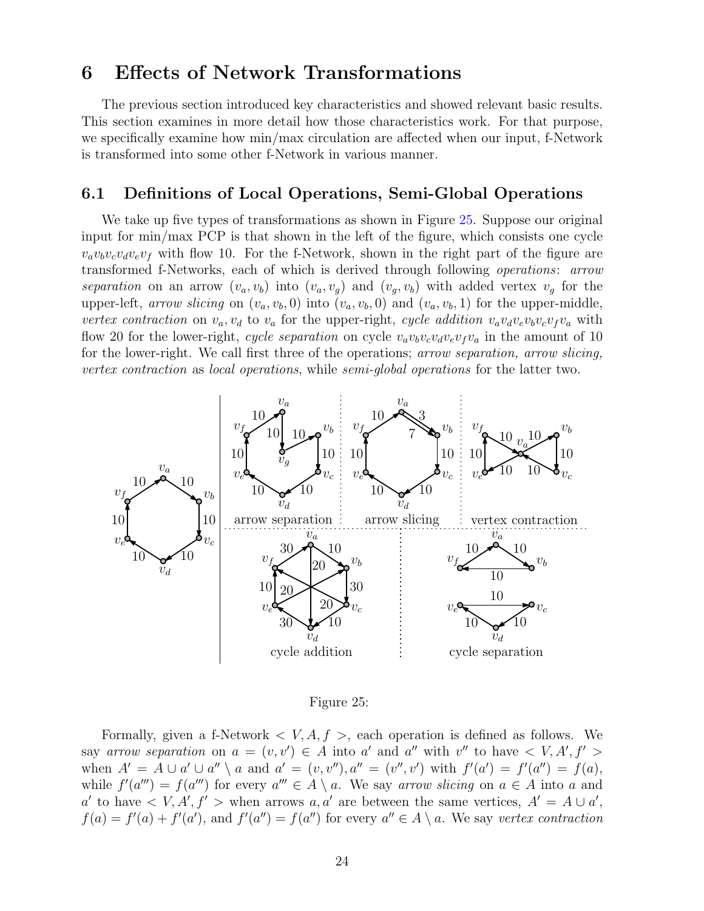# 6 Effects of Network Transformations

The previous section introduced key characteristics and showed relevant basic results. This section examines in more detail how those characteristics work. For that purpose, we specifically examine how min/max circulation are affected when our input, f-Network is transformed into some other f-Network in various manner.

## 6.1 Definitions of Local Operations, Semi-Global Operations

We take up five types of transformations as shown in Figure 25. Suppose our original input for min/max PCP is that shown in the left of the figure, which consists one cycle $v_av_bv_cv_dv_ev_f$ with flow 10. For the f-Network, shown in the right part of the figure are transformed f-Networks, each of which is derived through following *operations*: *arrow separation* on an arrow $(v_a, v_b)$ into $(v_a, v_g)$ and $(v_g, v_b)$ with added vertex $v_g$ for the upper-left, *arrow slicing* on $(v_a, v_b, 0)$ into $(v_a, v_b, 0)$ and $(v_a, v_b, 1)$ for the upper-middle, *vertex contraction* on $v_a, v_d$ to $v_a$ for the upper-right, *cycle addition* $v_av_dv_ev_bv_cv_fv_a$ with flow 20 for the lower-right, *cycle separation* on cycle $v_av_bv_cv_dv_ev_fv_a$ in the amount of 10 for the lower-right. We call first three of the operations; *arrow separation, arrow slicing, vertex contraction* as *local operations*, while *semi-global operations* for the latter two.

Figure 25:

Formally, given a f-Network $< V, A, f >$, each operation is defined as follows. We say *arrow separation* on $a = (v, v') \in A$ into $a'$ and $a''$ with $v''$ to have $< V, A', f' >$ when $A' = A \cup a' \cup a'' \setminus a$ and $a' = (v, v''), a'' = (v'', v')$ with $f'(a') = f'(a'') = f(a)$, while $f'(a''') = f(a''')$ for every $a''' \in A \setminus a$. We say *arrow slicing* on $a \in A$ into $a$ and $a'$ to have $< V, A', f' >$ when arrows $a, a'$ are between the same vertices, $A' = A \cup a'$, $f(a) = f'(a) + f'(a')$, and $f'(a'') = f(a'')$ for every $a'' \in A \setminus a$. We say *vertex contraction*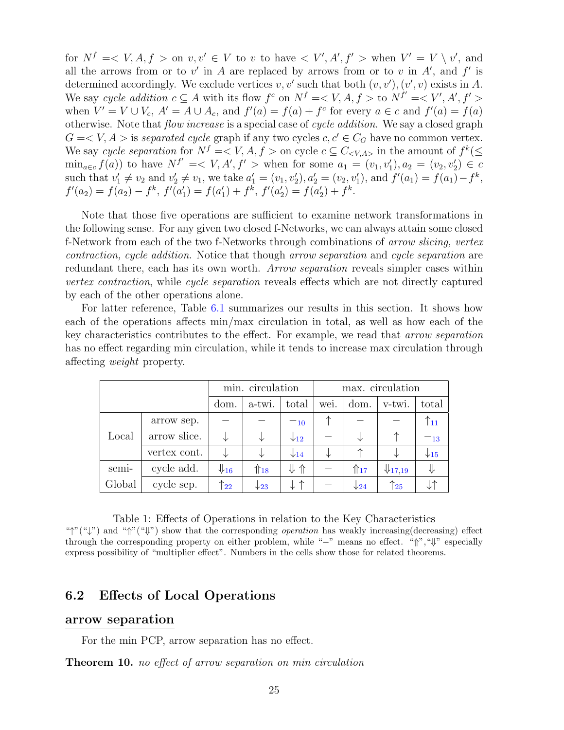for $N^f =< V, A, f >$ on $v, v' \in V$ to $v$ to have $< V', A', f' >$ when $V' = V \setminus v'$, and all the arrows from or to $v'$ in $A$ are replaced by arrows from or to $v$ in $A'$, and $f'$ is determined accordingly. We exclude vertices $v, v'$ such that both $(v, v'), (v', v)$ exists in $A$. We say *cycle addition* $c \subseteq A$ with its flow $f^c$ on $N^f =< V, A, f >$ to $N^{f'} =< V', A', f' >$ when $V' = V \cup V_c$, $A' = A \cup A_c$, and $f'(a) = f(a) + f^c$ for every $a \in c$ and $f'(a) = f(a)$ otherwise. Note that *flow increase* is a special case of *cycle addition*. We say a closed graph $G =< V, A >$ is *separated cycle* graph if any two cycles $c, c' \in C_G$ have no common vertex. We say *cycle separation* for $N^f =< V, A, f >$ on cycle $c \subseteq C_{<V,A>}$ in the amount of $f^k (\leq \min_{a \in c} f(a))$ to have $N^{f'} =< V, A', f' >$ when for some $a_1 = (v_1, v'_1), a_2 = (v_2, v'_2) \in c$ such that $v'_1 \neq v_2$ and $v'_2 \neq v_1$, we take $a'_1 = (v_1, v'_2), a'_2 = (v_2, v'_1)$, and $f'(a_1) = f(a_1) - f^k$, $f'(a_2) = f(a_2) - f^k$, $f'(a'_1) = f(a'_1) + f^k$, $f'(a'_2) = f(a'_2) + f^k$.

Note that those five operations are sufficient to examine network transformations in the following sense. For any given two closed f-Networks, we can always attain some closed f-Network from each of the two f-Networks through combinations of *arrow slicing, vertex contraction, cycle addition*. Notice that though *arrow separation* and *cycle separation* are redundant there, each has its own worth. *Arrow separation* reveals simpler cases within *vertex contraction*, while *cycle separation* reveals effects which are not directly captured by each of the other operations alone.

For latter reference, Table 6.1 summarizes our results in this section. It shows how each of the operations affects min/max circulation in total, as well as how each of the key characteristics contributes to the effect. For example, we read that *arrow separation* has no effect regarding min circulation, while it tends to increase max circulation through affecting *weight* property.

| | | min. circulation | | | max. circulation | | | |
|---|---|---|---|---|---|---|---|---|
| | | dom. | a-twi. | total | wei. | dom. | v-twi. | total |
| Local | arrow sep. | − | − | $-_{10}$ | ↑ | − | − | $\uparrow_{11}$ |
| | arrow slice. | ↓ | ↓ | $\downarrow_{12}$ | − | ↓ | ↑ | $-_{13}$ |
| | vertex cont. | ↓ | ↓ | $\downarrow_{14}$ | ↓ | ↑ | ↓ | $\downarrow_{15}$ |
| semi-Global | cycle add. | $\Downarrow_{16}$ | $\Uparrow_{18}$ | ⇓ ⇑ | − | $\Uparrow_{17}$ | $\Downarrow_{17,19}$ | ⇓ |
| | cycle sep. | $\uparrow_{22}$ | $\downarrow_{23}$ | ↓ ↑ | − | $\downarrow_{24}$ | $\uparrow_{25}$ | ↓↑ |

Table 1: Effects of Operations in relation to the Key Characteristics
"↑"("↓") and "⇑"("⇓") show that the corresponding *operation* has weakly increasing(decreasing) effect through the corresponding property on either problem, while "−" means no effect. "⇑","⇓" especially express possibility of "multiplier effect". Numbers in the cells show those for related theorems.

## 6.2 Effects of Local Operations

### arrow separation

For the min PCP, arrow separation has no effect.

**Theorem 10.** *no effect of arrow separation on min circulation*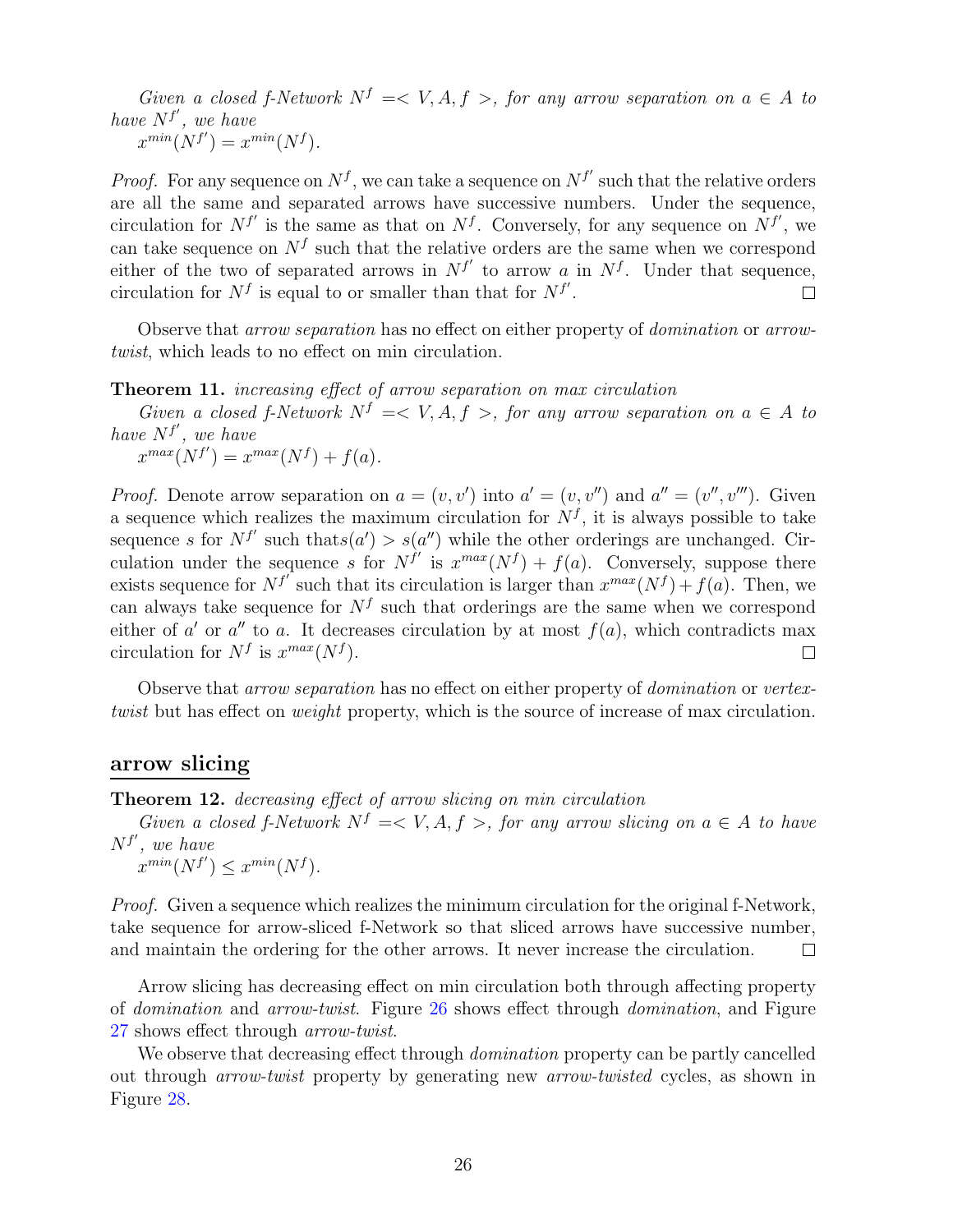*Given a closed f-Network $N^f =< V, A, f >$, for any arrow separation on $a \in A$ to have $N^{f'}$, we have*

$x^{min}(N^{f'}) = x^{min}(N^f)$.

*Proof.* For any sequence on $N^f$, we can take a sequence on $N^{f'}$ such that the relative orders are all the same and separated arrows have successive numbers. Under the sequence, circulation for $N^{f'}$ is the same as that on $N^f$. Conversely, for any sequence on $N^{f'}$, we can take sequence on $N^f$ such that the relative orders are the same when we correspond either of the two of separated arrows in $N^{f'}$ to arrow $a$ in $N^f$. Under that sequence, circulation for $N^f$ is equal to or smaller than that for $N^{f'}$. □

Observe that *arrow separation* has no effect on either property of *domination* or *arrow-twist*, which leads to no effect on min circulation.

**Theorem 11.** *increasing effect of arrow separation on max circulation*

*Given a closed f-Network $N^f =< V, A, f >$, for any arrow separation on $a \in A$ to have $N^{f'}$, we have*

$x^{max}(N^{f'}) = x^{max}(N^f) + f(a)$.

*Proof.* Denote arrow separation on $a = (v, v')$ into $a' = (v, v'')$ and $a'' = (v'', v''')$. Given a sequence which realizes the maximum circulation for $N^f$, it is always possible to take sequence $s$ for $N^{f'}$ such that$s(a') > s(a'')$ while the other orderings are unchanged. Circulation under the sequence $s$ for $N^{f'}$ is $x^{max}(N^f) + f(a)$. Conversely, suppose there exists sequence for $N^{f'}$ such that its circulation is larger than $x^{max}(N^f) + f(a)$. Then, we can always take sequence for $N^f$ such that orderings are the same when we correspond either of $a'$ or $a''$ to $a$. It decreases circulation by at most $f(a)$, which contradicts max circulation for $N^f$ is $x^{max}(N^f)$. □

Observe that *arrow separation* has no effect on either property of *domination* or *vertex-twist* but has effect on *weight* property, which is the source of increase of max circulation.

## arrow slicing

**Theorem 12.** *decreasing effect of arrow slicing on min circulation*

*Given a closed f-Network $N^f =< V, A, f >$, for any arrow slicing on $a \in A$ to have $N^{f'}$, we have*

$x^{min}(N^{f'}) \leq x^{min}(N^f)$.

*Proof.* Given a sequence which realizes the minimum circulation for the original f-Network, take sequence for arrow-sliced f-Network so that sliced arrows have successive number, and maintain the ordering for the other arrows. It never increase the circulation. □

Arrow slicing has decreasing effect on min circulation both through affecting property of *domination* and *arrow-twist*. Figure 26 shows effect through *domination*, and Figure 27 shows effect through *arrow-twist*.

We observe that decreasing effect through *domination* property can be partly cancelled out through *arrow-twist* property by generating new *arrow-twisted* cycles, as shown in Figure 28.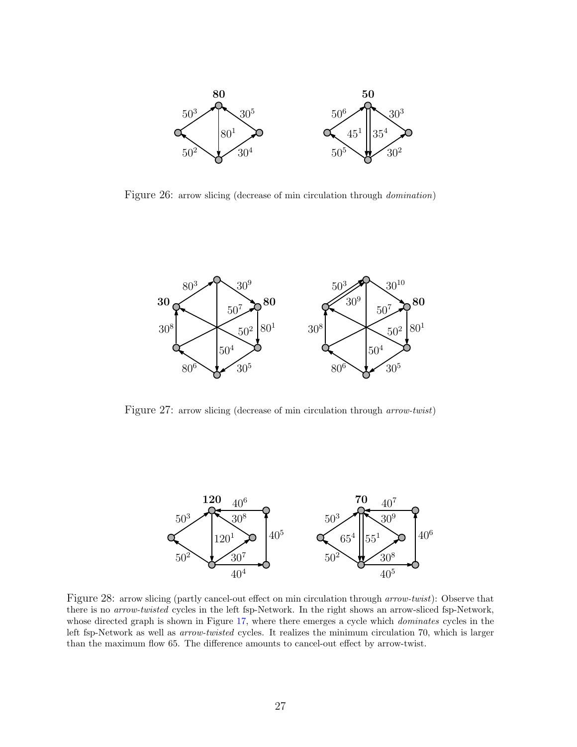Figure 26: arrow slicing (decrease of min circulation through *domination*)

Figure 27: arrow slicing (decrease of min circulation through *arrow-twist*)

Figure 28: arrow slicing (partly cancel-out effect on min circulation through *arrow-twist*): Observe that there is no *arrow-twisted* cycles in the left fsp-Network. In the right shows an arrow-sliced fsp-Network, whose directed graph is shown in Figure 17, where there emerges a cycle which *dominates* cycles in the left fsp-Network as well as *arrow-twisted* cycles. It realizes the minimum circulation 70, which is larger than the maximum flow 65. The difference amounts to cancel-out effect by arrow-twist.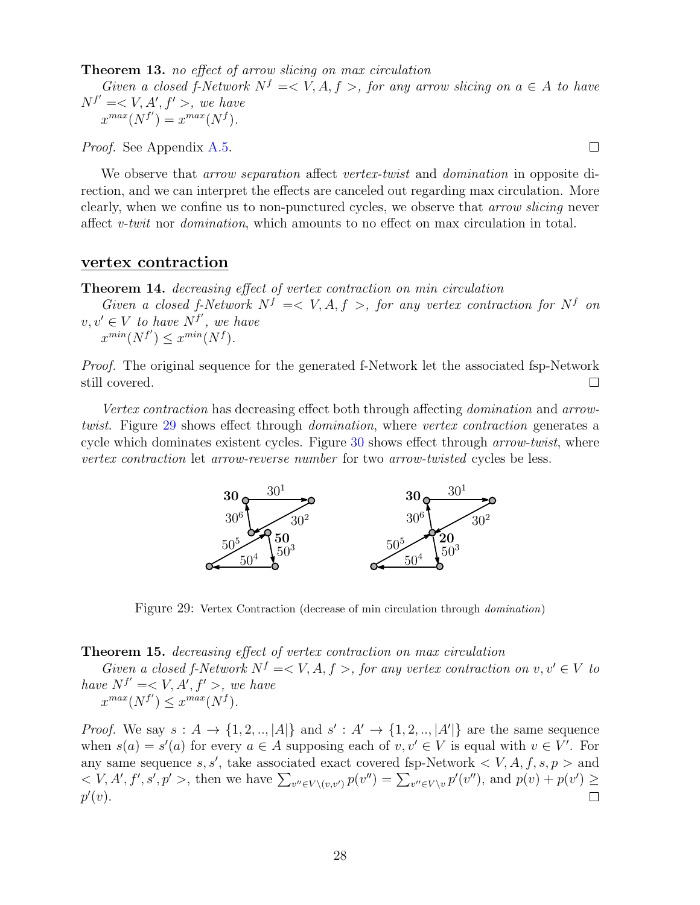**Theorem 13.** *no effect of arrow slicing on max circulation*
*Given a closed f-Network $N^f =< V, A, f >$, for any arrow slicing on $a \in A$ to have $N^{f'} =< V, A', f' >$, we have*
$x^{max}(N^{f'}) = x^{max}(N^f)$.

*Proof.* See Appendix A.5. □

We observe that *arrow separation* affect *vertex-twist* and *domination* in opposite direction, and we can interpret the effects are canceled out regarding max circulation. More clearly, when we confine us to non-punctured cycles, we observe that *arrow slicing* never affect *v-twit* nor *domination*, which amounts to no effect on max circulation in total.

## vertex contraction

**Theorem 14.** *decreasing effect of vertex contraction on min circulation*
*Given a closed f-Network $N^f =< V, A, f >$, for any vertex contraction for $N^f$ on $v, v' \in V$ to have $N^{f'}$, we have*
$x^{min}(N^{f'}) \leq x^{min}(N^f)$.

*Proof.* The original sequence for the generated f-Network let the associated fsp-Network still covered. □

*Vertex contraction* has decreasing effect both through affecting *domination* and *arrow-twist*. Figure 29 shows effect through *domination*, where *vertex contraction* generates a cycle which dominates existent cycles. Figure 30 shows effect through *arrow-twist*, where *vertex contraction* let *arrow-reverse number* for two *arrow-twisted* cycles be less.

Figure 29: Vertex Contraction (decrease of min circulation through *domination*)

**Theorem 15.** *decreasing effect of vertex contraction on max circulation*
*Given a closed f-Network $N^f =< V, A, f >$, for any vertex contraction on $v, v' \in V$ to have $N^{f'} =< V, A', f' >$, we have*
$x^{max}(N^{f'}) \leq x^{max}(N^f)$.

*Proof.* We say $s : A \to \{1, 2, .., |A|\}$ and $s' : A' \to \{1, 2, .., |A'|\}$ are the same sequence when $s(a) = s'(a)$ for every $a \in A$ supposing each of $v, v' \in V$ is equal with $v \in V'$. For any same sequence $s, s'$, take associated exact covered fsp-Network $< V, A, f, s, p >$ and $< V, A', f', s', p' >$, then we have $\sum_{v'' \in V \setminus (v,v')} p(v'') = \sum_{v'' \in V \setminus v} p'(v'')$, and $p(v) + p(v') \geq p'(v)$. □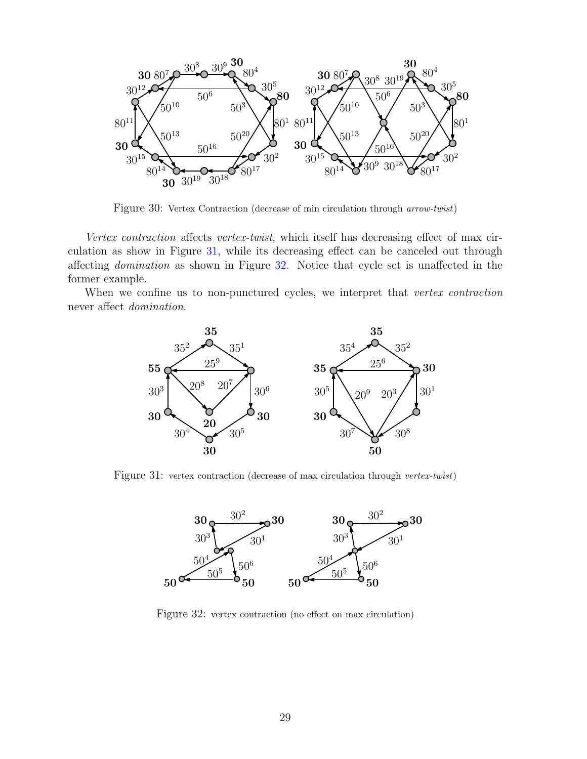Figure 30: Vertex Contraction (decrease of min circulation through *arrow-twist*)

*Vertex contraction* affects *vertex-twist*, which itself has decreasing effect of max circulation as show in Figure 31, while its decreasing effect can be canceled out through affecting *domination* as shown in Figure 32. Notice that cycle set is unaffected in the former example.

When we confine us to non-punctured cycles, we interpret that *vertex contraction* never affect *domination*.

Figure 31: vertex contraction (decrease of max circulation through *vertex-twist*)

Figure 32: vertex contraction (no effect on max circulation)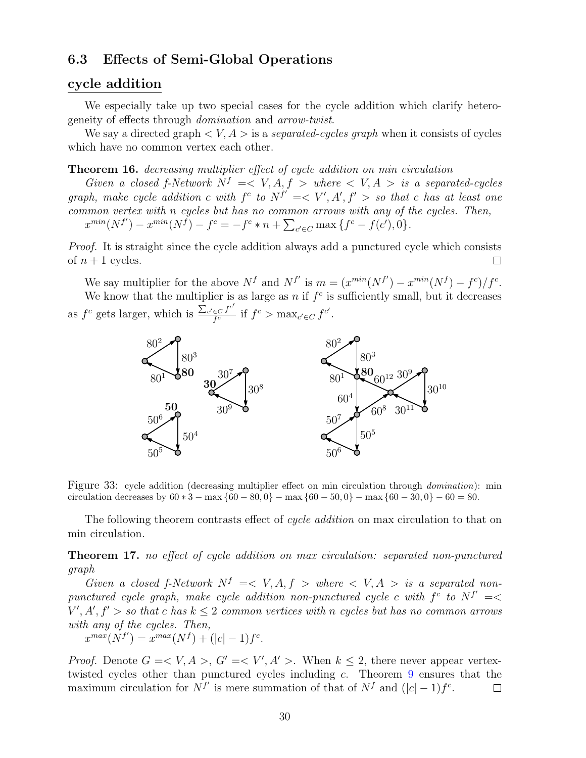### 6.3 Effects of Semi-Global Operations

## cycle addition

We especially take up two special cases for the cycle addition which clarify heterogeneity of effects through *domination* and *arrow-twist*.

We say a directed graph $< V, A >$ is a *separated-cycles graph* when it consists of cycles which have no common vertex each other.

**Theorem 16.** *decreasing multiplier effect of cycle addition on min circulation*

*Given a closed f-Network $N^f =< V, A, f >$ where $< V, A >$ is a separated-cycles graph, make cycle addition $c$ with $f^c$ to $N^{f'} =< V', A', f' >$ so that $c$ has at least one common vertex with $n$ cycles but has no common arrows with any of the cycles. Then,*
$x^{min}(N^{f'}) - x^{min}(N^f) - f^c = -f^c * n + \sum_{c' \in C} \max\{f^c - f(c'), 0\}$.

*Proof.* It is straight since the cycle addition always add a punctured cycle which consists of $n+1$ cycles. □

We say multiplier for the above $N^f$ and $N^{f'}$ is $m = (x^{min}(N^{f'}) - x^{min}(N^f) - f^c)/f^c$.

We know that the multiplier is as large as $n$ if $f^c$ is sufficiently small, but it decreases as $f^c$ gets larger, which is $\frac{\sum_{c' \in C} f^{c'}}{f^c}$ if $f^c > \max_{c' \in C} f^{c'}$.

Figure 33: cycle addition (decreasing multiplier effect on min circulation through *domination*): min circulation decreases by $60 * 3 - \max\{60 - 80, 0\} - \max\{60 - 50, 0\} - \max\{60 - 30, 0\} - 60 = 80$.

The following theorem contrasts effect of *cycle addition* on max circulation to that on min circulation.

**Theorem 17.** *no effect of cycle addition on max circulation: separated non-punctured graph*

*Given a closed f-Network $N^f =< V, A, f >$ where $< V, A >$ is a separated non-punctured cycle graph, make cycle addition non-punctured cycle $c$ with $f^c$ to $N^{f'} =< V', A', f' >$ so that $c$ has $k \leq 2$ common vertices with $n$ cycles but has no common arrows with any of the cycles. Then,*
$x^{max}(N^{f'}) = x^{max}(N^f) + (|c| - 1)f^c$.

*Proof.* Denote $G =< V, A >$, $G' =< V', A' >$. When $k \leq 2$, there never appear vertex-twisted cycles other than punctured cycles including $c$. Theorem 9 ensures that the maximum circulation for $N^{f'}$ is mere summation of that of $N^f$ and $(|c| - 1)f^c$. □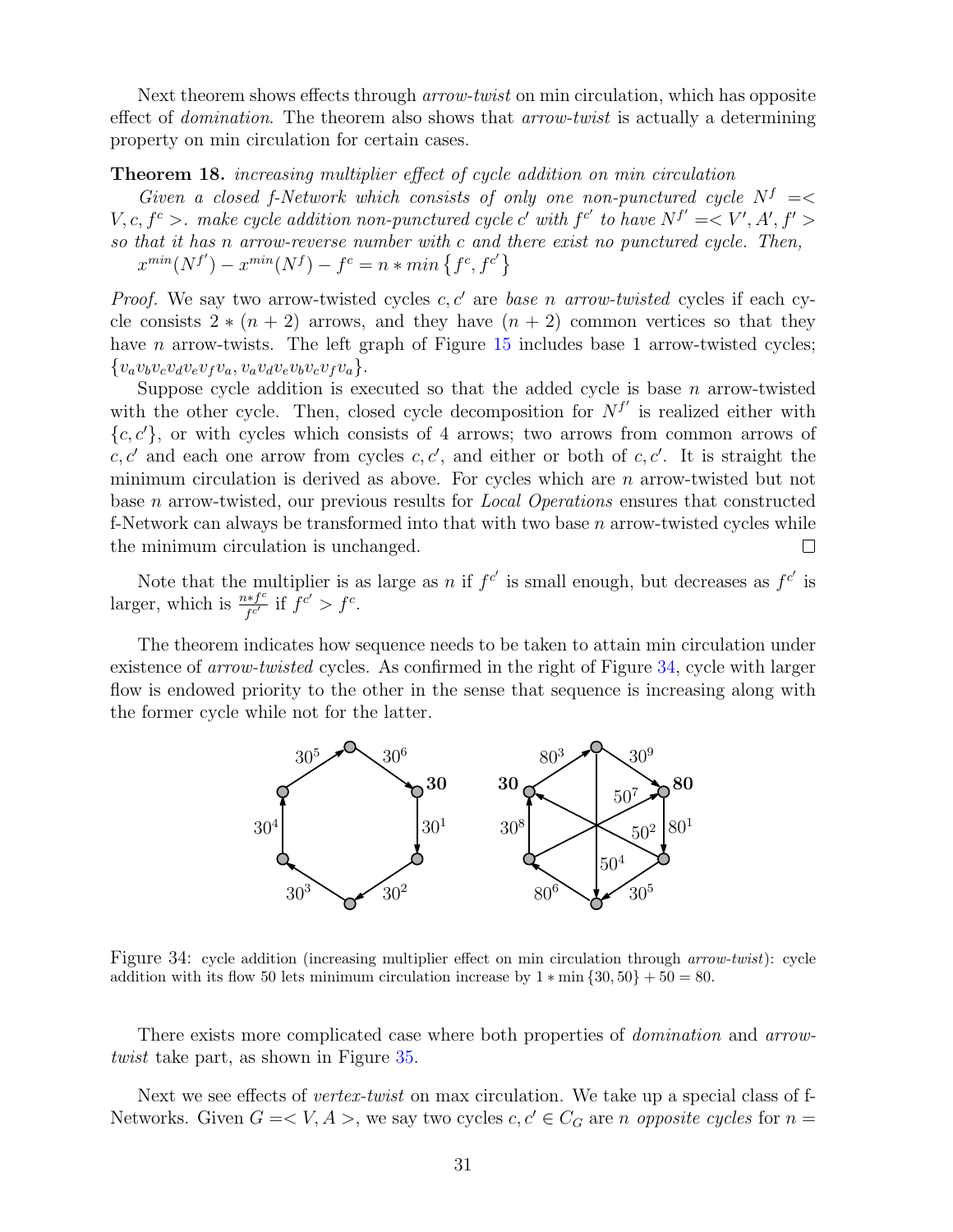Next theorem shows effects through *arrow-twist* on min circulation, which has opposite effect of *domination*. The theorem also shows that *arrow-twist* is actually a determining property on min circulation for certain cases.

**Theorem 18.** *increasing multiplier effect of cycle addition on min circulation*

*Given a closed f-Network which consists of only one non-punctured cycle $N^f = < V, c, f^c >$. make cycle addition non-punctured cycle $c'$ with $f^{c'}$ to have $N^{f'} = < V', A', f' >$ so that it has $n$ arrow-reverse number with $c$ and there exist no punctured cycle. Then,*

$x^{min}(N^{f'}) - x^{min}(N^f) - f^c = n * min\left\{f^c, f^{c'}\right\}$

*Proof.* We say two arrow-twisted cycles $c, c'$ are *base $n$ arrow-twisted* cycles if each cycle consists $2 * (n+2)$ arrows, and they have $(n+2)$ common vertices so that they have $n$ arrow-twists. The left graph of Figure 15 includes base 1 arrow-twisted cycles; $\{v_a v_b v_c v_d v_e v_f v_a, v_a v_d v_e v_b v_c v_f v_a\}$.

Suppose cycle addition is executed so that the added cycle is base $n$ arrow-twisted with the other cycle. Then, closed cycle decomposition for $N^{f'}$ is realized either with $\{c, c'\}$, or with cycles which consists of 4 arrows; two arrows from common arrows of $c, c'$ and each one arrow from cycles $c, c'$, and either or both of $c, c'$. It is straight the minimum circulation is derived as above. For cycles which are $n$ arrow-twisted but not base $n$ arrow-twisted, our previous results for *Local Operations* ensures that constructed f-Network can always be transformed into that with two base $n$ arrow-twisted cycles while the minimum circulation is unchanged. □

Note that the multiplier is as large as $n$ if $f^{c'}$ is small enough, but decreases as $f^{c'}$ is larger, which is $\frac{n*f^c}{f^{c'}}$ if $f^{c'} > f^c$.

The theorem indicates how sequence needs to be taken to attain min circulation under existence of *arrow-twisted* cycles. As confirmed in the right of Figure 34, cycle with larger flow is endowed priority to the other in the sense that sequence is increasing along with the former cycle while not for the latter.

Figure 34: cycle addition (increasing multiplier effect on min circulation through *arrow-twist*): cycle addition with its flow 50 lets minimum circulation increase by $1 * \min\{30, 50\} + 50 = 80$.

There exists more complicated case where both properties of *domination* and *arrow-twist* take part, as shown in Figure 35.

Next we see effects of *vertex-twist* on max circulation. We take up a special class of f-Networks. Given $G = < V, A >$, we say two cycles $c, c' \in C_G$ are $n$ *opposite cycles* for $n =$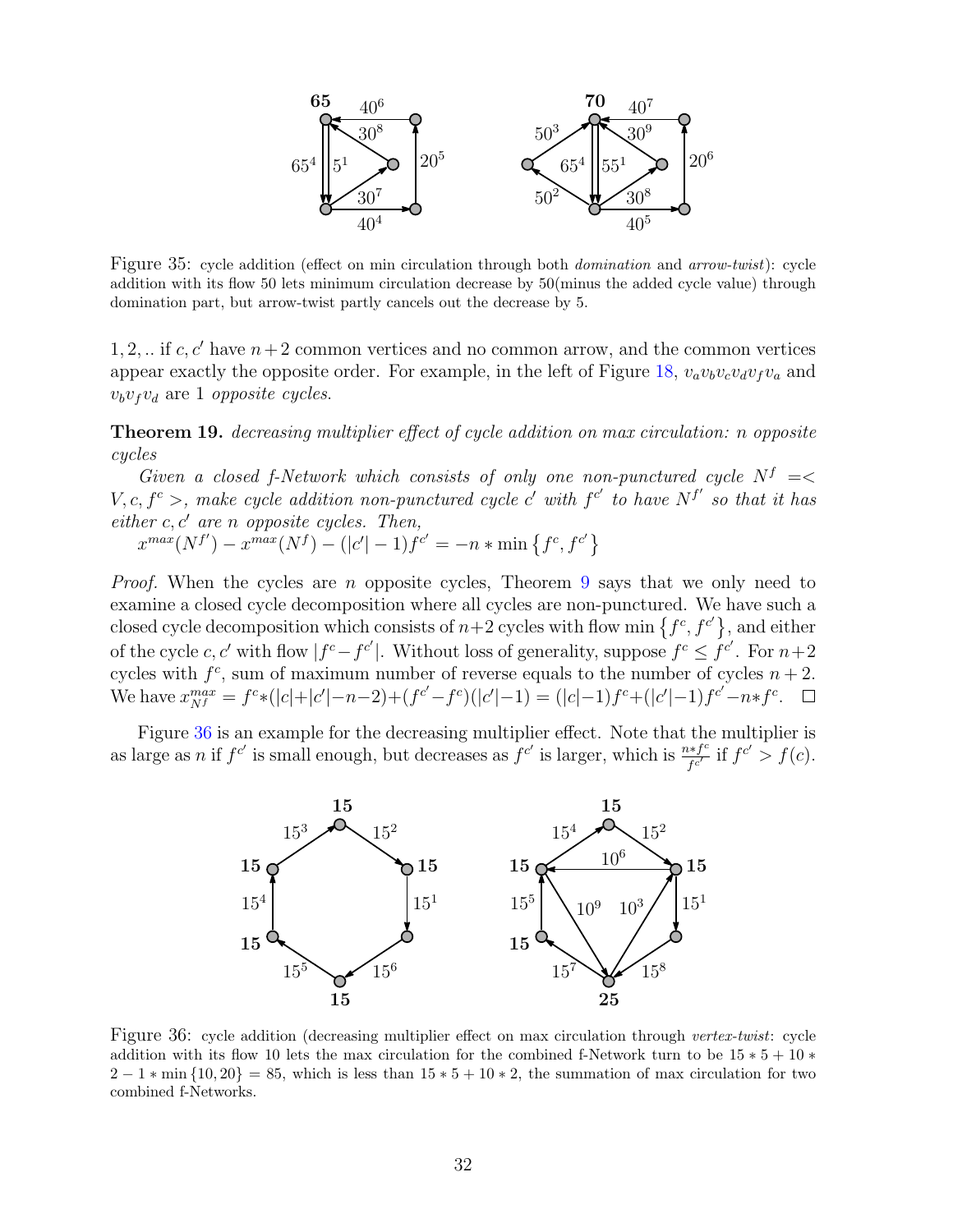Figure 35: cycle addition (effect on min circulation through both *domination* and *arrow-twist*): cycle addition with its flow 50 lets minimum circulation decrease by 50(minus the added cycle value) through domination part, but arrow-twist partly cancels out the decrease by 5.

1, 2, .. if $c, c'$ have $n+2$ common vertices and no common arrow, and the common vertices appear exactly the opposite order. For example, in the left of Figure 18, $v_a v_b v_c v_d v_f v_a$ and $v_b v_f v_d$ are 1 *opposite cycles*.

**Theorem 19.** *decreasing multiplier effect of cycle addition on max circulation: n opposite cycles*

*Given a closed f-Network which consists of only one non-punctured cycle* $N^f = < V, c, f^c >$*, make cycle addition non-punctured cycle* $c'$ *with* $f^{c'}$ *to have* $N^{f'}$ *so that it has either* $c, c'$ *are n opposite cycles. Then,*

$x^{max}(N^{f'}) - x^{max}(N^f) - (|c'|-1)f^{c'} = -n * \min\left\{f^c, f^{c'}\right\}$

*Proof.* When the cycles are $n$ opposite cycles, Theorem 9 says that we only need to examine a closed cycle decomposition where all cycles are non-punctured. We have such a closed cycle decomposition which consists of $n+2$ cycles with flow $\min\left\{f^c, f^{c'}\right\}$, and either of the cycle $c, c'$ with flow $|f^c - f^{c'}|$. Without loss of generality, suppose $f^c \leq f^{c'}$. For $n+2$ cycles with $f^c$, sum of maximum number of reverse equals to the number of cycles $n+2$. We have $x^{max}_{N^f} = f^c*(|c|+|c'|-n-2)+(f^{c'}-f^c)(|c'|-1) = (|c|-1)f^c+(|c'|-1)f^{c'}-n*f^c$. $\square$

Figure 36 is an example for the decreasing multiplier effect. Note that the multiplier is as large as $n$ if $f^{c'}$ is small enough, but decreases as $f^{c'}$ is larger, which is $\frac{n*f^c}{f^{c'}}$ if $f^{c'} > f(c)$.

Figure 36: cycle addition (decreasing multiplier effect on max circulation through *vertex-twist*: cycle addition with its flow 10 lets the max circulation for the combined f-Network turn to be $15*5+10*2-1*\min\{10, 20\} = 85$, which is less than $15*5+10*2$, the summation of max circulation for two combined f-Networks.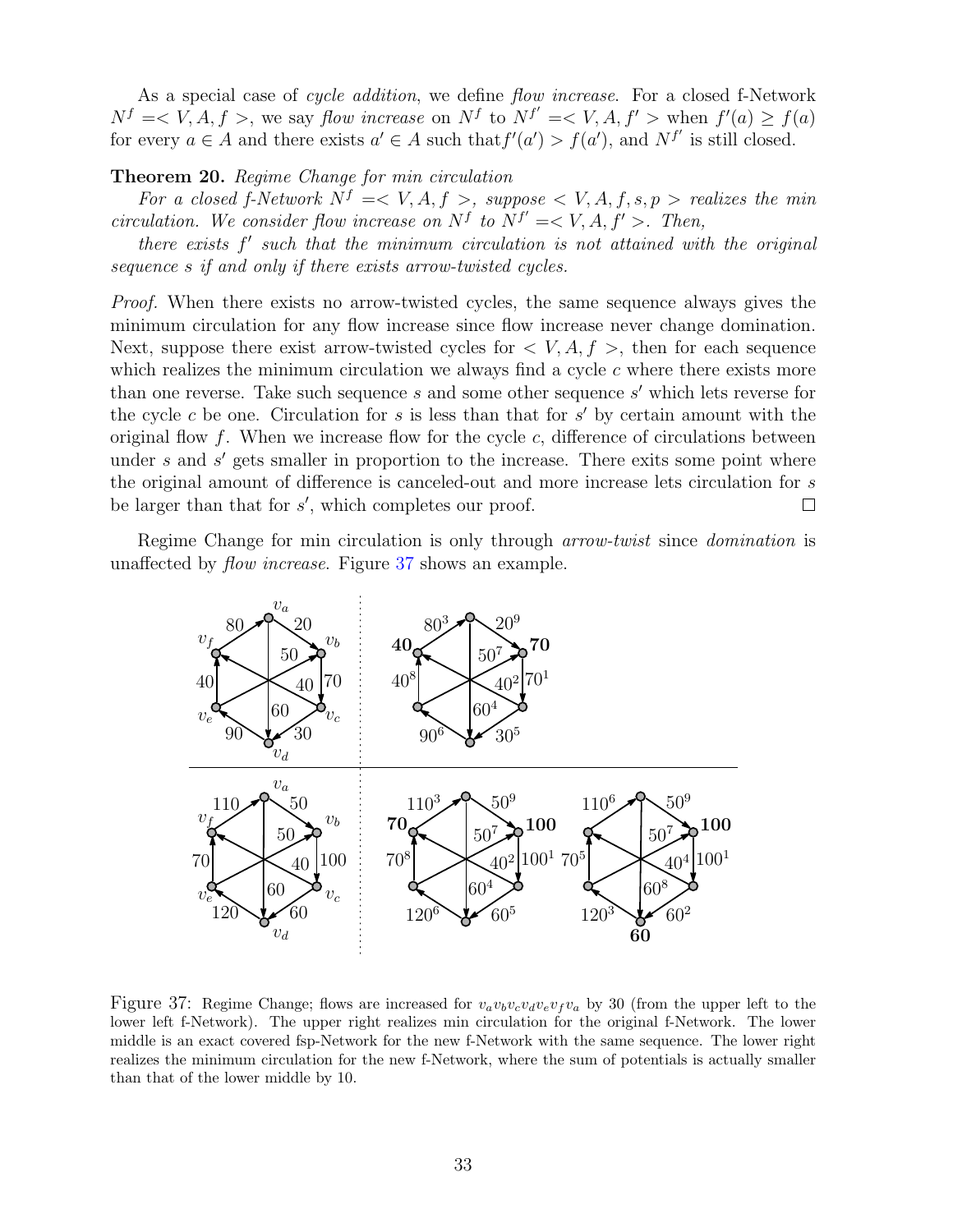As a special case of *cycle addition*, we define *flow increase*. For a closed f-Network $N^f =< V, A, f >$, we say *flow increase* on $N^f$ to $N^{f'} =< V, A, f' >$ when $f'(a) \geq f(a)$ for every $a \in A$ and there exists $a' \in A$ such that $f'(a') > f(a')$, and $N^{f'}$ is still closed.

**Theorem 20.** *Regime Change for min circulation*

*For a closed f-Network $N^f =< V, A, f >$, suppose $< V, A, f, s, p >$ realizes the min circulation. We consider flow increase on $N^f$ to $N^{f'} =< V, A, f' >$. Then,*

*there exists $f'$ such that the minimum circulation is not attained with the original sequence $s$ if and only if there exists arrow-twisted cycles.*

*Proof.* When there exists no arrow-twisted cycles, the same sequence always gives the minimum circulation for any flow increase since flow increase never change domination. Next, suppose there exist arrow-twisted cycles for $< V, A, f >$, then for each sequence which realizes the minimum circulation we always find a cycle $c$ where there exists more than one reverse. Take such sequence $s$ and some other sequence $s'$ which lets reverse for the cycle $c$ be one. Circulation for $s$ is less than that for $s'$ by certain amount with the original flow $f$. When we increase flow for the cycle $c$, difference of circulations between under $s$ and $s'$ gets smaller in proportion to the increase. There exits some point where the original amount of difference is canceled-out and more increase lets circulation for $s$ be larger than that for $s'$, which completes our proof. □

Regime Change for min circulation is only through *arrow-twist* since *domination* is unaffected by *flow increase*. Figure 37 shows an example.

Figure 37: Regime Change; flows are increased for $v_a v_b v_c v_d v_e v_f v_a$ by 30 (from the upper left to the lower left f-Network). The upper right realizes min circulation for the original f-Network. The lower middle is an exact covered fsp-Network for the new f-Network with the same sequence. The lower right realizes the minimum circulation for the new f-Network, where the sum of potentials is actually smaller than that of the lower middle by 10.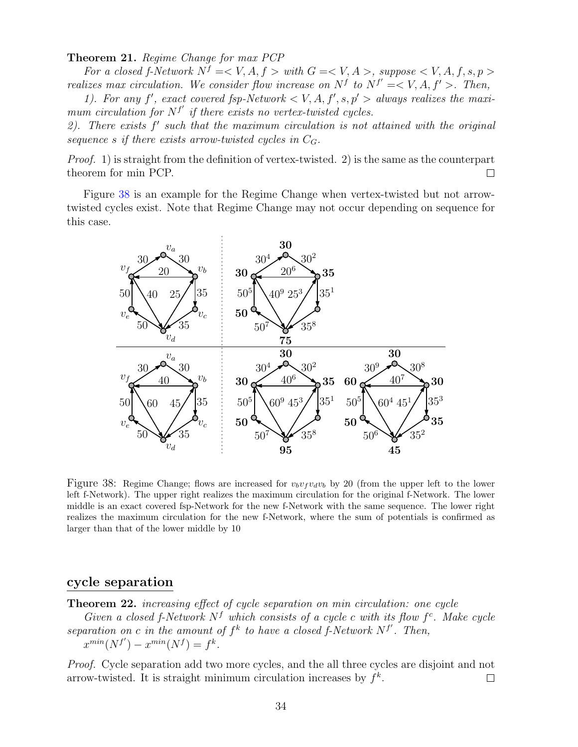**Theorem 21.** *Regime Change for max PCP*

*For a closed f-Network $N^f =< V, A, f >$ with $G =< V, A >$, suppose $< V, A, f, s, p >$ realizes max circulation. We consider flow increase on $N^f$ to $N^{f'} =< V, A, f' >$. Then,*

*1). For any $f'$, exact covered fsp-Network $< V, A, f', s, p' >$ always realizes the maximum circulation for $N^{f'}$ if there exists no vertex-twisted cycles.*

*2). There exists $f'$ such that the maximum circulation is not attained with the original sequence $s$ if there exists arrow-twisted cycles in $C_G$.*

*Proof.* 1) is straight from the definition of vertex-twisted. 2) is the same as the counterpart theorem for min PCP. □

Figure 38 is an example for the Regime Change when vertex-twisted but not arrow-twisted cycles exist. Note that Regime Change may not occur depending on sequence for this case.

Figure 38: Regime Change; flows are increased for $v_b v_f v_d v_b$ by 20 (from the upper left to the lower left f-Network). The upper right realizes the maximum circulation for the original f-Network. The lower middle is an exact covered fsp-Network for the new f-Network with the same sequence. The lower right realizes the maximum circulation for the new f-Network, where the sum of potentials is confirmed as larger than that of the lower middle by 10

## cycle separation

**Theorem 22.** *increasing effect of cycle separation on min circulation: one cycle*

*Given a closed f-Network $N^f$ which consists of a cycle $c$ with its flow $f^c$. Make cycle separation on $c$ in the amount of $f^k$ to have a closed f-Network $N^{f'}$. Then,*

$x^{min}(N^{f'}) - x^{min}(N^f) = f^k$.

*Proof.* Cycle separation add two more cycles, and the all three cycles are disjoint and not arrow-twisted. It is straight minimum circulation increases by $f^k$. □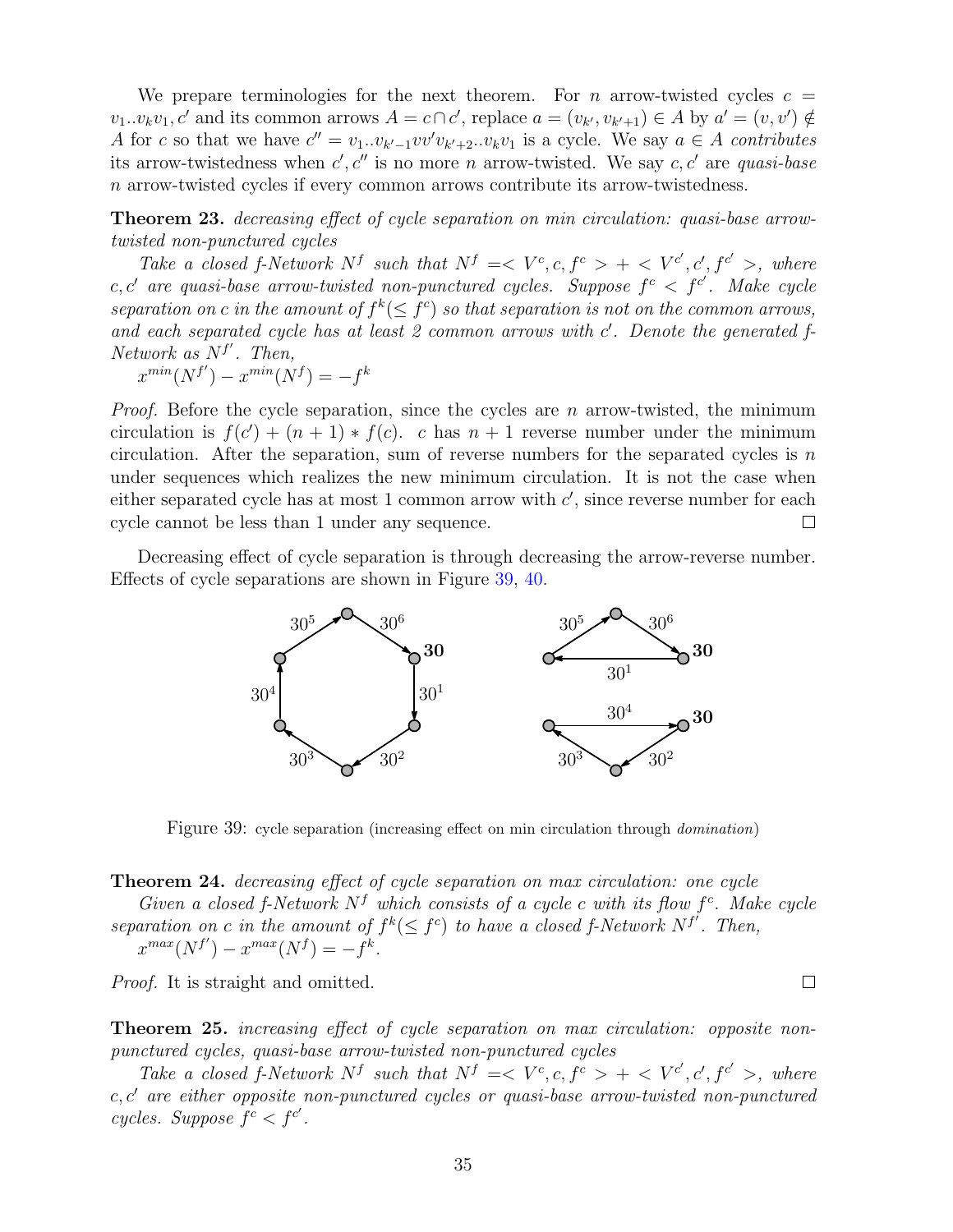We prepare terminologies for the next theorem. For $n$ arrow-twisted cycles $c = v_1..v_kv_1, c'$ and its common arrows $A = c \cap c'$, replace $a = (v_{k'}, v_{k'+1}) \in A$ by $a' = (v, v') \notin A$ for $c$ so that we have $c'' = v_1..v_{k'-1}vv'v_{k'+2}..v_kv_1$ is a cycle. We say $a \in A$ *contributes* its arrow-twistedness when $c', c''$ is no more $n$ arrow-twisted. We say $c, c'$ are *quasi-base* $n$ arrow-twisted cycles if every common arrows contribute its arrow-twistedness.

**Theorem 23.** *decreasing effect of cycle separation on min circulation: quasi-base arrow-twisted non-punctured cycles*

*Take a closed f-Network $N^f$ such that $N^f = < V^c, c, f^c > + < V^{c'}, c', f^{c'} >$, where $c, c'$ are quasi-base arrow-twisted non-punctured cycles. Suppose $f^c < f^{c'}$. Make cycle separation on $c$ in the amount of $f^k (\leq f^c)$ so that separation is not on the common arrows, and each separated cycle has at least 2 common arrows with $c'$. Denote the generated f-Network as $N^{f'}$. Then,*

$x^{min}(N^{f'}) - x^{min}(N^f) = -f^k$

*Proof.* Before the cycle separation, since the cycles are $n$ arrow-twisted, the minimum circulation is $f(c') + (n+1) * f(c)$. $c$ has $n+1$ reverse number under the minimum circulation. After the separation, sum of reverse numbers for the separated cycles is $n$ under sequences which realizes the new minimum circulation. It is not the case when either separated cycle has at most 1 common arrow with $c'$, since reverse number for each cycle cannot be less than 1 under any sequence. $\square$

Decreasing effect of cycle separation is through decreasing the arrow-reverse number. Effects of cycle separations are shown in Figure 39, 40.

Figure 39: cycle separation (increasing effect on min circulation through *domination*)

**Theorem 24.** *decreasing effect of cycle separation on max circulation: one cycle*

*Given a closed f-Network $N^f$ which consists of a cycle $c$ with its flow $f^c$. Make cycle separation on $c$ in the amount of $f^k (\leq f^c)$ to have a closed f-Network $N^{f'}$. Then,*

$x^{max}(N^{f'}) - x^{max}(N^f) = -f^k$.

*Proof.* It is straight and omitted. $\square$

**Theorem 25.** *increasing effect of cycle separation on max circulation: opposite non-punctured cycles, quasi-base arrow-twisted non-punctured cycles*

*Take a closed f-Network $N^f$ such that $N^f = < V^c, c, f^c > + < V^{c'}, c', f^{c'} >$, where $c, c'$ are either opposite non-punctured cycles or quasi-base arrow-twisted non-punctured cycles. Suppose $f^c < f^{c'}$.*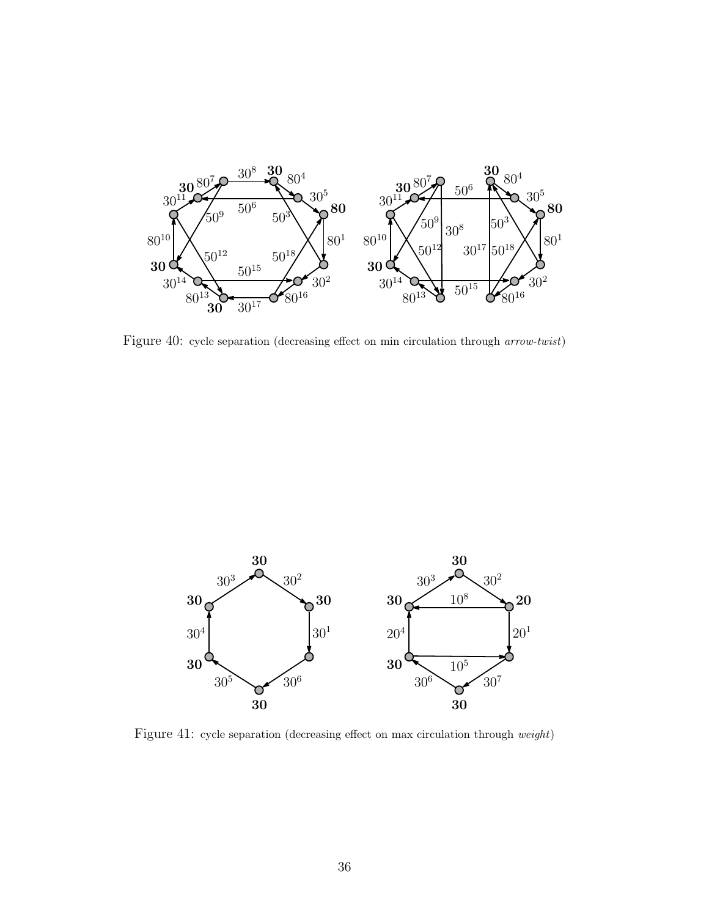Figure 40: cycle separation (decreasing effect on min circulation through *arrow-twist*)

Figure 41: cycle separation (decreasing effect on max circulation through *weight*)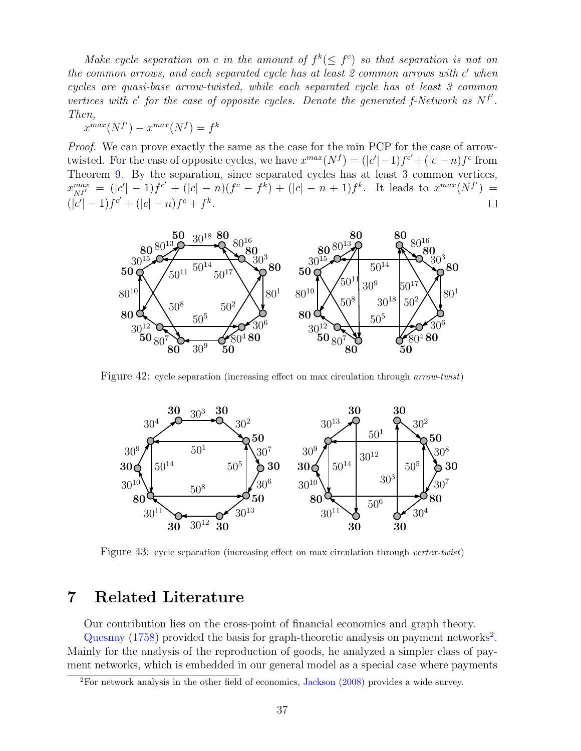*Make cycle separation on $c$ in the amount of $f^k (\leq f^c)$ so that separation is not on the common arrows, and each separated cycle has at least 2 common arrows with $c'$ when cycles are quasi-base arrow-twisted, while each separated cycle has at least 3 common vertices with $c'$ for the case of opposite cycles. Denote the generated f-Network as $N^{f'}$. Then,*

$x^{max}(N^{f'}) - x^{max}(N^f) = f^k$

*Proof.* We can prove exactly the same as the case for the min PCP for the case of arrow-twisted. For the case of opposite cycles, we have $x^{max}(N^f) = (|c'|-1)f^{c'} + (|c|-n)f^c$ from Theorem 9. By the separation, since separated cycles has at least 3 common vertices, $x^{max}_{N^{f'}} = (|c'|-1)f^{c'} + (|c|-n)(f^c - f^k) + (|c|-n+1)f^k$. It leads to $x^{max}(N^{f'}) = (|c'|-1)f^{c'} + (|c|-n)f^c + f^k$. □

Figure 42: cycle separation (increasing effect on max circulation through *arrow-twist*)

Figure 43: cycle separation (increasing effect on max circulation through *vertex-twist*)

# 7 Related Literature

Our contribution lies on the cross-point of financial economics and graph theory.

Quesnay (1758) provided the basis for graph-theoretic analysis on payment networks[2]. Mainly for the analysis of the reproduction of goods, he analyzed a simpler class of payment networks, which is embedded in our general model as a special case where payments

[2]For network analysis in the other field of economics, Jackson (2008) provides a wide survey.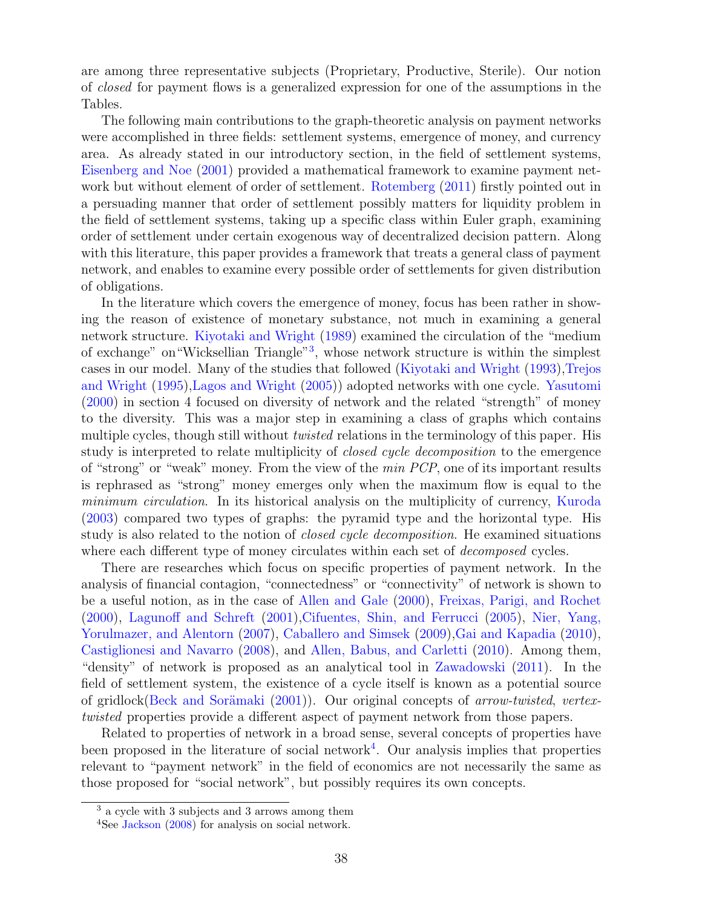are among three representative subjects (Proprietary, Productive, Sterile). Our notion of *closed* for payment flows is a generalized expression for one of the assumptions in the Tables.

The following main contributions to the graph-theoretic analysis on payment networks were accomplished in three fields: settlement systems, emergence of money, and currency area. As already stated in our introductory section, in the field of settlement systems, Eisenberg and Noe (2001) provided a mathematical framework to examine payment network but without element of order of settlement. Rotemberg (2011) firstly pointed out in a persuading manner that order of settlement possibly matters for liquidity problem in the field of settlement systems, taking up a specific class within Euler graph, examining order of settlement under certain exogenous way of decentralized decision pattern. Along with this literature, this paper provides a framework that treats a general class of payment network, and enables to examine every possible order of settlements for given distribution of obligations.

In the literature which covers the emergence of money, focus has been rather in showing the reason of existence of monetary substance, not much in examining a general network structure. Kiyotaki and Wright (1989) examined the circulation of the "medium of exchange" on"Wicksellian Triangle"[3], whose network structure is within the simplest cases in our model. Many of the studies that followed (Kiyotaki and Wright (1993),Trejos and Wright (1995),Lagos and Wright (2005)) adopted networks with one cycle. Yasutomi (2000) in section 4 focused on diversity of network and the related "strength" of money to the diversity. This was a major step in examining a class of graphs which contains multiple cycles, though still without *twisted* relations in the terminology of this paper. His study is interpreted to relate multiplicity of *closed cycle decomposition* to the emergence of "strong" or "weak" money. From the view of the *min PCP*, one of its important results is rephrased as "strong" money emerges only when the maximum flow is equal to the *minimum circulation*. In its historical analysis on the multiplicity of currency, Kuroda (2003) compared two types of graphs: the pyramid type and the horizontal type. His study is also related to the notion of *closed cycle decomposition*. He examined situations where each different type of money circulates within each set of *decomposed* cycles.

There are researches which focus on specific properties of payment network. In the analysis of financial contagion, "connectedness" or "connectivity" of network is shown to be a useful notion, as in the case of Allen and Gale (2000), Freixas, Parigi, and Rochet (2000), Lagunoff and Schreft (2001),Cifuentes, Shin, and Ferrucci (2005), Nier, Yang, Yorulmazer, and Alentorn (2007), Caballero and Simsek (2009),Gai and Kapadia (2010), Castiglionesi and Navarro (2008), and Allen, Babus, and Carletti (2010). Among them, "density" of network is proposed as an analytical tool in Zawadowski (2011). In the field of settlement system, the existence of a cycle itself is known as a potential source of gridlock(Beck and Sorämaki (2001)). Our original concepts of *arrow-twisted*, *vertex-twisted* properties provide a different aspect of payment network from those papers.

Related to properties of network in a broad sense, several concepts of properties have been proposed in the literature of social network[4]. Our analysis implies that properties relevant to "payment network" in the field of economics are not necessarily the same as those proposed for "social network", but possibly requires its own concepts.

[3] a cycle with 3 subjects and 3 arrows among them

[4] See Jackson (2008) for analysis on social network.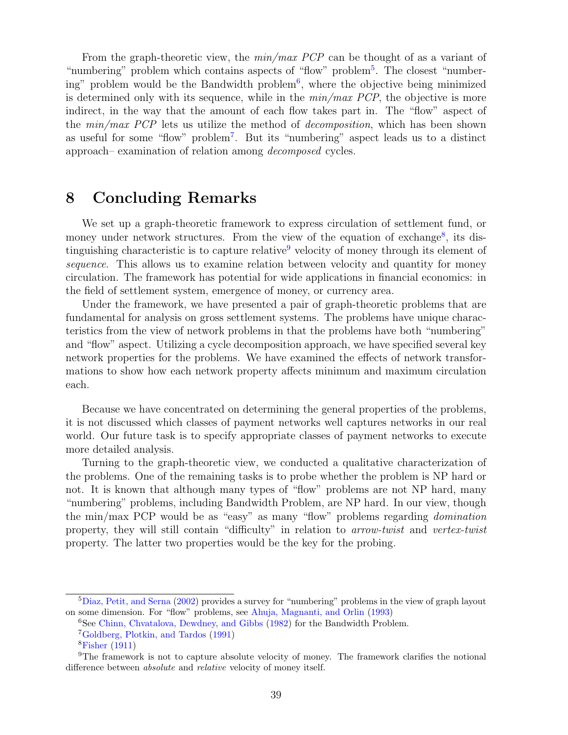From the graph-theoretic view, the *min/max PCP* can be thought of as a variant of "numbering" problem which contains aspects of "flow" problem[5]. The closest "numbering" problem would be the Bandwidth problem[6], where the objective being minimized is determined only with its sequence, while in the *min/max PCP*, the objective is more indirect, in the way that the amount of each flow takes part in. The "flow" aspect of the *min/max PCP* lets us utilize the method of *decomposition*, which has been shown as useful for some "flow" problem[7]. But its "numbering" aspect leads us to a distinct approach– examination of relation among *decomposed* cycles.

# 8 Concluding Remarks

We set up a graph-theoretic framework to express circulation of settlement fund, or money under network structures. From the view of the equation of exchange[8], its distinguishing characteristic is to capture relative[9] velocity of money through its element of *sequence*. This allows us to examine relation between velocity and quantity for money circulation. The framework has potential for wide applications in financial economics: in the field of settlement system, emergence of money, or currency area.

Under the framework, we have presented a pair of graph-theoretic problems that are fundamental for analysis on gross settlement systems. The problems have unique characteristics from the view of network problems in that the problems have both "numbering" and "flow" aspect. Utilizing a cycle decomposition approach, we have specified several key network properties for the problems. We have examined the effects of network transformations to show how each network property affects minimum and maximum circulation each.

Because we have concentrated on determining the general properties of the problems, it is not discussed which classes of payment networks well captures networks in our real world. Our future task is to specify appropriate classes of payment networks to execute more detailed analysis.

Turning to the graph-theoretic view, we conducted a qualitative characterization of the problems. One of the remaining tasks is to probe whether the problem is NP hard or not. It is known that although many types of "flow" problems are not NP hard, many "numbering" problems, including Bandwidth Problem, are NP hard. In our view, though the min/max PCP would be as "easy" as many "flow" problems regarding *domination* property, they will still contain "difficulty" in relation to *arrow-twist* and *vertex-twist* property. The latter two properties would be the key for the probing.

---

[5] Diaz, Petit, and Serna (2002) provides a survey for "numbering" problems in the view of graph layout on some dimension. For "flow" problems, see Ahuja, Magnanti, and Orlin (1993)

[6] See Chinn, Chvatalova, Dewdney, and Gibbs (1982) for the Bandwidth Problem.

[7] Goldberg, Plotkin, and Tardos (1991)

[8] Fisher (1911)

[9] The framework is not to capture absolute velocity of money. The framework clarifies the notional difference between *absolute* and *relative* velocity of money itself.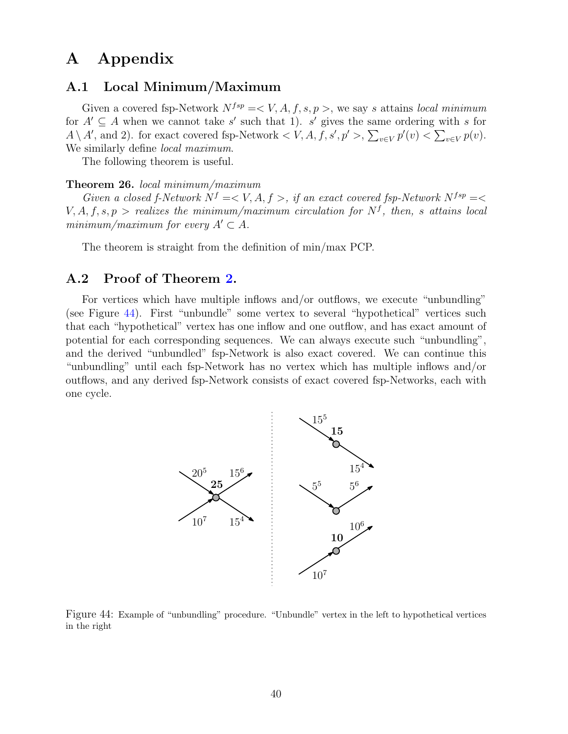# A Appendix

## A.1 Local Minimum/Maximum

Given a covered fsp-Network $N^{fsp} =< V, A, f, s, p >$, we say $s$ attains *local minimum* for $A' \subseteq A$ when we cannot take $s'$ such that 1). $s'$ gives the same ordering with $s$ for $A \setminus A'$, and 2). for exact covered fsp-Network $< V, A, f, s', p' >$, $\sum_{v \in V} p'(v) < \sum_{v \in V} p(v)$. We similarly define *local maximum*.

The following theorem is useful.

**Theorem 26.** *local minimum/maximum*

*Given a closed f-Network $N^f =< V, A, f >$, if an exact covered fsp-Network $N^{fsp} =< V, A, f, s, p >$ realizes the minimum/maximum circulation for $N^f$, then, $s$ attains local minimum/maximum for every $A' \subset A$.*

The theorem is straight from the definition of min/max PCP.

## A.2 Proof of Theorem 2.

For vertices which have multiple inflows and/or outflows, we execute "unbundling" (see Figure 44). First "unbundle" some vertex to several "hypothetical" vertices such that each "hypothetical" vertex has one inflow and one outflow, and has exact amount of potential for each corresponding sequences. We can always execute such "unbundling", and the derived "unbundled" fsp-Network is also exact covered. We can continue this "unbundling" until each fsp-Network has no vertex which has multiple inflows and/or outflows, and any derived fsp-Network consists of exact covered fsp-Networks, each with one cycle.

Figure 44: Example of "unbundling" procedure. "Unbundle" vertex in the left to hypothetical vertices in the right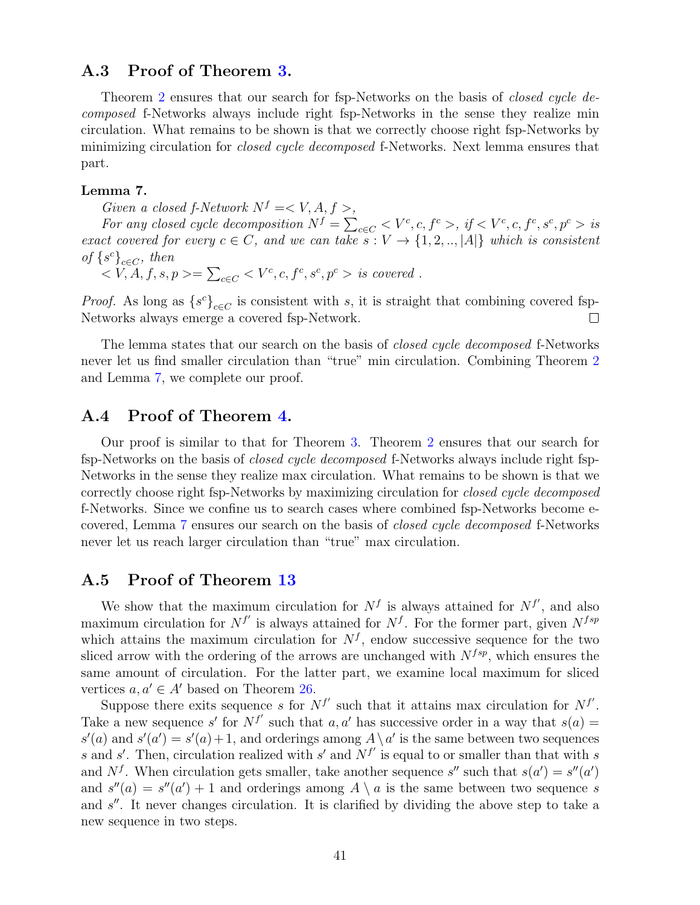## A.3 Proof of Theorem 3.

Theorem 2 ensures that our search for fsp-Networks on the basis of *closed cycle decomposed* f-Networks always include right fsp-Networks in the sense they realize min circulation. What remains to be shown is that we correctly choose right fsp-Networks by minimizing circulation for *closed cycle decomposed* f-Networks. Next lemma ensures that part.

**Lemma 7.**

*Given a closed f-Network* $N^f = < V, A, f >$,

*For any closed cycle decomposition* $N^f = \sum_{c \in C} < V^c, c, f^c >$, *if* $< V^c, c, f^c, s^c, p^c >$ *is exact covered for every* $c \in C$, *and we can take* $s : V \rightarrow \{1, 2, .., |A|\}$ *which is consistent of* $\{s^c\}_{c \in C}$, *then*

$< V, A, f, s, p >= \sum_{c \in C} < V^c, c, f^c, s^c, p^c >$ *is covered .*

*Proof.* As long as $\{s^c\}_{c \in C}$ is consistent with $s$, it is straight that combining covered fsp-Networks always emerge a covered fsp-Network. □

The lemma states that our search on the basis of *closed cycle decomposed* f-Networks never let us find smaller circulation than "true" min circulation. Combining Theorem 2 and Lemma 7, we complete our proof.

## A.4 Proof of Theorem 4.

Our proof is similar to that for Theorem 3. Theorem 2 ensures that our search for fsp-Networks on the basis of *closed cycle decomposed* f-Networks always include right fsp-Networks in the sense they realize max circulation. What remains to be shown is that we correctly choose right fsp-Networks by maximizing circulation for *closed cycle decomposed* f-Networks. Since we confine us to search cases where combined fsp-Networks become e-covered, Lemma 7 ensures our search on the basis of *closed cycle decomposed* f-Networks never let us reach larger circulation than "true" max circulation.

## A.5 Proof of Theorem 13

We show that the maximum circulation for $N^f$ is always attained for $N^{f'}$, and also maximum circulation for $N^{f'}$ is always attained for $N^f$. For the former part, given $N^{fsp}$ which attains the maximum circulation for $N^f$, endow successive sequence for the two sliced arrow with the ordering of the arrows are unchanged with $N^{fsp}$, which ensures the same amount of circulation. For the latter part, we examine local maximum for sliced vertices $a, a' \in A'$ based on Theorem 26.

Suppose there exits sequence $s$ for $N^{f'}$ such that it attains max circulation for $N^{f'}$. Take a new sequence $s'$ for $N^{f'}$ such that $a, a'$ has successive order in a way that $s(a) = s'(a)$ and $s'(a') = s'(a) + 1$, and orderings among $A \setminus a'$ is the same between two sequences $s$ and $s'$. Then, circulation realized with $s'$ and $N^{f'}$ is equal to or smaller than that with $s$ and $N^f$. When circulation gets smaller, take another sequence $s''$ such that $s(a') = s''(a')$ and $s''(a) = s''(a') + 1$ and orderings among $A \setminus a$ is the same between two sequence $s$ and $s''$. It never changes circulation. It is clarified by dividing the above step to take a new sequence in two steps.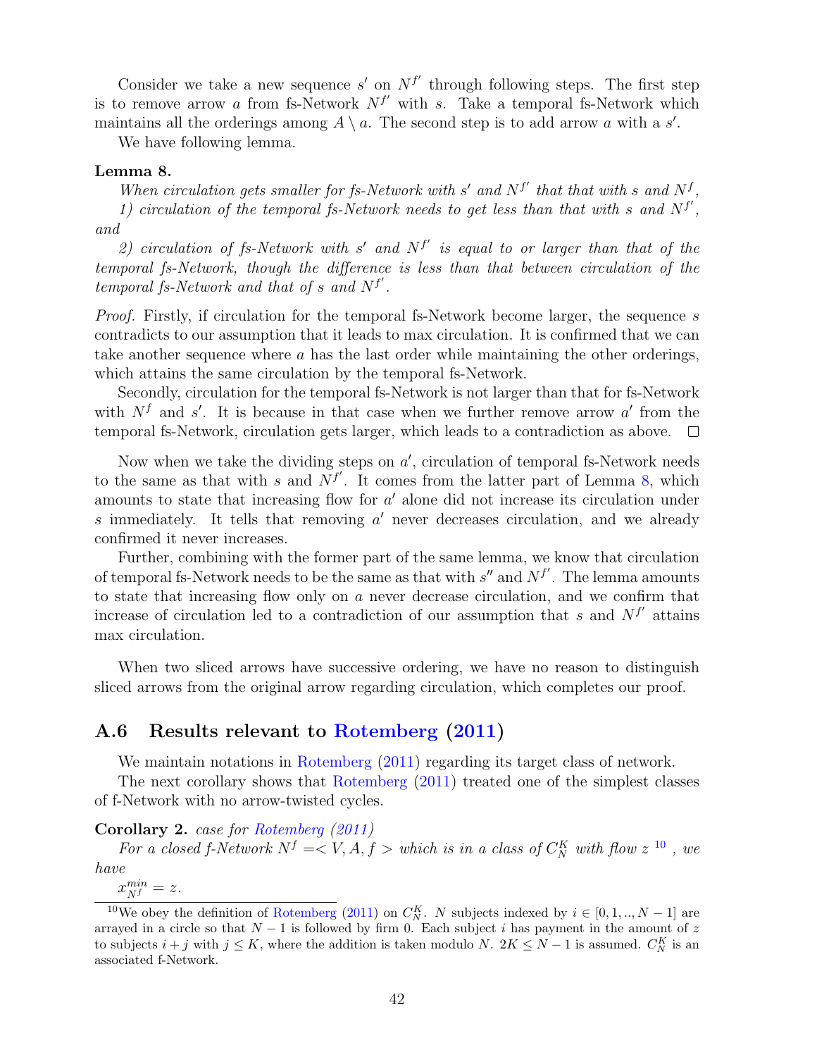Consider we take a new sequence $s'$ on $N^{f'}$ through following steps. The first step is to remove arrow $a$ from fs-Network $N^{f'}$ with $s$. Take a temporal fs-Network which maintains all the orderings among $A \setminus a$. The second step is to add arrow $a$ with a $s'$.

We have following lemma.

**Lemma 8.**

*When circulation gets smaller for fs-Network with $s'$ and $N^{f'}$ that that with $s$ and $N^f$,*

*1) circulation of the temporal fs-Network needs to get less than that with $s$ and $N^{f'}$, and*

*2) circulation of fs-Network with $s'$ and $N^{f'}$ is equal to or larger than that of the temporal fs-Network, though the difference is less than that between circulation of the temporal fs-Network and that of $s$ and $N^{f'}$.*

*Proof.* Firstly, if circulation for the temporal fs-Network become larger, the sequence $s$ contradicts to our assumption that it leads to max circulation. It is confirmed that we can take another sequence where $a$ has the last order while maintaining the other orderings, which attains the same circulation by the temporal fs-Network.

Secondly, circulation for the temporal fs-Network is not larger than that for fs-Network with $N^f$ and $s'$. It is because in that case when we further remove arrow $a'$ from the temporal fs-Network, circulation gets larger, which leads to a contradiction as above. □

Now when we take the dividing steps on $a'$, circulation of temporal fs-Network needs to the same as that with $s$ and $N^{f'}$. It comes from the latter part of Lemma 8, which amounts to state that increasing flow for $a'$ alone did not increase its circulation under $s$ immediately. It tells that removing $a'$ never decreases circulation, and we already confirmed it never increases.

Further, combining with the former part of the same lemma, we know that circulation of temporal fs-Network needs to be the same as that with $s''$ and $N^{f'}$. The lemma amounts to state that increasing flow only on $a$ never decrease circulation, and we confirm that increase of circulation led to a contradiction of our assumption that $s$ and $N^{f'}$ attains max circulation.

When two sliced arrows have successive ordering, we have no reason to distinguish sliced arrows from the original arrow regarding circulation, which completes our proof.

## A.6 Results relevant to Rotemberg (2011)

We maintain notations in Rotemberg (2011) regarding its target class of network.

The next corollary shows that Rotemberg (2011) treated one of the simplest classes of f-Network with no arrow-twisted cycles.

**Corollary 2.** *case for Rotemberg (2011)*

*For a closed f-Network $N^f =< V, A, f >$ which is in a class of $C_N^K$ with flow $z$ [10], we have*

$x_{N^f}^{min} = z.$

[10] We obey the definition of Rotemberg (2011) on $C_N^K$. $N$ subjects indexed by $i \in [0, 1, .., N-1]$ are arrayed in a circle so that $N-1$ is followed by firm 0. Each subject $i$ has payment in the amount of $z$ to subjects $i+j$ with $j \leq K$, where the addition is taken modulo $N$. $2K \leq N-1$ is assumed. $C_N^K$ is an associated f-Network.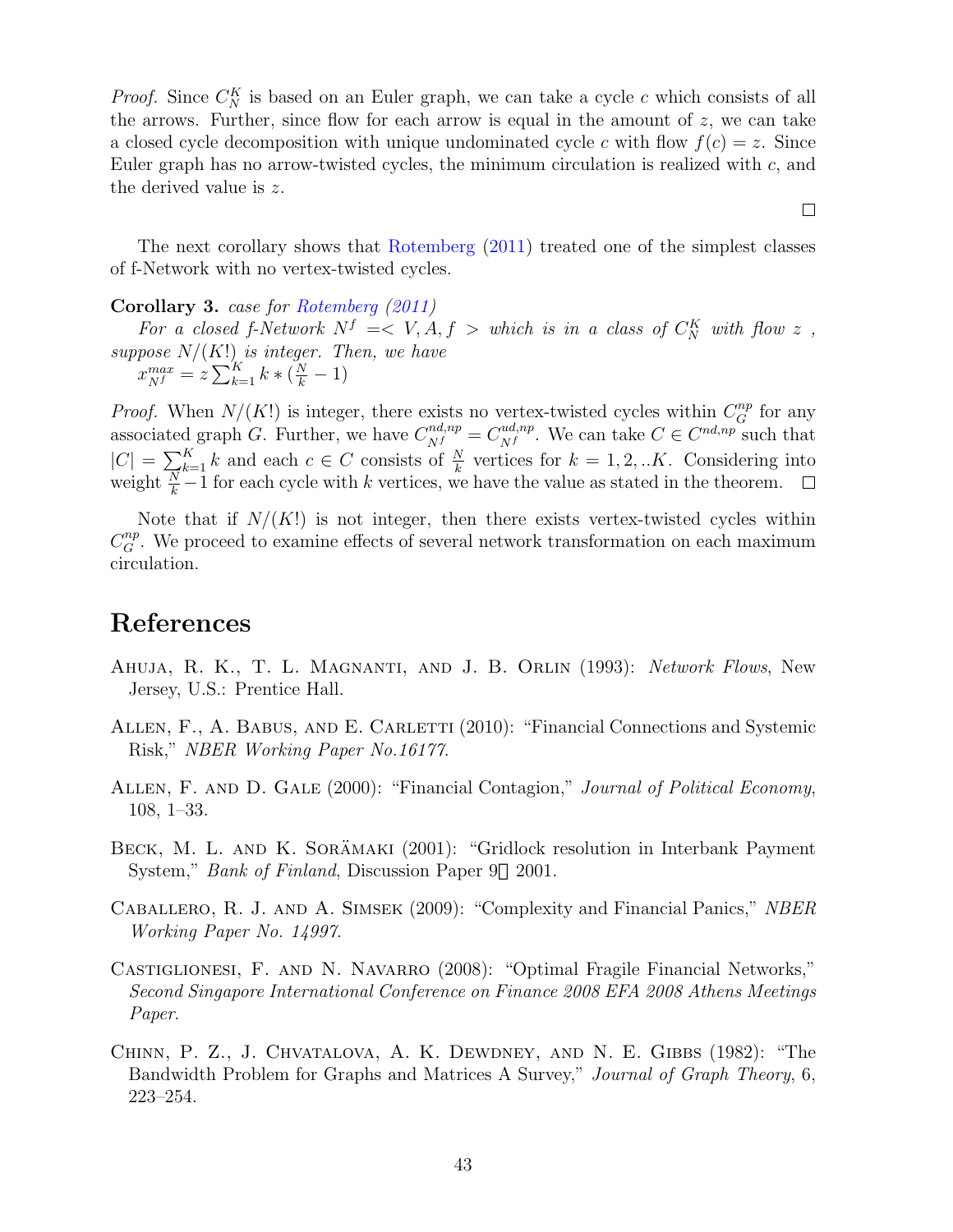*Proof.* Since $C_N^K$ is based on an Euler graph, we can take a cycle $c$ which consists of all the arrows. Further, since flow for each arrow is equal in the amount of $z$, we can take a closed cycle decomposition with unique undominated cycle $c$ with flow $f(c) = z$. Since Euler graph has no arrow-twisted cycles, the minimum circulation is realized with $c$, and the derived value is $z$. □

The next corollary shows that Rotemberg (2011) treated one of the simplest classes of f-Network with no vertex-twisted cycles.

**Corollary 3.** *case for Rotemberg (2011)*

*For a closed f-Network $N^f =< V, A, f >$ which is in a class of $C_N^K$ with flow $z$, suppose $N/(K!)$ is integer. Then, we have*

$x_{N^f}^{max} = z \sum_{k=1}^{K} k * (\frac{N}{k} - 1)$

*Proof.* When $N/(K!)$ is integer, there exists no vertex-twisted cycles within $C_G^{np}$ for any associated graph $G$. Further, we have $C_{N^f}^{nd,np} = C_{N^f}^{ud,np}$. We can take $C \in C^{nd,np}$ such that $|C| = \sum_{k=1}^{K} k$ and each $c \in C$ consists of $\frac{N}{k}$ vertices for $k = 1, 2, ..K$. Considering into weight $\frac{N}{k} - 1$ for each cycle with $k$ vertices, we have the value as stated in the theorem. □

Note that if $N/(K!)$ is not integer, then there exists vertex-twisted cycles within $C_G^{np}$. We proceed to examine effects of several network transformation on each maximum circulation.

# References

Ahuja, R. K., T. L. Magnanti, and J. B. Orlin (1993): *Network Flows*, New Jersey, U.S.: Prentice Hall.

Allen, F., A. Babus, and E. Carletti (2010): "Financial Connections and Systemic Risk," *NBER Working Paper No.16177*.

Allen, F. and D. Gale (2000): "Financial Contagion," *Journal of Political Economy*, 108, 1–33.

Beck, M. L. and K. Sorämaki (2001): "Gridlock resolution in Interbank Payment System," *Bank of Finland*, Discussion Paper 9 2001.

Caballero, R. J. and A. Simsek (2009): "Complexity and Financial Panics," *NBER Working Paper No. 14997*.

Castiglionesi, F. and N. Navarro (2008): "Optimal Fragile Financial Networks," *Second Singapore International Conference on Finance 2008 EFA 2008 Athens Meetings Paper*.

Chinn, P. Z., J. Chvatalova, A. K. Dewdney, and N. E. Gibbs (1982): "The Bandwidth Problem for Graphs and Matrices A Survey," *Journal of Graph Theory*, 6, 223–254.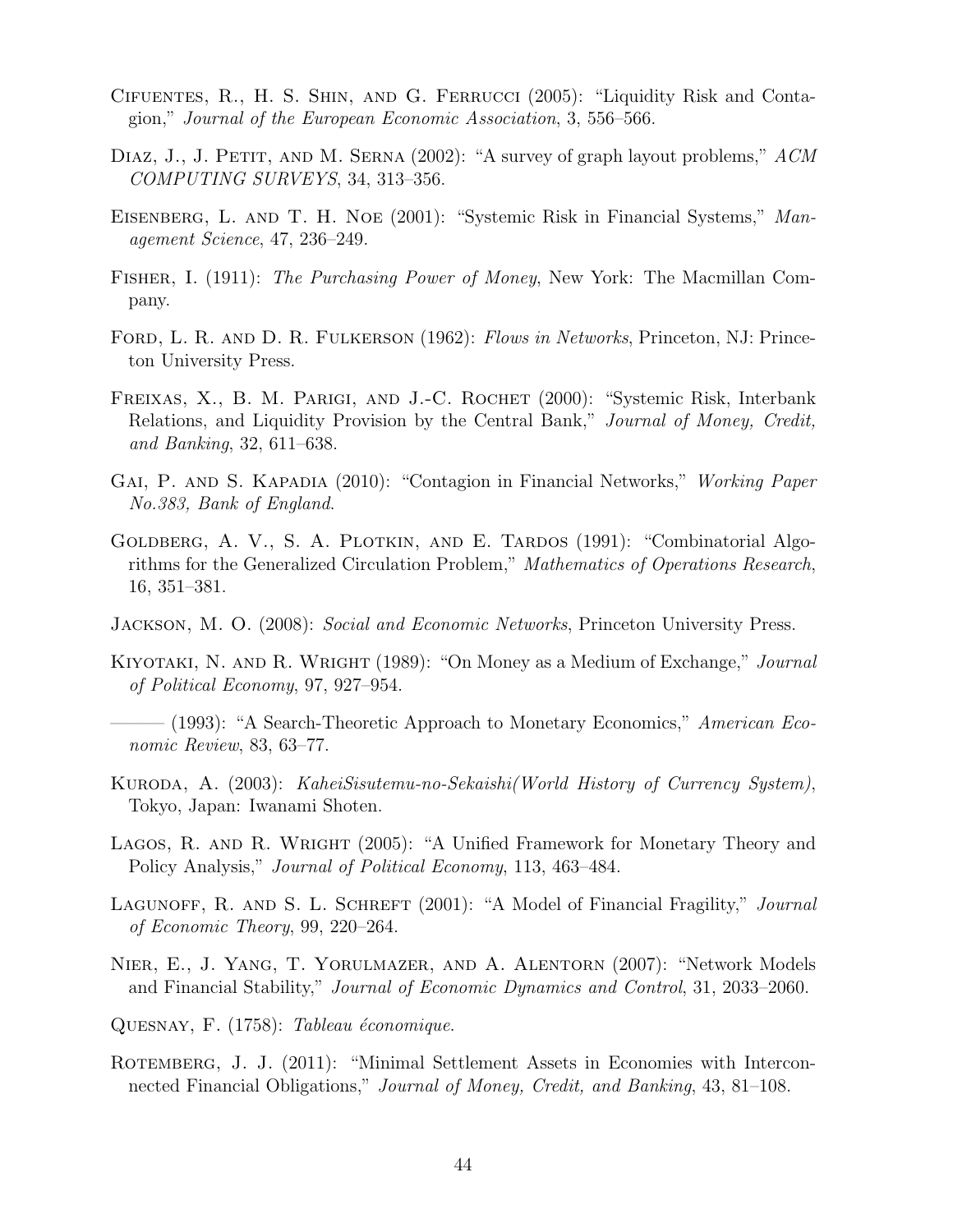Cifuentes, R., H. S. Shin, and G. Ferrucci (2005): "Liquidity Risk and Contagion," *Journal of the European Economic Association*, 3, 556–566.

Diaz, J., J. Petit, and M. Serna (2002): "A survey of graph layout problems," *ACM COMPUTING SURVEYS*, 34, 313–356.

Eisenberg, L. and T. H. Noe (2001): "Systemic Risk in Financial Systems," *Management Science*, 47, 236–249.

Fisher, I. (1911): *The Purchasing Power of Money*, New York: The Macmillan Company.

Ford, L. R. and D. R. Fulkerson (1962): *Flows in Networks*, Princeton, NJ: Princeton University Press.

Freixas, X., B. M. Parigi, and J.-C. Rochet (2000): "Systemic Risk, Interbank Relations, and Liquidity Provision by the Central Bank," *Journal of Money, Credit, and Banking*, 32, 611–638.

Gai, P. and S. Kapadia (2010): "Contagion in Financial Networks," *Working Paper No.383, Bank of England*.

Goldberg, A. V., S. A. Plotkin, and E. Tardos (1991): "Combinatorial Algorithms for the Generalized Circulation Problem," *Mathematics of Operations Research*, 16, 351–381.

Jackson, M. O. (2008): *Social and Economic Networks*, Princeton University Press.

Kiyotaki, N. and R. Wright (1989): "On Money as a Medium of Exchange," *Journal of Political Economy*, 97, 927–954.

——— (1993): "A Search-Theoretic Approach to Monetary Economics," *American Economic Review*, 83, 63–77.

Kuroda, A. (2003): *KaheiSisutemu-no-Sekaishi(World History of Currency System)*, Tokyo, Japan: Iwanami Shoten.

Lagos, R. and R. Wright (2005): "A Unified Framework for Monetary Theory and Policy Analysis," *Journal of Political Economy*, 113, 463–484.

Lagunoff, R. and S. L. Schreft (2001): "A Model of Financial Fragility," *Journal of Economic Theory*, 99, 220–264.

Nier, E., J. Yang, T. Yorulmazer, and A. Alentorn (2007): "Network Models and Financial Stability," *Journal of Economic Dynamics and Control*, 31, 2033–2060.

Quesnay, F. (1758): *Tableau économique*.

Rotemberg, J. J. (2011): "Minimal Settlement Assets in Economies with Interconnected Financial Obligations," *Journal of Money, Credit, and Banking*, 43, 81–108.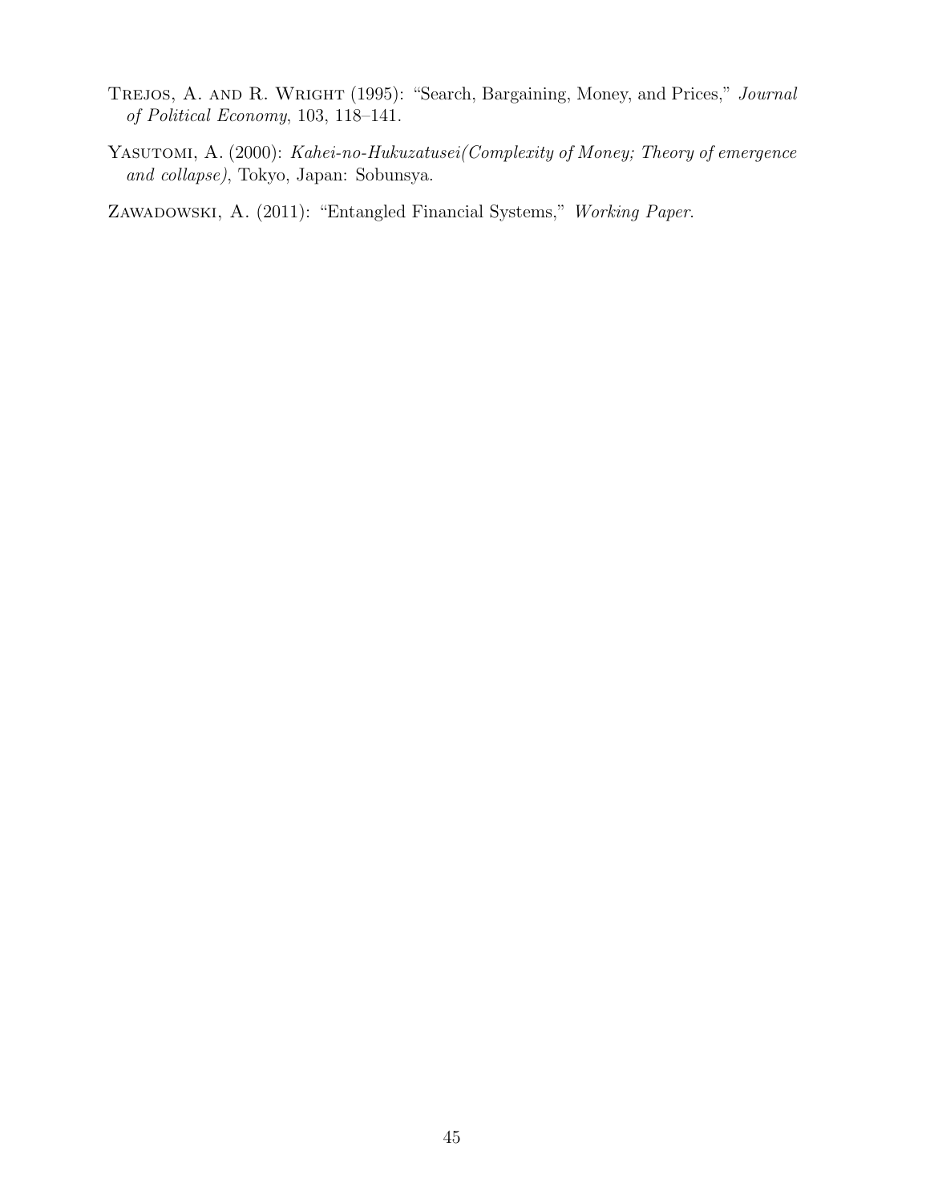Trejos, A. and R. Wright (1995): "Search, Bargaining, Money, and Prices," *Journal of Political Economy*, 103, 118–141.

Yasutomi, A. (2000): *Kahei-no-Hukuzatusei(Complexity of Money; Theory of emergence and collapse)*, Tokyo, Japan: Sobunsya.

Zawadowski, A. (2011): "Entangled Financial Systems," *Working Paper*.